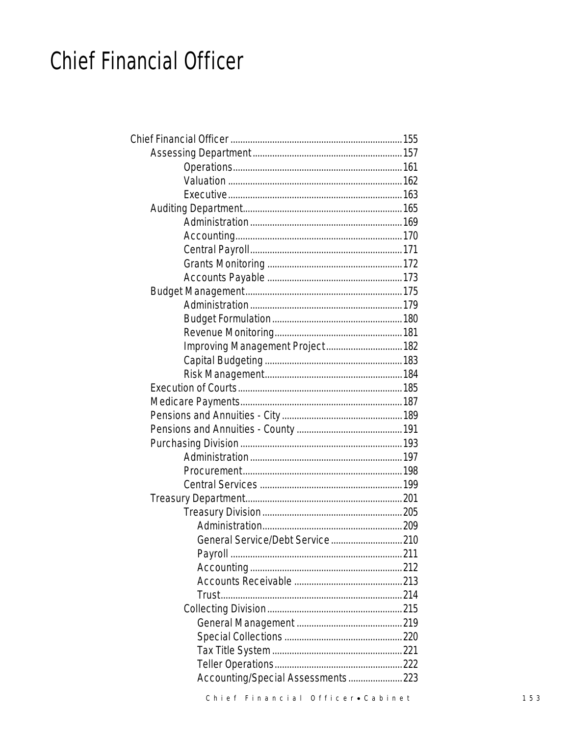# Chief Financial Officer

- Chief Financial Officer ..... 155
  - Assessing Department ..... 157
    - Operations ..... 161
    - Valuation ..... 162
    - Executive ..... 163
  - Auditing Department ..... 165
    - Administration ..... 169
    - Accounting ..... 170
    - Central Payroll ..... 171
    - Grants Monitoring ..... 172
    - Accounts Payable ..... 173
  - Budget Management ..... 175
    - Administration ..... 179
    - Budget Formulation ..... 180
    - Revenue Monitoring ..... 181
    - Improving Management Project ..... 182
    - Capital Budgeting ..... 183
    - Risk Management ..... 184
  - Execution of Courts ..... 185
  - Medicare Payments ..... 187
  - Pensions and Annuities - City ..... 189
  - Pensions and Annuities - County ..... 191
  - Purchasing Division ..... 193
    - Administration ..... 197
    - Procurement ..... 198
    - Central Services ..... 199
  - Treasury Department ..... 201
    - Treasury Division ..... 205
      - Administration ..... 209
      - General Service/Debt Service ..... 210
      - Payroll ..... 211
      - Accounting ..... 212
      - Accounts Receivable ..... 213
      - Trust ..... 214
    - Collecting Division ..... 215
      - General Management ..... 219
      - Special Collections ..... 220
      - Tax Title System ..... 221
      - Teller Operations ..... 222
      - Accounting/Special Assessments ..... 223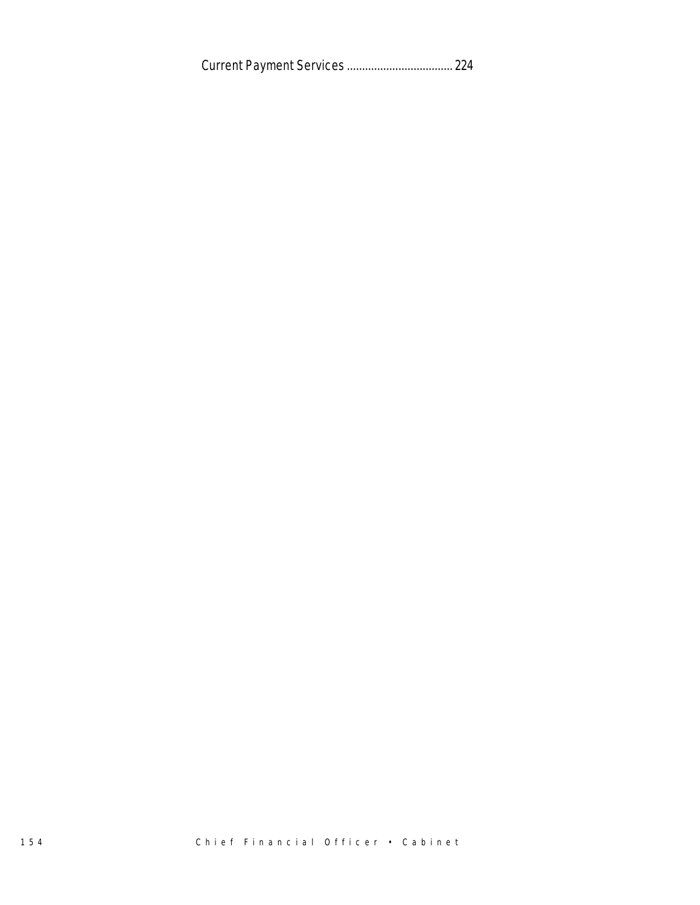Current Payment Services .................................... 224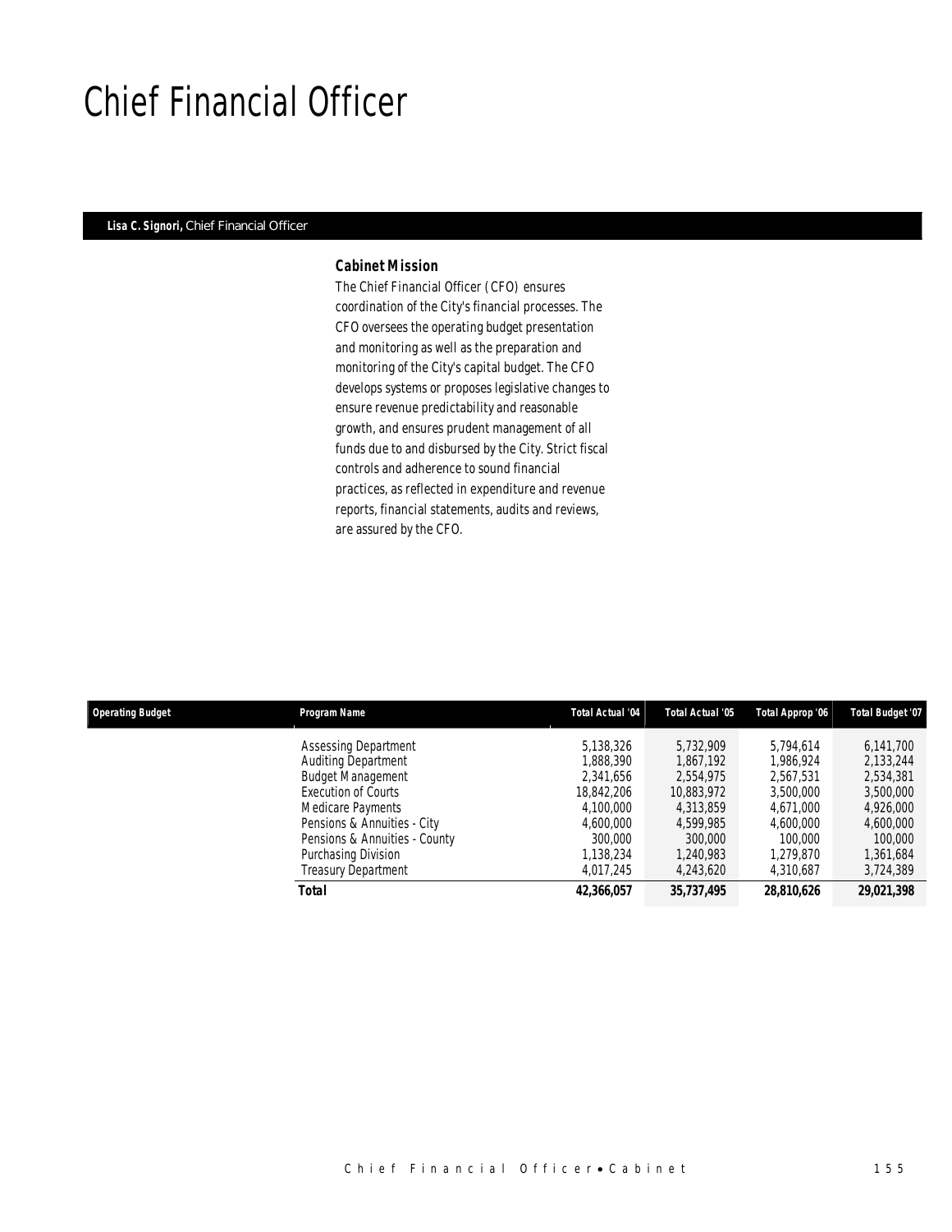# Chief Financial Officer

**Lisa C. Signori,** Chief Financial Officer

### Cabinet Mission

The Chief Financial Officer (CFO) ensures coordination of the City's financial processes. The CFO oversees the operating budget presentation and monitoring as well as the preparation and monitoring of the City's capital budget. The CFO develops systems or proposes legislative changes to ensure revenue predictability and reasonable growth, and ensures prudent management of all funds due to and disbursed by the City. Strict fiscal controls and adherence to sound financial practices, as reflected in expenditure and revenue reports, financial statements, audits and reviews, are assured by the CFO.

| Operating Budget | Program Name | Total Actual '04 | Total Actual '05 | Total Approp '06 | Total Budget '07 |
|---|---|---|---|---|---|
| | Assessing Department | 5,138,326 | 5,732,909 | 5,794,614 | 6,141,700 |
| | Auditing Department | 1,888,390 | 1,867,192 | 1,986,924 | 2,133,244 |
| | Budget Management | 2,341,656 | 2,554,975 | 2,567,531 | 2,534,381 |
| | Execution of Courts | 18,842,206 | 10,883,972 | 3,500,000 | 3,500,000 |
| | Medicare Payments | 4,100,000 | 4,313,859 | 4,671,000 | 4,926,000 |
| | Pensions & Annuities - City | 4,600,000 | 4,599,985 | 4,600,000 | 4,600,000 |
| | Pensions & Annuities - County | 300,000 | 300,000 | 100,000 | 100,000 |
| | Purchasing Division | 1,138,234 | 1,240,983 | 1,279,870 | 1,361,684 |
| | Treasury Department | 4,017,245 | 4,243,620 | 4,310,687 | 3,724,389 |
| | **Total** | **42,366,057** | **35,737,495** | **28,810,626** | **29,021,398** |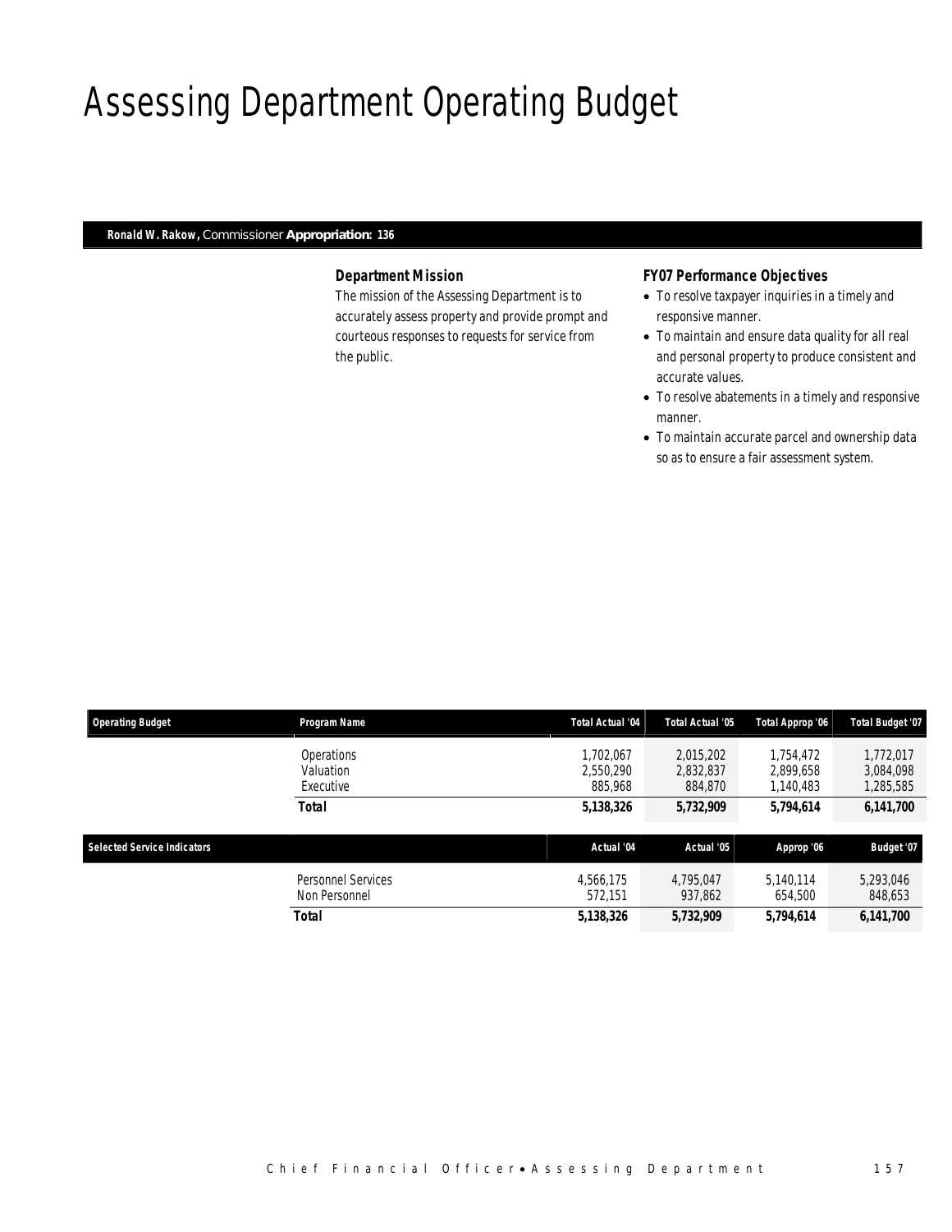# Assessing Department Operating Budget

**Ronald W. Rakow,** Commissioner **Appropriation: 136**

### Department Mission

The mission of the Assessing Department is to accurately assess property and provide prompt and courteous responses to requests for service from the public.

### FY07 Performance Objectives

- To resolve taxpayer inquiries in a timely and responsive manner.
- To maintain and ensure data quality for all real and personal property to produce consistent and accurate values.
- To resolve abatements in a timely and responsive manner.
- To maintain accurate parcel and ownership data so as to ensure a fair assessment system.

| Operating Budget | Program Name | Total Actual '04 | Total Actual '05 | Total Approp '06 | Total Budget '07 |
|---|---|---|---|---|---|
| | Operations | 1,702,067 | 2,015,202 | 1,754,472 | 1,772,017 |
| | Valuation | 2,550,290 | 2,832,837 | 2,899,658 | 3,084,098 |
| | Executive | 885,968 | 884,870 | 1,140,483 | 1,285,585 |
| | **Total** | **5,138,326** | **5,732,909** | **5,794,614** | **6,141,700** |

| Selected Service Indicators | | Actual '04 | Actual '05 | Approp '06 | Budget '07 |
|---|---|---|---|---|---|
| | Personnel Services | 4,566,175 | 4,795,047 | 5,140,114 | 5,293,046 |
| | Non Personnel | 572,151 | 937,862 | 654,500 | 848,653 |
| | **Total** | **5,138,326** | **5,732,909** | **5,794,614** | **6,141,700** |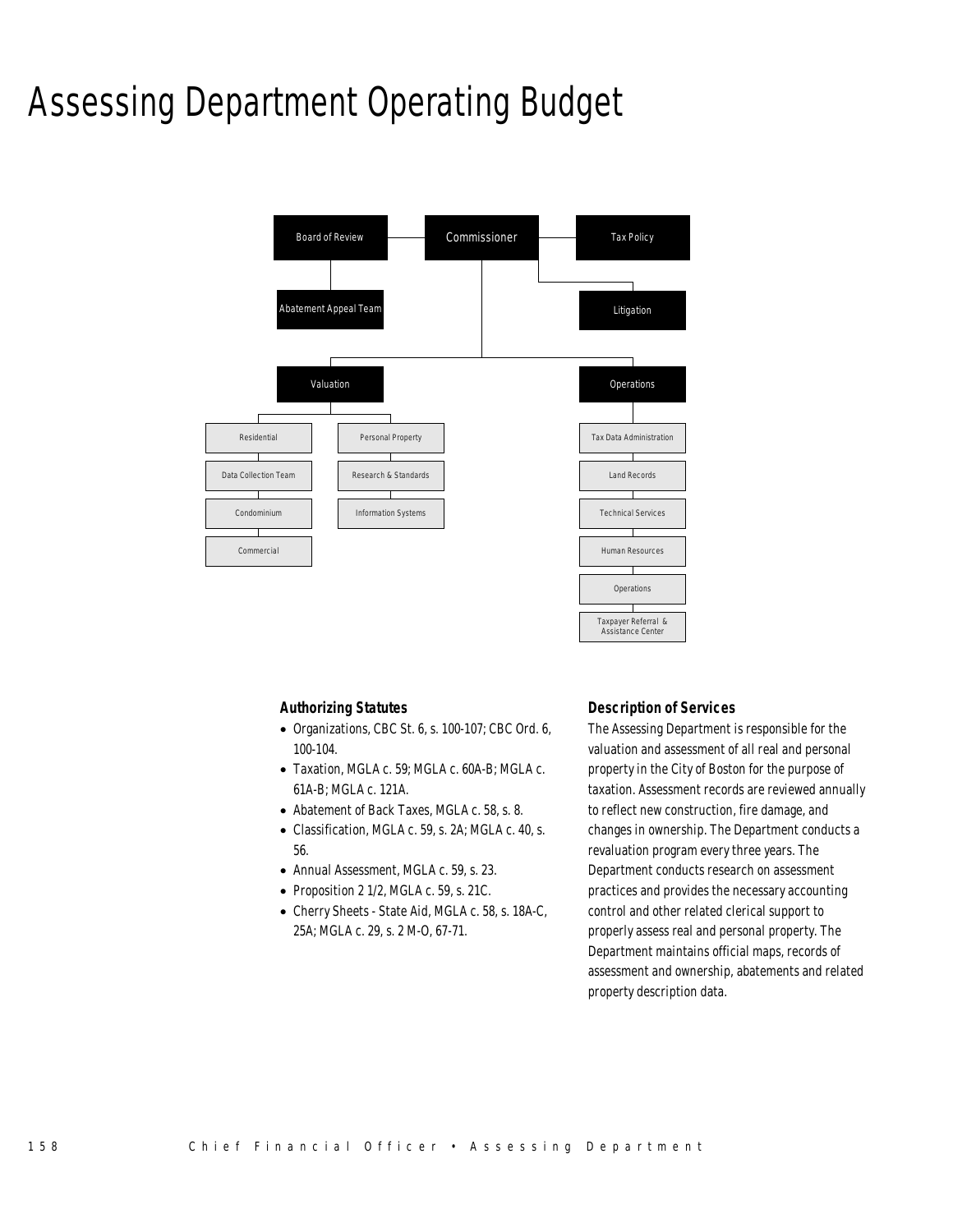# Assessing Department Operating Budget

Board of Review

Commissioner

Tax Policy

Abatement Appeal Team

Litigation

Valuation

Operations

Residential

Data Collection Team

Condominium

Commercial

Personal Property

Research & Standards

Information Systems

Tax Data Administration

Land Records

Technical Services

Human Resources

Operations

Taxpayer Referral & Assistance Center

### Authorizing Statutes

- Organizations, CBC St. 6, s. 100-107; CBC Ord. 6, 100-104.
- Taxation, MGLA c. 59; MGLA c. 60A-B; MGLA c. 61A-B; MGLA c. 121A.
- Abatement of Back Taxes, MGLA c. 58, s. 8.
- Classification, MGLA c. 59, s. 2A; MGLA c. 40, s. 56.
- Annual Assessment, MGLA c. 59, s. 23.
- Proposition 2 1/2, MGLA c. 59, s. 21C.
- Cherry Sheets - State Aid, MGLA c. 58, s. 18A-C, 25A; MGLA c. 29, s. 2 M-O, 67-71.

### Description of Services

The Assessing Department is responsible for the valuation and assessment of all real and personal property in the City of Boston for the purpose of taxation. Assessment records are reviewed annually to reflect new construction, fire damage, and changes in ownership. The Department conducts a revaluation program every three years. The Department conducts research on assessment practices and provides the necessary accounting control and other related clerical support to properly assess real and personal property. The Department maintains official maps, records of assessment and ownership, abatements and related property description data.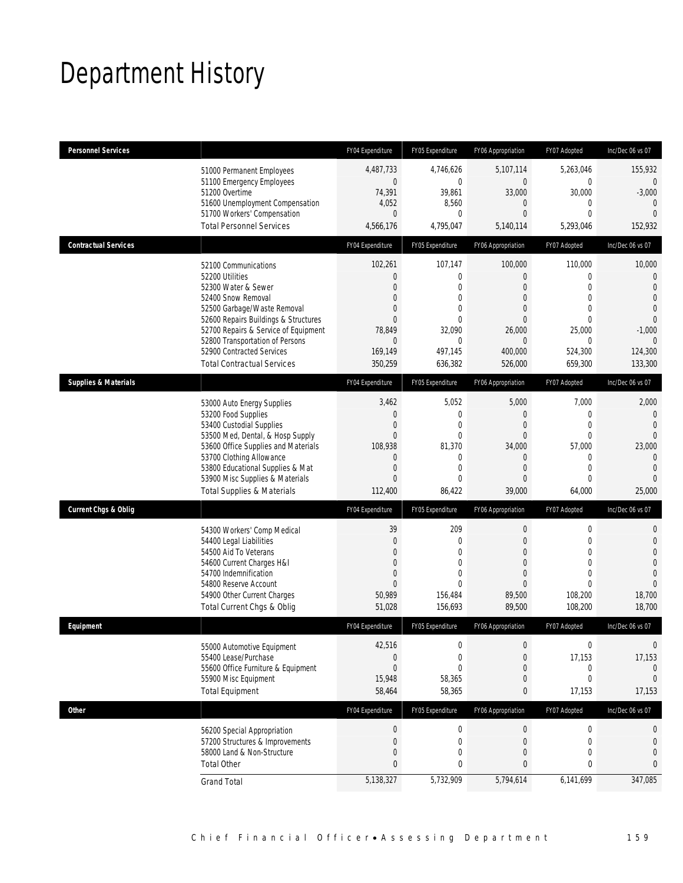# Department History

| Personnel Services | | FY04 Expenditure | FY05 Expenditure | FY06 Appropriation | FY07 Adopted | Inc/Dec 06 vs 07 |
|---|---|---|---|---|---|---|
| | 51000 Permanent Employees | 4,487,733 | 4,746,626 | 5,107,114 | 5,263,046 | 155,932 |
| | 51100 Emergency Employees | 0 | 0 | 0 | 0 | 0 |
| | 51200 Overtime | 74,391 | 39,861 | 33,000 | 30,000 | -3,000 |
| | 51600 Unemployment Compensation | 4,052 | 8,560 | 0 | 0 | 0 |
| | 51700 Workers' Compensation | 0 | 0 | 0 | 0 | 0 |
| | Total Personnel Services | 4,566,176 | 4,795,047 | 5,140,114 | 5,293,046 | 152,932 |
| **Contractual Services** | | FY04 Expenditure | FY05 Expenditure | FY06 Appropriation | FY07 Adopted | Inc/Dec 06 vs 07 |
| | 52100 Communications | 102,261 | 107,147 | 100,000 | 110,000 | 10,000 |
| | 52200 Utilities | 0 | 0 | 0 | 0 | 0 |
| | 52300 Water & Sewer | 0 | 0 | 0 | 0 | 0 |
| | 52400 Snow Removal | 0 | 0 | 0 | 0 | 0 |
| | 52500 Garbage/Waste Removal | 0 | 0 | 0 | 0 | 0 |
| | 52600 Repairs Buildings & Structures | 0 | 0 | 0 | 0 | 0 |
| | 52700 Repairs & Service of Equipment | 78,849 | 32,090 | 26,000 | 25,000 | -1,000 |
| | 52800 Transportation of Persons | 0 | 0 | 0 | 0 | 0 |
| | 52900 Contracted Services | 169,149 | 497,145 | 400,000 | 524,300 | 124,300 |
| | Total Contractual Services | 350,259 | 636,382 | 526,000 | 659,300 | 133,300 |
| **Supplies & Materials** | | FY04 Expenditure | FY05 Expenditure | FY06 Appropriation | FY07 Adopted | Inc/Dec 06 vs 07 |
| | 53000 Auto Energy Supplies | 3,462 | 5,052 | 5,000 | 7,000 | 2,000 |
| | 53200 Food Supplies | 0 | 0 | 0 | 0 | 0 |
| | 53400 Custodial Supplies | 0 | 0 | 0 | 0 | 0 |
| | 53500 Med, Dental, & Hosp Supply | 0 | 0 | 0 | 0 | 0 |
| | 53600 Office Supplies and Materials | 108,938 | 81,370 | 34,000 | 57,000 | 23,000 |
| | 53700 Clothing Allowance | 0 | 0 | 0 | 0 | 0 |
| | 53800 Educational Supplies & Mat | 0 | 0 | 0 | 0 | 0 |
| | 53900 Misc Supplies & Materials | 0 | 0 | 0 | 0 | 0 |
| | Total Supplies & Materials | 112,400 | 86,422 | 39,000 | 64,000 | 25,000 |
| **Current Chgs & Oblig** | | FY04 Expenditure | FY05 Expenditure | FY06 Appropriation | FY07 Adopted | Inc/Dec 06 vs 07 |
| | 54300 Workers' Comp Medical | 39 | 209 | 0 | 0 | 0 |
| | 54400 Legal Liabilities | 0 | 0 | 0 | 0 | 0 |
| | 54500 Aid To Veterans | 0 | 0 | 0 | 0 | 0 |
| | 54600 Current Charges H&I | 0 | 0 | 0 | 0 | 0 |
| | 54700 Indemnification | 0 | 0 | 0 | 0 | 0 |
| | 54800 Reserve Account | 0 | 0 | 0 | 0 | 0 |
| | 54900 Other Current Charges | 50,989 | 156,484 | 89,500 | 108,200 | 18,700 |
| | Total Current Chgs & Oblig | 51,028 | 156,693 | 89,500 | 108,200 | 18,700 |
| **Equipment** | | FY04 Expenditure | FY05 Expenditure | FY06 Appropriation | FY07 Adopted | Inc/Dec 06 vs 07 |
| | 55000 Automotive Equipment | 42,516 | 0 | 0 | 0 | 0 |
| | 55400 Lease/Purchase | 0 | 0 | 0 | 17,153 | 17,153 |
| | 55600 Office Furniture & Equipment | 0 | 0 | 0 | 0 | 0 |
| | 55900 Misc Equipment | 15,948 | 58,365 | 0 | 0 | 0 |
| | Total Equipment | 58,464 | 58,365 | 0 | 17,153 | 17,153 |
| **Other** | | FY04 Expenditure | FY05 Expenditure | FY06 Appropriation | FY07 Adopted | Inc/Dec 06 vs 07 |
| | 56200 Special Appropriation | 0 | 0 | 0 | 0 | 0 |
| | 57200 Structures & Improvements | 0 | 0 | 0 | 0 | 0 |
| | 58000 Land & Non-Structure | 0 | 0 | 0 | 0 | 0 |
| | Total Other | 0 | 0 | 0 | 0 | 0 |
| | Grand Total | 5,138,327 | 5,732,909 | 5,794,614 | 6,141,699 | 347,085 |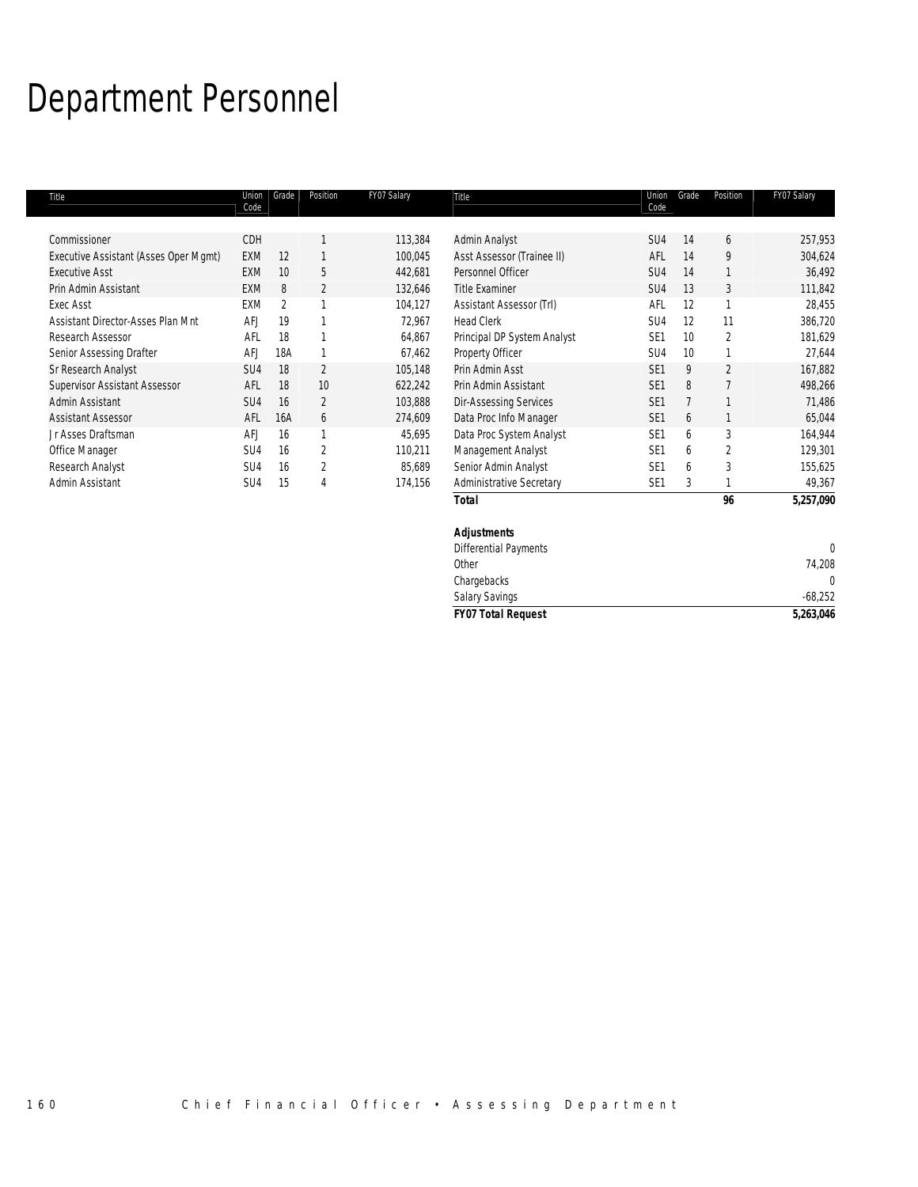# Department Personnel

| Title | Union Code | Grade | Position | FY07 Salary |
|---|---|---|---|---|
| Commissioner | CDH | | 1 | 113,384 |
| Executive Assistant (Asses Oper Mgmt) | EXM | 12 | 1 | 100,045 |
| Executive Asst | EXM | 10 | 5 | 442,681 |
| Prin Admin Assistant | EXM | 8 | 2 | 132,646 |
| Exec Asst | EXM | 2 | 1 | 104,127 |
| Assistant Director-Asses Plan Mnt | AFJ | 19 | 1 | 72,967 |
| Research Assessor | AFL | 18 | 1 | 64,867 |
| Senior Assessing Drafter | AFJ | 18A | 1 | 67,462 |
| Sr Research Analyst | SU4 | 18 | 2 | 105,148 |
| Supervisor Assistant Assessor | AFL | 18 | 10 | 622,242 |
| Admin Assistant | SU4 | 16 | 2 | 103,888 |
| Assistant Assessor | AFL | 16A | 6 | 274,609 |
| Jr Asses Draftsman | AFJ | 16 | 1 | 45,695 |
| Office Manager | SU4 | 16 | 2 | 110,211 |
| Research Analyst | SU4 | 16 | 2 | 85,689 |
| Admin Assistant | SU4 | 15 | 4 | 174,156 |
| Admin Analyst | SU4 | 14 | 6 | 257,953 |
| Asst Assessor (Trainee II) | AFL | 14 | 9 | 304,624 |
| Personnel Officer | SU4 | 14 | 1 | 36,492 |
| Title Examiner | SU4 | 13 | 3 | 111,842 |
| Assistant Assessor (Trl) | AFL | 12 | 1 | 28,455 |
| Head Clerk | SU4 | 12 | 11 | 386,720 |
| Principal DP System Analyst | SE1 | 10 | 2 | 181,629 |
| Property Officer | SU4 | 10 | 1 | 27,644 |
| Prin Admin Asst | SE1 | 9 | 2 | 167,882 |
| Prin Admin Assistant | SE1 | 8 | 7 | 498,266 |
| Dir-Assessing Services | SE1 | 7 | 1 | 71,486 |
| Data Proc Info Manager | SE1 | 6 | 1 | 65,044 |
| Data Proc System Analyst | SE1 | 6 | 3 | 164,944 |
| Management Analyst | SE1 | 6 | 2 | 129,301 |
| Senior Admin Analyst | SE1 | 6 | 3 | 155,625 |
| Administrative Secretary | SE1 | 3 | 1 | 49,367 |
| ***Total*** | | | **96** | **5,257,090** |

| ***Adjustments*** | |
|---|---|
| Differential Payments | 0 |
| Other | 74,208 |
| Chargebacks | 0 |
| Salary Savings | -68,252 |
| ***FY07 Total Request*** | **5,263,046** |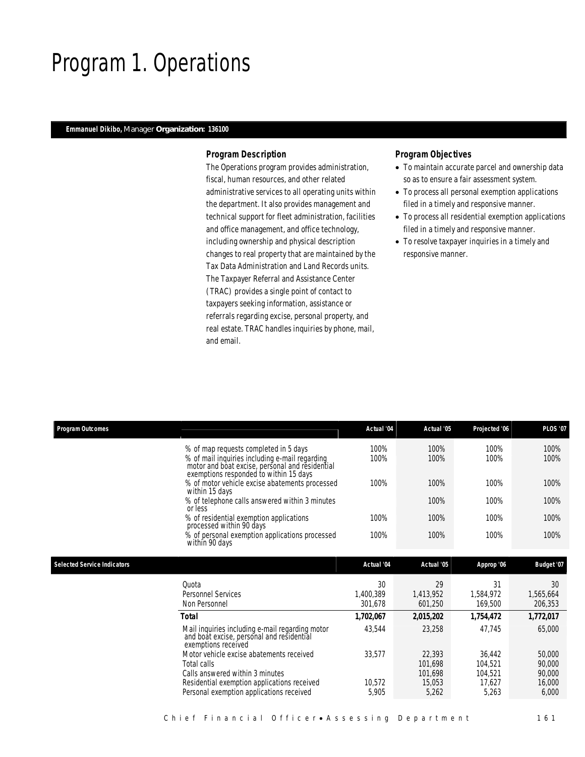# Program 1. Operations

**Emmanuel Dikibo,** Manager **Organization: 136100**

### Program Description

The Operations program provides administration, fiscal, human resources, and other related administrative services to all operating units within the department. It also provides management and technical support for fleet administration, facilities and office management, and office technology, including ownership and physical description changes to real property that are maintained by the Tax Data Administration and Land Records units. The Taxpayer Referral and Assistance Center (TRAC) provides a single point of contact to taxpayers seeking information, assistance or referrals regarding excise, personal property, and real estate. TRAC handles inquiries by phone, mail, and email.

### Program Objectives

- To maintain accurate parcel and ownership data so as to ensure a fair assessment system.
- To process all personal exemption applications filed in a timely and responsive manner.
- To process all residential exemption applications filed in a timely and responsive manner.
- To resolve taxpayer inquiries in a timely and responsive manner.

| Program Outcomes | Actual '04 | Actual '05 | Projected '06 | PLOS '07 |
|---|---|---|---|---|
| % of map requests completed in 5 days | 100% | 100% | 100% | 100% |
| % of mail inquiries including e-mail regarding motor and boat excise, personal and residential exemptions responded to within 15 days | 100% | 100% | 100% | 100% |
| % of motor vehicle excise abatements processed within 15 days | 100% | 100% | 100% | 100% |
| % of telephone calls answered within 3 minutes or less | | 100% | 100% | 100% |
| % of residential exemption applications processed within 90 days | 100% | 100% | 100% | 100% |
| % of personal exemption applications processed within 90 days | 100% | 100% | 100% | 100% |

| Selected Service Indicators | Actual '04 | Actual '05 | Approp '06 | Budget '07 |
|---|---|---|---|---|
| Quota | 30 | 29 | 31 | 30 |
| Personnel Services | 1,400,389 | 1,413,952 | 1,584,972 | 1,565,664 |
| Non Personnel | 301,678 | 601,250 | 169,500 | 206,353 |
| **Total** | **1,702,067** | **2,015,202** | **1,754,472** | **1,772,017** |
| Mail inquiries including e-mail regarding motor and boat excise, personal and residential exemptions received | 43,544 | 23,258 | 47,745 | 65,000 |
| Motor vehicle excise abatements received | 33,577 | 22,393 | 36,442 | 50,000 |
| Total calls | | 101,698 | 104,521 | 90,000 |
| Calls answered within 3 minutes | | 101,698 | 104,521 | 90,000 |
| Residential exemption applications received | 10,572 | 15,053 | 17,627 | 16,000 |
| Personal exemption applications received | 5,905 | 5,262 | 5,263 | 6,000 |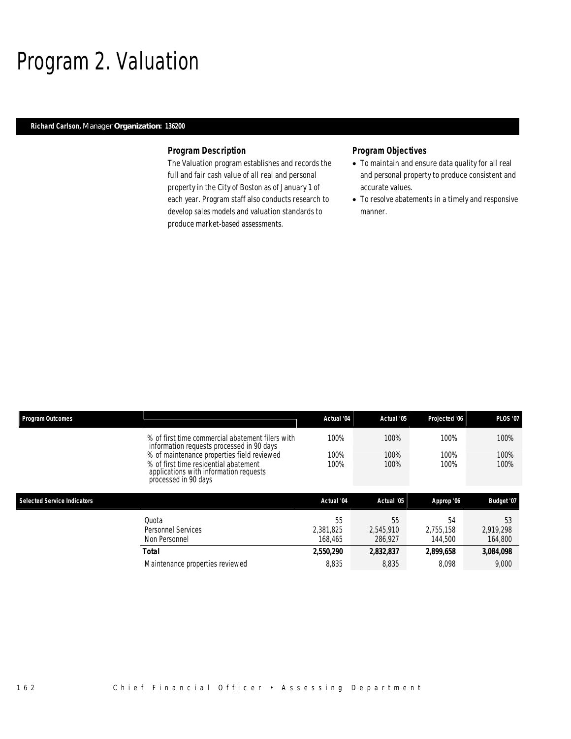# Program 2. Valuation

**Richard Carlson,** Manager **Organization: 136200**

### Program Description

The Valuation program establishes and records the full and fair cash value of all real and personal property in the City of Boston as of January 1 of each year. Program staff also conducts research to develop sales models and valuation standards to produce market-based assessments.

### Program Objectives

- To maintain and ensure data quality for all real and personal property to produce consistent and accurate values.
- To resolve abatements in a timely and responsive manner.

| Program Outcomes | | Actual '04 | Actual '05 | Projected '06 | PLOS '07 |
|---|---|---|---|---|---|
| | % of first time commercial abatement filers with information requests processed in 90 days | 100% | 100% | 100% | 100% |
| | % of maintenance properties field reviewed | 100% | 100% | 100% | 100% |
| | % of first time residential abatement applications with information requests processed in 90 days | 100% | 100% | 100% | 100% |

| Selected Service Indicators | | Actual '04 | Actual '05 | Approp '06 | Budget '07 |
|---|---|---|---|---|---|
| | Quota | 55 | 55 | 54 | 53 |
| | Personnel Services | 2,381,825 | 2,545,910 | 2,755,158 | 2,919,298 |
| | Non Personnel | 168,465 | 286,927 | 144,500 | 164,800 |
| | **Total** | **2,550,290** | **2,832,837** | **2,899,658** | **3,084,098** |
| | Maintenance properties reviewed | 8,835 | 8,835 | 8,098 | 9,000 |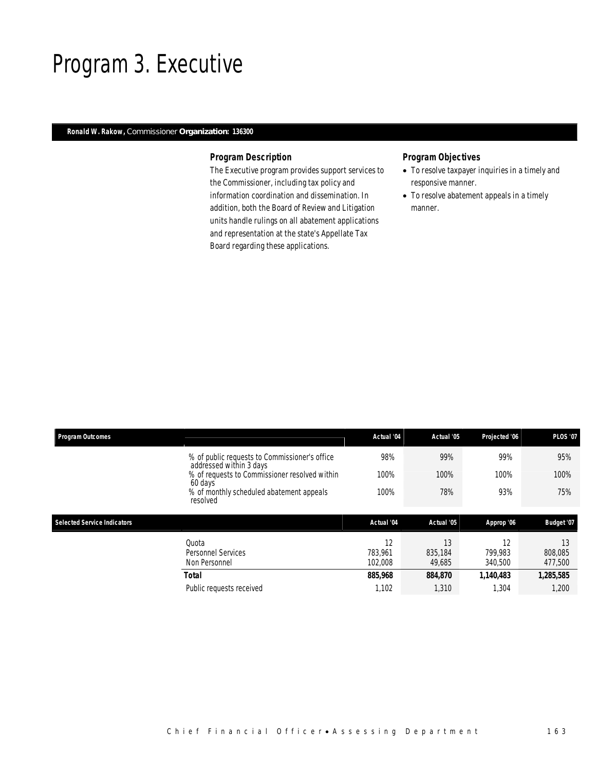# Program 3. Executive

**Ronald W. Rakow,** Commissioner **Organization: 136300**

### Program Description

The Executive program provides support services to the Commissioner, including tax policy and information coordination and dissemination. In addition, both the Board of Review and Litigation units handle rulings on all abatement applications and representation at the state's Appellate Tax Board regarding these applications.

### Program Objectives

- To resolve taxpayer inquiries in a timely and responsive manner.
- To resolve abatement appeals in a timely manner.

| Program Outcomes | | Actual '04 | Actual '05 | Projected '06 | PLOS '07 |
|---|---|---|---|---|---|
| | % of public requests to Commissioner's office addressed within 3 days | 98% | 99% | 99% | 95% |
| | % of requests to Commissioner resolved within 60 days | 100% | 100% | 100% | 100% |
| | % of monthly scheduled abatement appeals resolved | 100% | 78% | 93% | 75% |

| Selected Service Indicators | | Actual '04 | Actual '05 | Approp '06 | Budget '07 |
|---|---|---|---|---|---|
| | Quota | 12 | 13 | 12 | 13 |
| | Personnel Services | 783,961 | 835,184 | 799,983 | 808,085 |
| | Non Personnel | 102,008 | 49,685 | 340,500 | 477,500 |
| | **Total** | **885,968** | **884,870** | **1,140,483** | **1,285,585** |
| | Public requests received | 1,102 | 1,310 | 1,304 | 1,200 |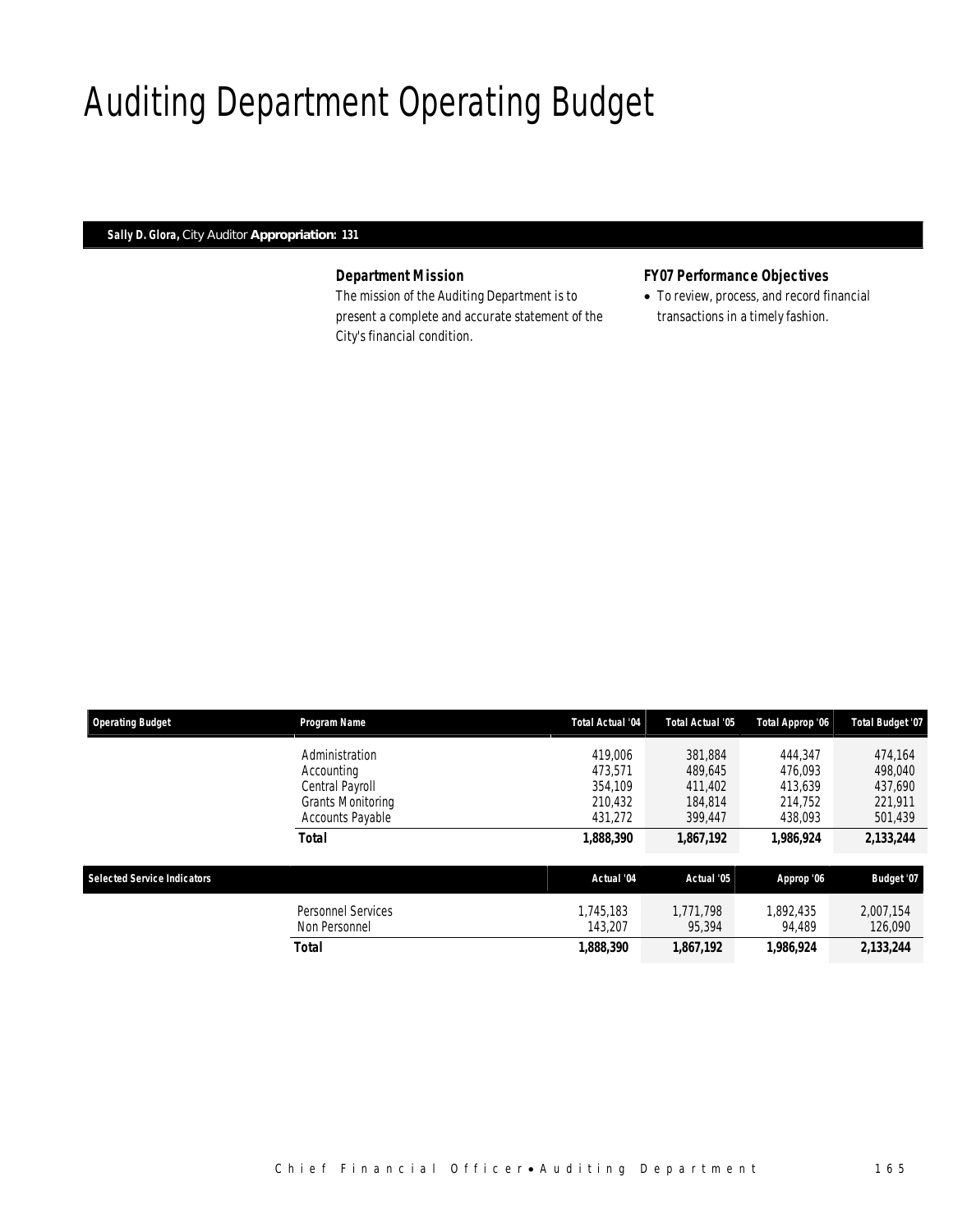# Auditing Department Operating Budget

**Sally D. Glora,** City Auditor **Appropriation: 131**

### Department Mission

The mission of the Auditing Department is to present a complete and accurate statement of the City's financial condition.

### FY07 Performance Objectives

- To review, process, and record financial transactions in a timely fashion.

| Operating Budget | Program Name | Total Actual '04 | Total Actual '05 | Total Approp '06 | Total Budget '07 |
|---|---|---|---|---|---|
| | Administration | 419,006 | 381,884 | 444,347 | 474,164 |
| | Accounting | 473,571 | 489,645 | 476,093 | 498,040 |
| | Central Payroll | 354,109 | 411,402 | 413,639 | 437,690 |
| | Grants Monitoring | 210,432 | 184,814 | 214,752 | 221,911 |
| | Accounts Payable | 431,272 | 399,447 | 438,093 | 501,439 |
| | **Total** | **1,888,390** | **1,867,192** | **1,986,924** | **2,133,244** |

| Selected Service Indicators | | Actual '04 | Actual '05 | Approp '06 | Budget '07 |
|---|---|---|---|---|---|
| | Personnel Services | 1,745,183 | 1,771,798 | 1,892,435 | 2,007,154 |
| | Non Personnel | 143,207 | 95,394 | 94,489 | 126,090 |
| | **Total** | **1,888,390** | **1,867,192** | **1,986,924** | **2,133,244** |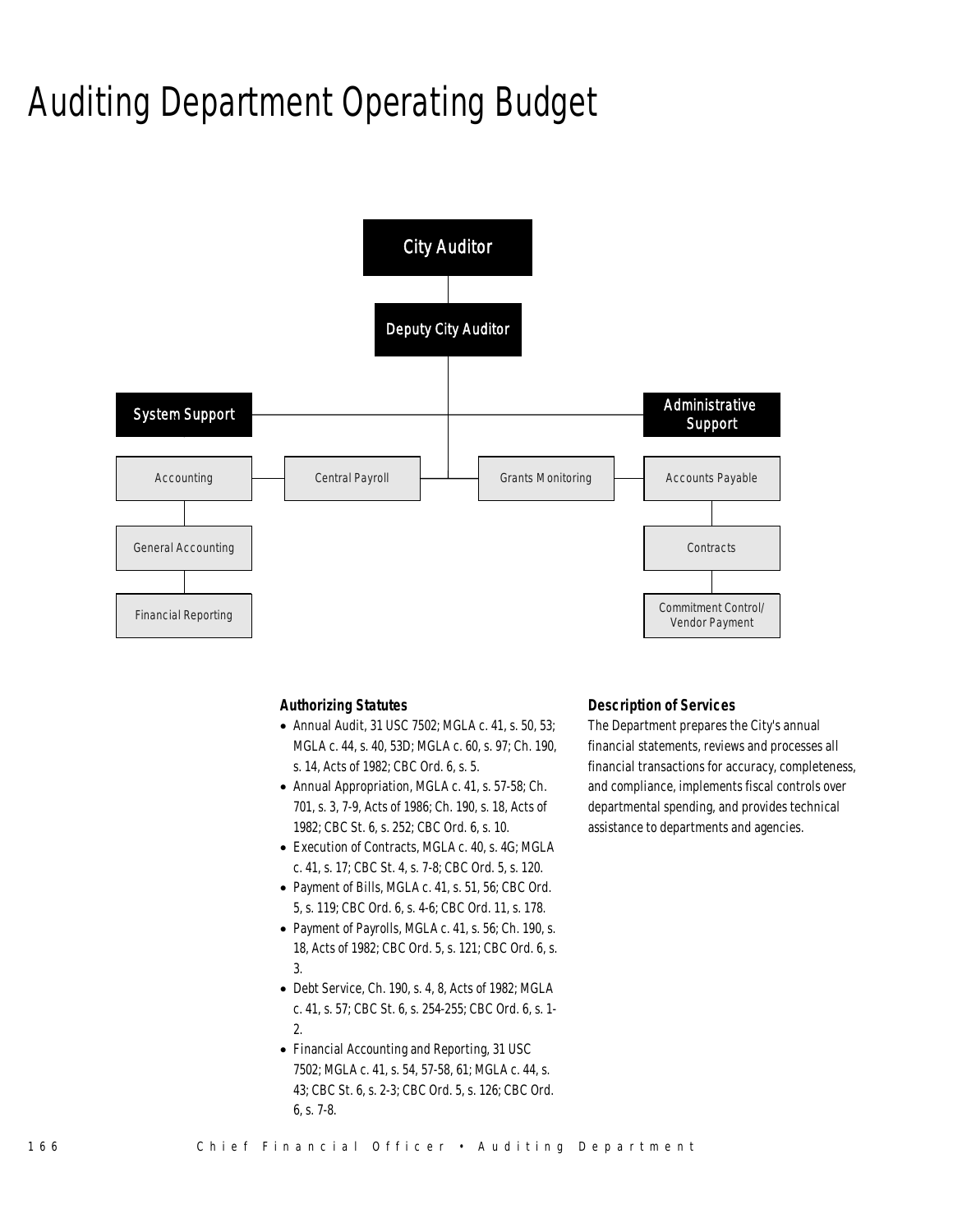# Auditing Department Operating Budget

City Auditor

Deputy City Auditor

System Support

Administrative Support

Accounting

Central Payroll

Grants Monitoring

Accounts Payable

General Accounting

Contracts

Financial Reporting

Commitment Control/ Vendor Payment

### Authorizing Statutes

- Annual Audit, 31 USC 7502; MGLA c. 41, s. 50, 53; MGLA c. 44, s. 40, 53D; MGLA c. 60, s. 97; Ch. 190, s. 14, Acts of 1982; CBC Ord. 6, s. 5.
- Annual Appropriation, MGLA c. 41, s. 57-58; Ch. 701, s. 3, 7-9, Acts of 1986; Ch. 190, s. 18, Acts of 1982; CBC St. 6, s. 252; CBC Ord. 6, s. 10.
- Execution of Contracts, MGLA c. 40, s. 4G; MGLA c. 41, s. 17; CBC St. 4, s. 7-8; CBC Ord. 5, s. 120.
- Payment of Bills, MGLA c. 41, s. 51, 56; CBC Ord. 5, s. 119; CBC Ord. 6, s. 4-6; CBC Ord. 11, s. 178.
- Payment of Payrolls, MGLA c. 41, s. 56; Ch. 190, s. 18, Acts of 1982; CBC Ord. 5, s. 121; CBC Ord. 6, s. 3.
- Debt Service, Ch. 190, s. 4, 8, Acts of 1982; MGLA c. 41, s. 57; CBC St. 6, s. 254-255; CBC Ord. 6, s. 1-2.
- Financial Accounting and Reporting, 31 USC 7502; MGLA c. 41, s. 54, 57-58, 61; MGLA c. 44, s. 43; CBC St. 6, s. 2-3; CBC Ord. 5, s. 126; CBC Ord. 6, s. 7-8.

### Description of Services

The Department prepares the City's annual financial statements, reviews and processes all financial transactions for accuracy, completeness, and compliance, implements fiscal controls over departmental spending, and provides technical assistance to departments and agencies.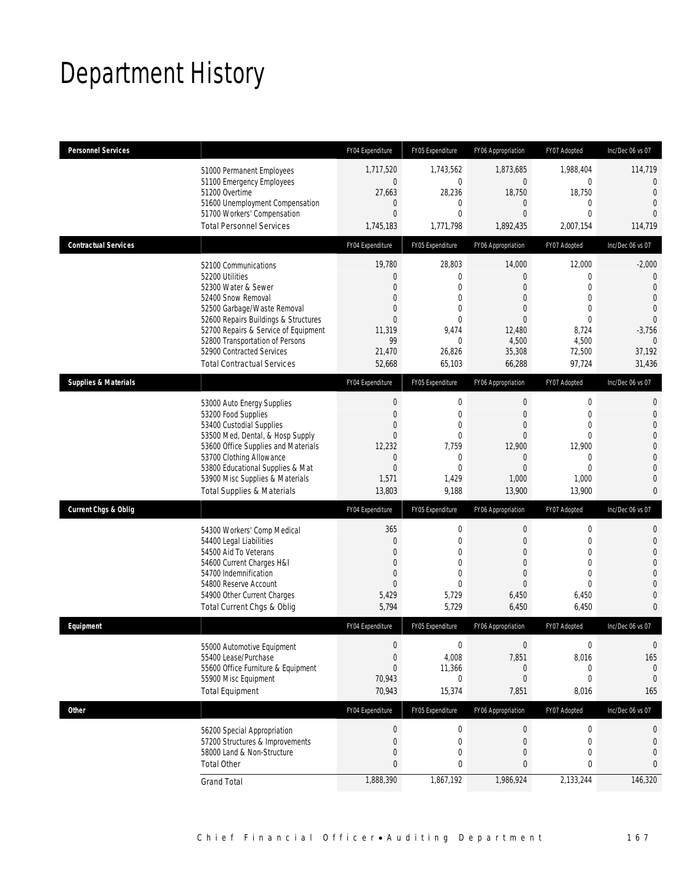# Department History

| Personnel Services | | FY04 Expenditure | FY05 Expenditure | FY06 Appropriation | FY07 Adopted | Inc/Dec 06 vs 07 |
|---|---|---|---|---|---|---|
| | 51000 Permanent Employees | 1,717,520 | 1,743,562 | 1,873,685 | 1,988,404 | 114,719 |
| | 51100 Emergency Employees | 0 | 0 | 0 | 0 | 0 |
| | 51200 Overtime | 27,663 | 28,236 | 18,750 | 18,750 | 0 |
| | 51600 Unemployment Compensation | 0 | 0 | 0 | 0 | 0 |
| | 51700 Workers' Compensation | 0 | 0 | 0 | 0 | 0 |
| | Total Personnel Services | 1,745,183 | 1,771,798 | 1,892,435 | 2,007,154 | 114,719 |
| **Contractual Services** | | FY04 Expenditure | FY05 Expenditure | FY06 Appropriation | FY07 Adopted | Inc/Dec 06 vs 07 |
| | 52100 Communications | 19,780 | 28,803 | 14,000 | 12,000 | -2,000 |
| | 52200 Utilities | 0 | 0 | 0 | 0 | 0 |
| | 52300 Water & Sewer | 0 | 0 | 0 | 0 | 0 |
| | 52400 Snow Removal | 0 | 0 | 0 | 0 | 0 |
| | 52500 Garbage/Waste Removal | 0 | 0 | 0 | 0 | 0 |
| | 52600 Repairs Buildings & Structures | 0 | 0 | 0 | 0 | 0 |
| | 52700 Repairs & Service of Equipment | 11,319 | 9,474 | 12,480 | 8,724 | -3,756 |
| | 52800 Transportation of Persons | 99 | 0 | 4,500 | 4,500 | 0 |
| | 52900 Contracted Services | 21,470 | 26,826 | 35,308 | 72,500 | 37,192 |
| | Total Contractual Services | 52,668 | 65,103 | 66,288 | 97,724 | 31,436 |
| **Supplies & Materials** | | FY04 Expenditure | FY05 Expenditure | FY06 Appropriation | FY07 Adopted | Inc/Dec 06 vs 07 |
| | 53000 Auto Energy Supplies | 0 | 0 | 0 | 0 | 0 |
| | 53200 Food Supplies | 0 | 0 | 0 | 0 | 0 |
| | 53400 Custodial Supplies | 0 | 0 | 0 | 0 | 0 |
| | 53500 Med, Dental, & Hosp Supply | 0 | 0 | 0 | 0 | 0 |
| | 53600 Office Supplies and Materials | 12,232 | 7,759 | 12,900 | 12,900 | 0 |
| | 53700 Clothing Allowance | 0 | 0 | 0 | 0 | 0 |
| | 53800 Educational Supplies & Mat | 0 | 0 | 0 | 0 | 0 |
| | 53900 Misc Supplies & Materials | 1,571 | 1,429 | 1,000 | 1,000 | 0 |
| | Total Supplies & Materials | 13,803 | 9,188 | 13,900 | 13,900 | 0 |
| **Current Chgs & Oblig** | | FY04 Expenditure | FY05 Expenditure | FY06 Appropriation | FY07 Adopted | Inc/Dec 06 vs 07 |
| | 54300 Workers' Comp Medical | 365 | 0 | 0 | 0 | 0 |
| | 54400 Legal Liabilities | 0 | 0 | 0 | 0 | 0 |
| | 54500 Aid To Veterans | 0 | 0 | 0 | 0 | 0 |
| | 54600 Current Charges H&I | 0 | 0 | 0 | 0 | 0 |
| | 54700 Indemnification | 0 | 0 | 0 | 0 | 0 |
| | 54800 Reserve Account | 0 | 0 | 0 | 0 | 0 |
| | 54900 Other Current Charges | 5,429 | 5,729 | 6,450 | 6,450 | 0 |
| | Total Current Chgs & Oblig | 5,794 | 5,729 | 6,450 | 6,450 | 0 |
| **Equipment** | | FY04 Expenditure | FY05 Expenditure | FY06 Appropriation | FY07 Adopted | Inc/Dec 06 vs 07 |
| | 55000 Automotive Equipment | 0 | 0 | 0 | 0 | 0 |
| | 55400 Lease/Purchase | 0 | 4,008 | 7,851 | 8,016 | 165 |
| | 55600 Office Furniture & Equipment | 0 | 11,366 | 0 | 0 | 0 |
| | 55900 Misc Equipment | 70,943 | 0 | 0 | 0 | 0 |
| | Total Equipment | 70,943 | 15,374 | 7,851 | 8,016 | 165 |
| **Other** | | FY04 Expenditure | FY05 Expenditure | FY06 Appropriation | FY07 Adopted | Inc/Dec 06 vs 07 |
| | 56200 Special Appropriation | 0 | 0 | 0 | 0 | 0 |
| | 57200 Structures & Improvements | 0 | 0 | 0 | 0 | 0 |
| | 58000 Land & Non-Structure | 0 | 0 | 0 | 0 | 0 |
| | Total Other | 0 | 0 | 0 | 0 | 0 |
| | Grand Total | 1,888,390 | 1,867,192 | 1,986,924 | 2,133,244 | 146,320 |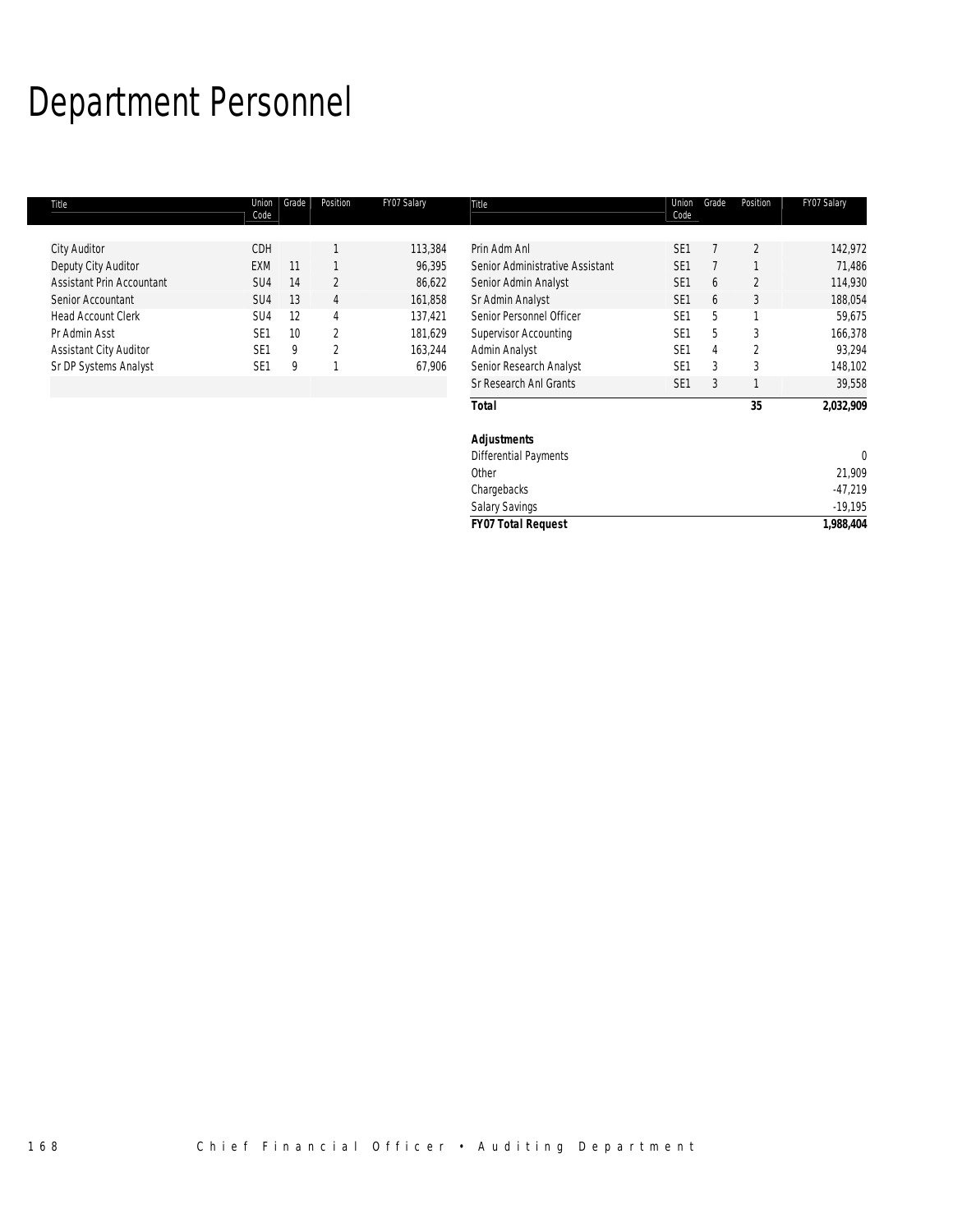# Department Personnel

| Title | Union Code | Grade | Position | FY07 Salary |
|---|---|---|---|---|
| City Auditor | CDH | | 1 | 113,384 |
| Deputy City Auditor | EXM | 11 | 1 | 96,395 |
| Assistant Prin Accountant | SU4 | 14 | 2 | 86,622 |
| Senior Accountant | SU4 | 13 | 4 | 161,858 |
| Head Account Clerk | SU4 | 12 | 4 | 137,421 |
| Pr Admin Asst | SE1 | 10 | 2 | 181,629 |
| Assistant City Auditor | SE1 | 9 | 2 | 163,244 |
| Sr DP Systems Analyst | SE1 | 9 | 1 | 67,906 |
| Prin Adm Anl | SE1 | 7 | 2 | 142,972 |
| Senior Administrative Assistant | SE1 | 7 | 1 | 71,486 |
| Senior Admin Analyst | SE1 | 6 | 2 | 114,930 |
| Sr Admin Analyst | SE1 | 6 | 3 | 188,054 |
| Senior Personnel Officer | SE1 | 5 | 1 | 59,675 |
| Supervisor Accounting | SE1 | 5 | 3 | 166,378 |
| Admin Analyst | SE1 | 4 | 2 | 93,294 |
| Senior Research Analyst | SE1 | 3 | 3 | 148,102 |
| Sr Research Anl Grants | SE1 | 3 | 1 | 39,558 |
| ***Total*** | | | **35** | **2,032,909** |

| ***Adjustments*** | |
|---|---|
| Differential Payments | 0 |
| Other | 21,909 |
| Chargebacks | -47,219 |
| Salary Savings | -19,195 |
| ***FY07 Total Request*** | **1,988,404** |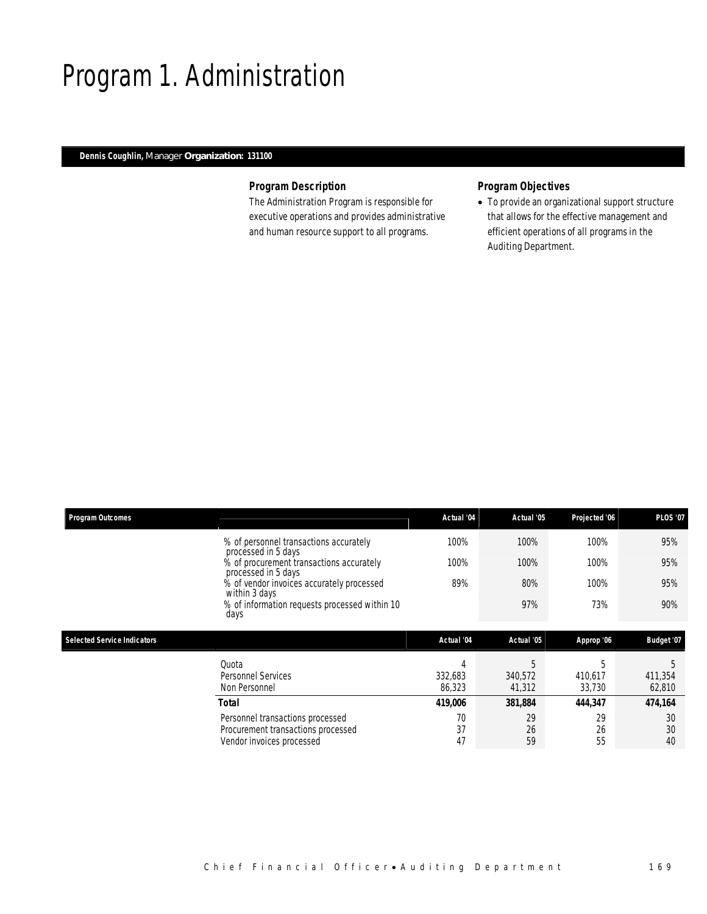# Program 1. Administration

**Dennis Coughlin,** Manager **Organization: 131100**

### Program Description

The Administration Program is responsible for executive operations and provides administrative and human resource support to all programs.

### Program Objectives

- To provide an organizational support structure that allows for the effective management and efficient operations of all programs in the Auditing Department.

| Program Outcomes | | Actual '04 | Actual '05 | Projected '06 | PLOS '07 |
|---|---|---|---|---|---|
| | % of personnel transactions accurately processed in 5 days | 100% | 100% | 100% | 95% |
| | % of procurement transactions accurately processed in 5 days | 100% | 100% | 100% | 95% |
| | % of vendor invoices accurately processed within 3 days | 89% | 80% | 100% | 95% |
| | % of information requests processed within 10 days | | 97% | 73% | 90% |

| Selected Service Indicators | | Actual '04 | Actual '05 | Approp '06 | Budget '07 |
|---|---|---|---|---|---|
| | Quota | 4 | 5 | 5 | 5 |
| | Personnel Services | 332,683 | 340,572 | 410,617 | 411,354 |
| | Non Personnel | 86,323 | 41,312 | 33,730 | 62,810 |
| | **Total** | **419,006** | **381,884** | **444,347** | **474,164** |
| | Personnel transactions processed | 70 | 29 | 29 | 30 |
| | Procurement transactions processed | 37 | 26 | 26 | 30 |
| | Vendor invoices processed | 47 | 59 | 55 | 40 |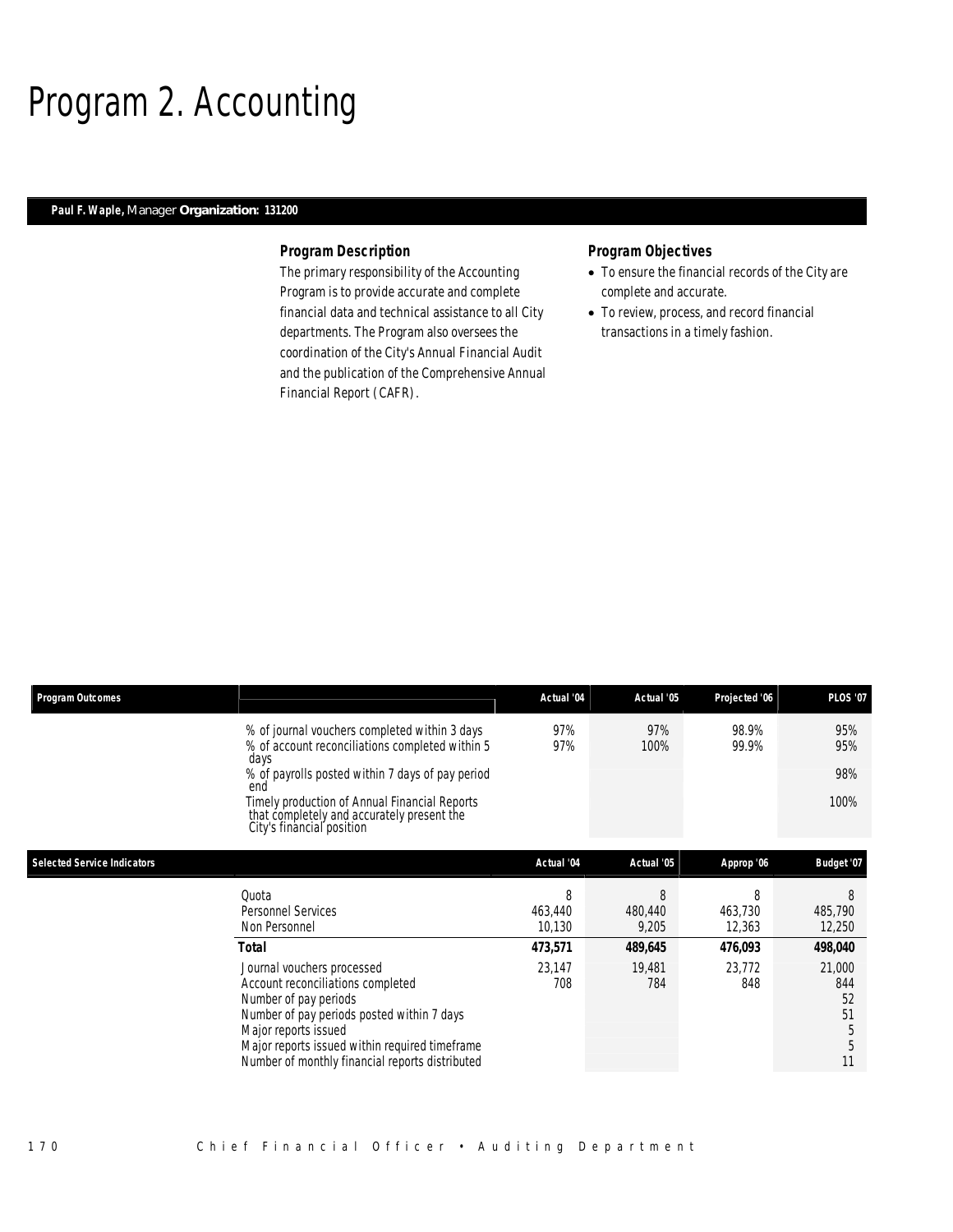# Program 2. Accounting

**Paul F. Waple,** Manager **Organization: 131200**

### Program Description

The primary responsibility of the Accounting Program is to provide accurate and complete financial data and technical assistance to all City departments. The Program also oversees the coordination of the City's Annual Financial Audit and the publication of the Comprehensive Annual Financial Report (CAFR).

### Program Objectives

- To ensure the financial records of the City are complete and accurate.
- To review, process, and record financial transactions in a timely fashion.

| Program Outcomes | | Actual '04 | Actual '05 | Projected '06 | PLOS '07 |
|---|---|---|---|---|---|
| | % of journal vouchers completed within 3 days | 97% | 97% | 98.9% | 95% |
| | % of account reconciliations completed within 5 days | 97% | 100% | 99.9% | 95% |
| | % of payrolls posted within 7 days of pay period end | | | | 98% |
| | Timely production of Annual Financial Reports that completely and accurately present the City's financial position | | | | 100% |

| Selected Service Indicators | | Actual '04 | Actual '05 | Approp '06 | Budget '07 |
|---|---|---|---|---|---|
| | Quota | 8 | 8 | 8 | 8 |
| | Personnel Services | 463,440 | 480,440 | 463,730 | 485,790 |
| | Non Personnel | 10,130 | 9,205 | 12,363 | 12,250 |
| | **Total** | **473,571** | **489,645** | **476,093** | **498,040** |
| | Journal vouchers processed | 23,147 | 19,481 | 23,772 | 21,000 |
| | Account reconciliations completed | 708 | 784 | 848 | 844 |
| | Number of pay periods | | | | 52 |
| | Number of pay periods posted within 7 days | | | | 51 |
| | Major reports issued | | | | 5 |
| | Major reports issued within required timeframe | | | | 5 |
| | Number of monthly financial reports distributed | | | | 11 |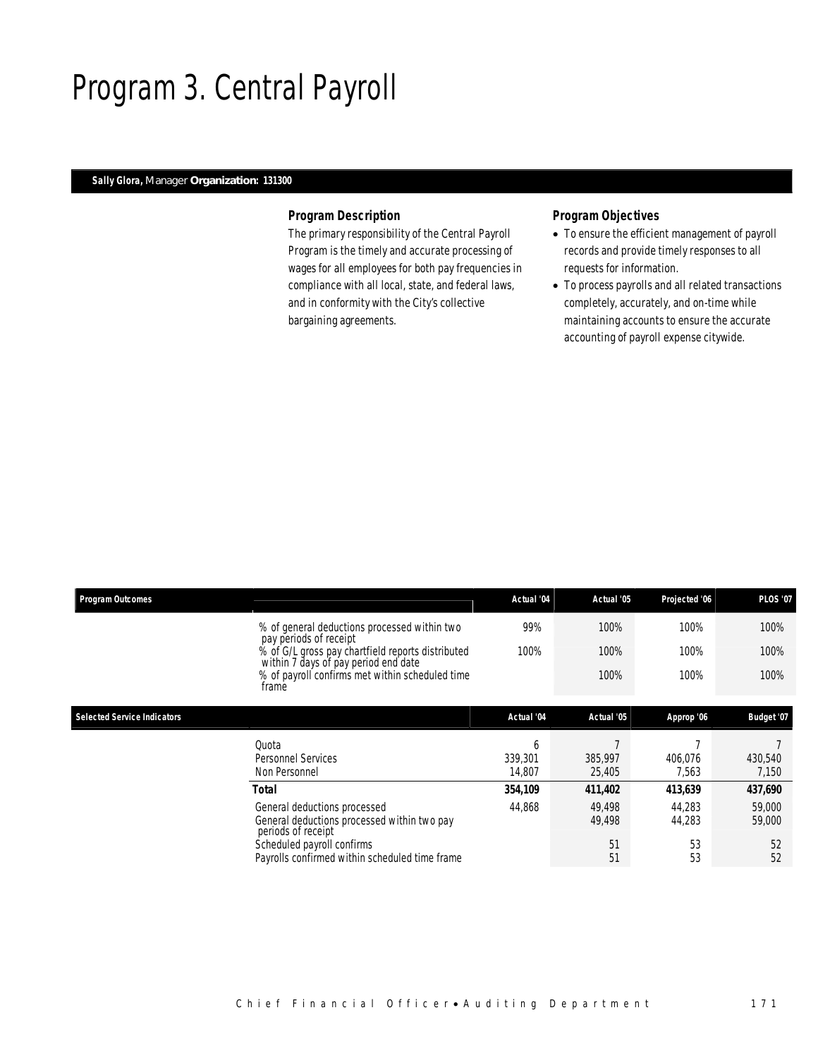# Program 3. Central Payroll

**Sally Glora,** Manager **Organization: 131300**

### Program Description

The primary responsibility of the Central Payroll Program is the timely and accurate processing of wages for all employees for both pay frequencies in compliance with all local, state, and federal laws, and in conformity with the City's collective bargaining agreements.

### Program Objectives

- To ensure the efficient management of payroll records and provide timely responses to all requests for information.
- To process payrolls and all related transactions completely, accurately, and on-time while maintaining accounts to ensure the accurate accounting of payroll expense citywide.

| Program Outcomes | | Actual '04 | Actual '05 | Projected '06 | PLOS '07 |
|---|---|---|---|---|---|
| | % of general deductions processed within two pay periods of receipt | 99% | 100% | 100% | 100% |
| | % of G/L gross pay chartfield reports distributed within 7 days of pay period end date | 100% | 100% | 100% | 100% |
| | % of payroll confirms met within scheduled time frame | | 100% | 100% | 100% |

| Selected Service Indicators | | Actual '04 | Actual '05 | Approp '06 | Budget '07 |
|---|---|---|---|---|---|
| | Quota | 6 | 7 | 7 | 7 |
| | Personnel Services | 339,301 | 385,997 | 406,076 | 430,540 |
| | Non Personnel | 14,807 | 25,405 | 7,563 | 7,150 |
| | **Total** | **354,109** | **411,402** | **413,639** | **437,690** |
| | General deductions processed | 44,868 | 49,498 | 44,283 | 59,000 |
| | General deductions processed within two pay periods of receipt | | 49,498 | 44,283 | 59,000 |
| | Scheduled payroll confirms | | 51 | 53 | 52 |
| | Payrolls confirmed within scheduled time frame | | 51 | 53 | 52 |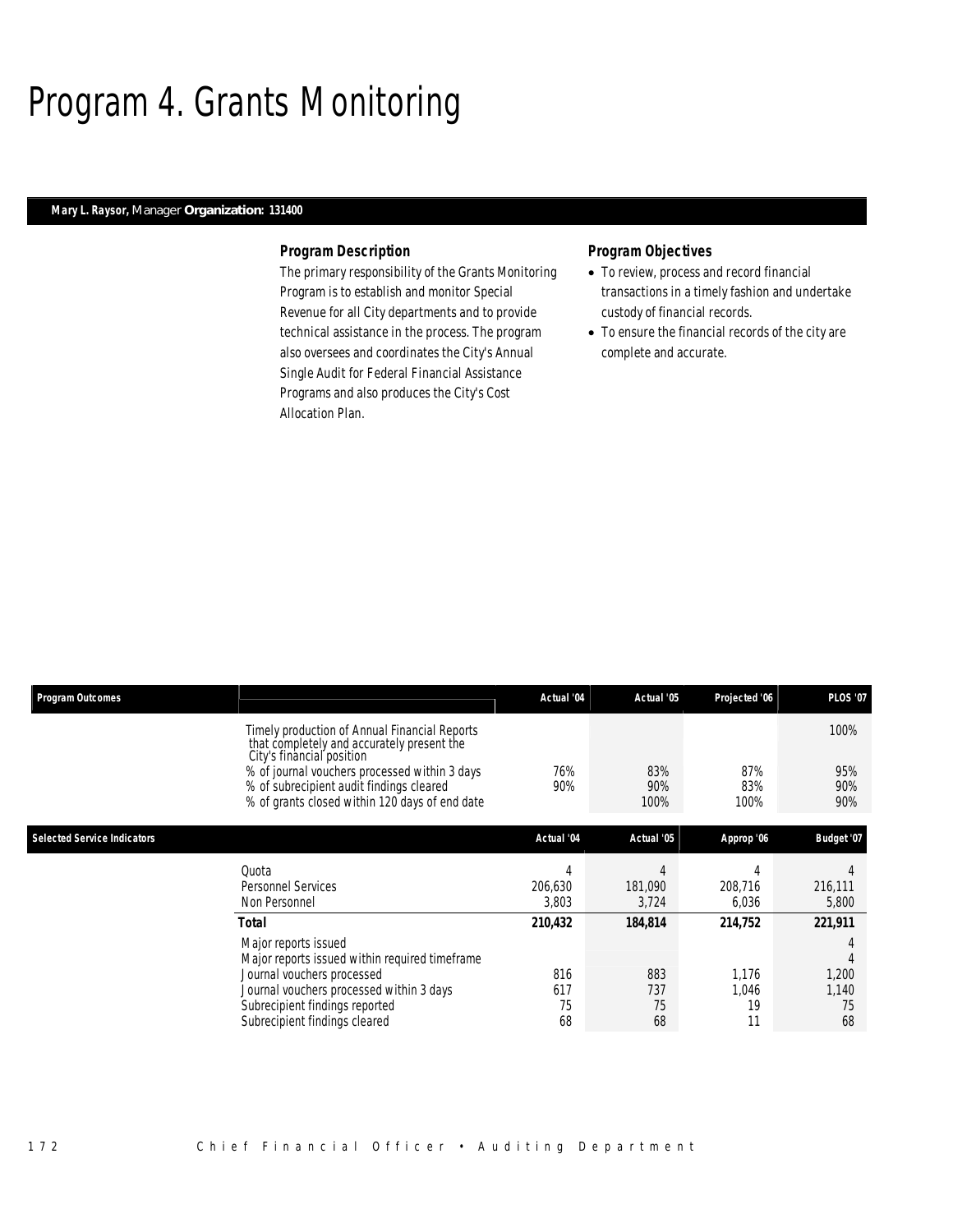# Program 4. Grants Monitoring

**Mary L. Raysor,** Manager **Organization: 131400**

### Program Description

The primary responsibility of the Grants Monitoring Program is to establish and monitor Special Revenue for all City departments and to provide technical assistance in the process. The program also oversees and coordinates the City's Annual Single Audit for Federal Financial Assistance Programs and also produces the City's Cost Allocation Plan.

### Program Objectives

- To review, process and record financial transactions in a timely fashion and undertake custody of financial records.
- To ensure the financial records of the city are complete and accurate.

| Program Outcomes | Actual '04 | Actual '05 | Projected '06 | PLOS '07 |
|---|---|---|---|---|
| Timely production of Annual Financial Reports that completely and accurately present the City's financial position | | | | 100% |
| % of journal vouchers processed within 3 days | 76% | 83% | 87% | 95% |
| % of subrecipient audit findings cleared | 90% | 90% | 83% | 90% |
| % of grants closed within 120 days of end date | | 100% | 100% | 90% |

| Selected Service Indicators | Actual '04 | Actual '05 | Approp '06 | Budget '07 |
|---|---|---|---|---|
| Quota | 4 | 4 | 4 | 4 |
| Personnel Services | 206,630 | 181,090 | 208,716 | 216,111 |
| Non Personnel | 3,803 | 3,724 | 6,036 | 5,800 |
| **Total** | **210,432** | **184,814** | **214,752** | **221,911** |
| Major reports issued | | | | 4 |
| Major reports issued within required timeframe | | | | 4 |
| Journal vouchers processed | 816 | 883 | 1,176 | 1,200 |
| Journal vouchers processed within 3 days | 617 | 737 | 1,046 | 1,140 |
| Subrecipient findings reported | 75 | 75 | 19 | 75 |
| Subrecipient findings cleared | 68 | 68 | 11 | 68 |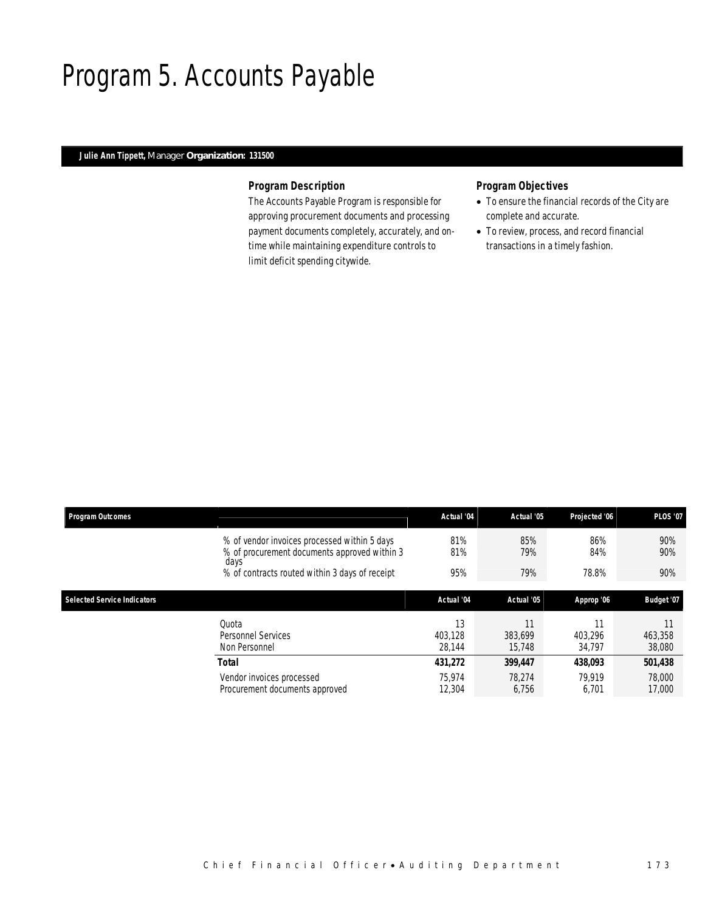# Program 5. Accounts Payable

**Julie Ann Tippett,** Manager **Organization: 131500**

### Program Description

The Accounts Payable Program is responsible for approving procurement documents and processing payment documents completely, accurately, and on-time while maintaining expenditure controls to limit deficit spending citywide.

### Program Objectives

- To ensure the financial records of the City are complete and accurate.
- To review, process, and record financial transactions in a timely fashion.

| Program Outcomes | | Actual '04 | Actual '05 | Projected '06 | PLOS '07 |
|---|---|---|---|---|---|
| | % of vendor invoices processed within 5 days | 81% | 85% | 86% | 90% |
| | % of procurement documents approved within 3 days | 81% | 79% | 84% | 90% |
| | % of contracts routed within 3 days of receipt | 95% | 79% | 78.8% | 90% |

| Selected Service Indicators | | Actual '04 | Actual '05 | Approp '06 | Budget '07 |
|---|---|---|---|---|---|
| | Quota | 13 | 11 | 11 | 11 |
| | Personnel Services | 403,128 | 383,699 | 403,296 | 463,358 |
| | Non Personnel | 28,144 | 15,748 | 34,797 | 38,080 |
| | **Total** | **431,272** | **399,447** | **438,093** | **501,438** |
| | Vendor invoices processed | 75,974 | 78,274 | 79,919 | 78,000 |
| | Procurement documents approved | 12,304 | 6,756 | 6,701 | 17,000 |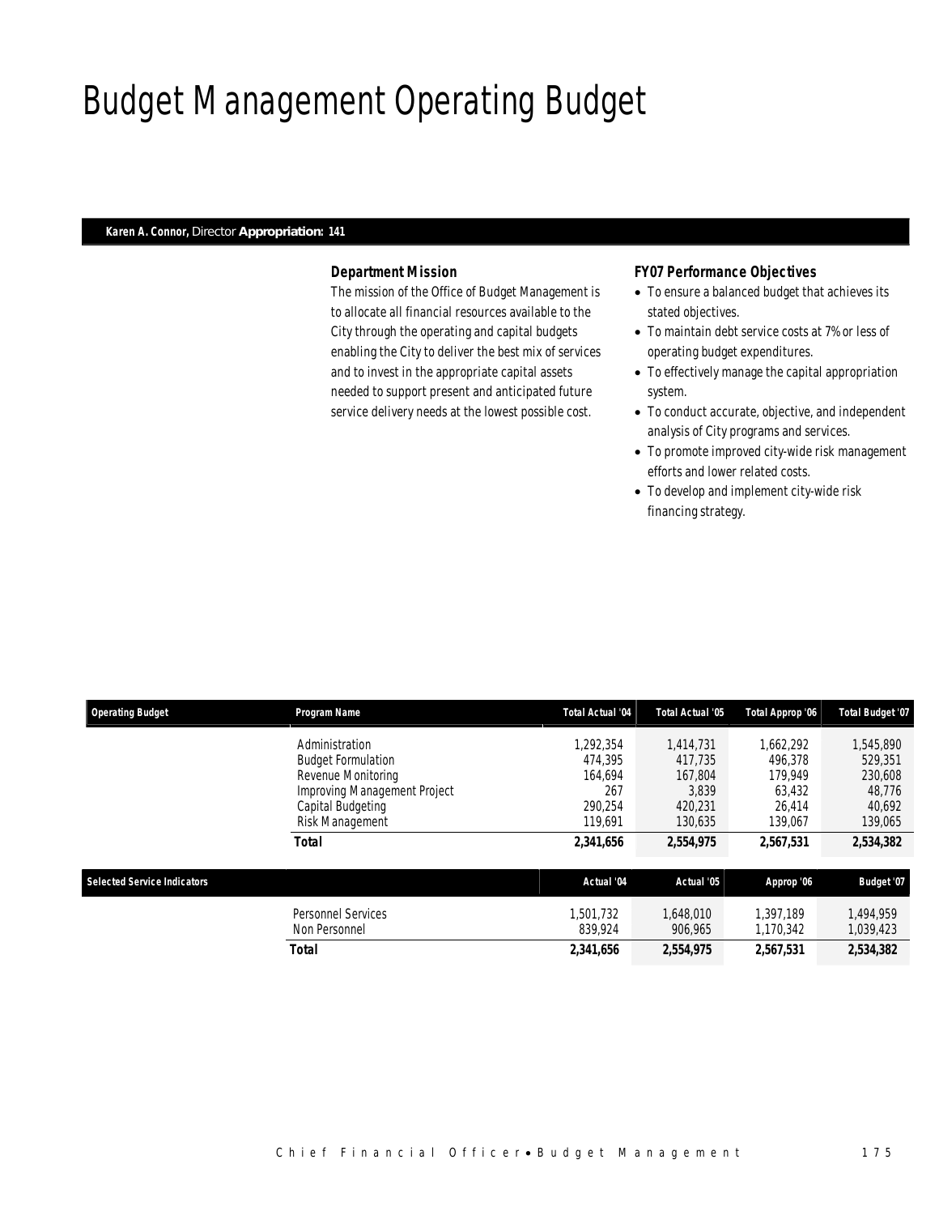# Budget Management Operating Budget

**Karen A. Connor,** Director **Appropriation: 141**

### Department Mission

The mission of the Office of Budget Management is to allocate all financial resources available to the City through the operating and capital budgets enabling the City to deliver the best mix of services and to invest in the appropriate capital assets needed to support present and anticipated future service delivery needs at the lowest possible cost.

### FY07 Performance Objectives

- To ensure a balanced budget that achieves its stated objectives.
- To maintain debt service costs at 7% or less of operating budget expenditures.
- To effectively manage the capital appropriation system.
- To conduct accurate, objective, and independent analysis of City programs and services.
- To promote improved city-wide risk management efforts and lower related costs.
- To develop and implement city-wide risk financing strategy.

| Operating Budget | Program Name | Total Actual '04 | Total Actual '05 | Total Approp '06 | Total Budget '07 |
|---|---|---|---|---|---|
| | Administration | 1,292,354 | 1,414,731 | 1,662,292 | 1,545,890 |
| | Budget Formulation | 474,395 | 417,735 | 496,378 | 529,351 |
| | Revenue Monitoring | 164,694 | 167,804 | 179,949 | 230,608 |
| | Improving Management Project | 267 | 3,839 | 63,432 | 48,776 |
| | Capital Budgeting | 290,254 | 420,231 | 26,414 | 40,692 |
| | Risk Management | 119,691 | 130,635 | 139,067 | 139,065 |
| | **Total** | **2,341,656** | **2,554,975** | **2,567,531** | **2,534,382** |

| Selected Service Indicators | | Actual '04 | Actual '05 | Approp '06 | Budget '07 |
|---|---|---|---|---|---|
| | Personnel Services | 1,501,732 | 1,648,010 | 1,397,189 | 1,494,959 |
| | Non Personnel | 839,924 | 906,965 | 1,170,342 | 1,039,423 |
| | **Total** | **2,341,656** | **2,554,975** | **2,567,531** | **2,534,382** |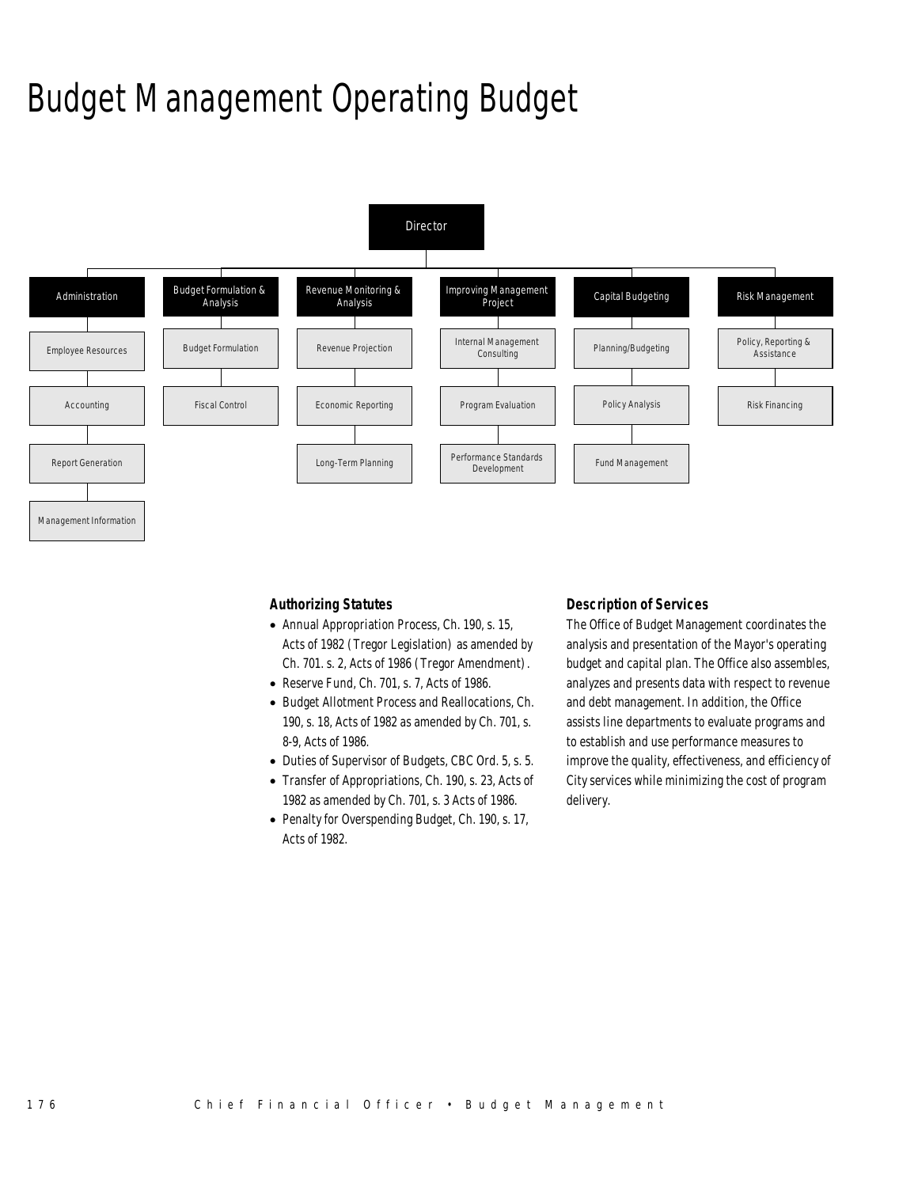# Budget Management Operating Budget

- Director
  - Administration
    - Employee Resources
    - Accounting
    - Report Generation
    - Management Information
  - Budget Formulation & Analysis
    - Budget Formulation
    - Fiscal Control
  - Revenue Monitoring & Analysis
    - Revenue Projection
    - Economic Reporting
    - Long-Term Planning
  - Improving Management Project
    - Internal Management Consulting
    - Program Evaluation
    - Performance Standards Development
  - Capital Budgeting
    - Planning/Budgeting
    - Policy Analysis
    - Fund Management
  - Risk Management
    - Policy, Reporting & Assistance
    - Risk Financing

### Authorizing Statutes

- Annual Appropriation Process, Ch. 190, s. 15, Acts of 1982 (Tregor Legislation) as amended by Ch. 701. s. 2, Acts of 1986 (Tregor Amendment).
- Reserve Fund, Ch. 701, s. 7, Acts of 1986.
- Budget Allotment Process and Reallocations, Ch. 190, s. 18, Acts of 1982 as amended by Ch. 701, s. 8-9, Acts of 1986.
- Duties of Supervisor of Budgets, CBC Ord. 5, s. 5.
- Transfer of Appropriations, Ch. 190, s. 23, Acts of 1982 as amended by Ch. 701, s. 3 Acts of 1986.
- Penalty for Overspending Budget, Ch. 190, s. 17, Acts of 1982.

### Description of Services

The Office of Budget Management coordinates the analysis and presentation of the Mayor's operating budget and capital plan. The Office also assembles, analyzes and presents data with respect to revenue and debt management. In addition, the Office assists line departments to evaluate programs and to establish and use performance measures to improve the quality, effectiveness, and efficiency of City services while minimizing the cost of program delivery.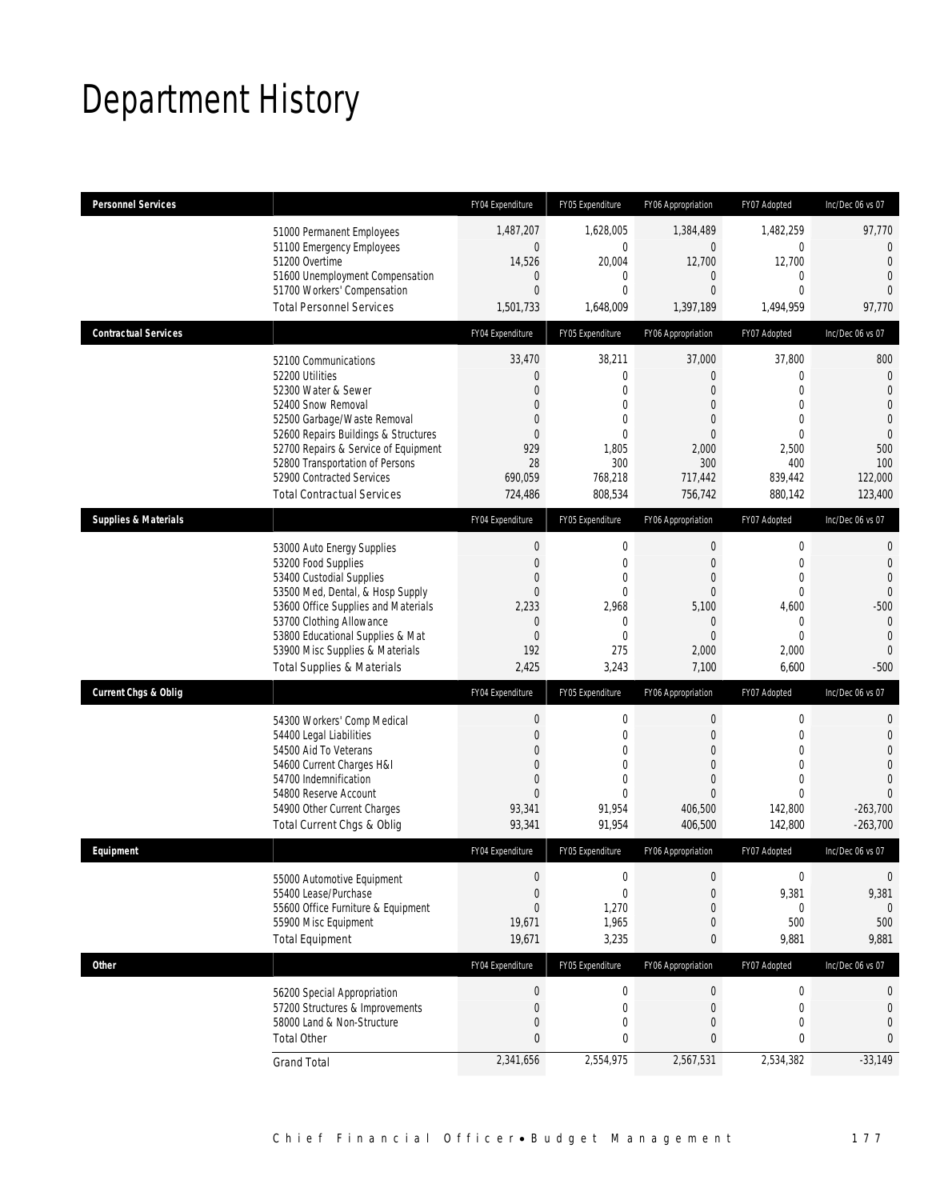# Department History

| Personnel Services | | FY04 Expenditure | FY05 Expenditure | FY06 Appropriation | FY07 Adopted | Inc/Dec 06 vs 07 |
|---|---|---|---|---|---|---|
| | 51000 Permanent Employees | 1,487,207 | 1,628,005 | 1,384,489 | 1,482,259 | 97,770 |
| | 51100 Emergency Employees | 0 | 0 | 0 | 0 | 0 |
| | 51200 Overtime | 14,526 | 20,004 | 12,700 | 12,700 | 0 |
| | 51600 Unemployment Compensation | 0 | 0 | 0 | 0 | 0 |
| | 51700 Workers' Compensation | 0 | 0 | 0 | 0 | 0 |
| | Total Personnel Services | 1,501,733 | 1,648,009 | 1,397,189 | 1,494,959 | 97,770 |
| **Contractual Services** | | FY04 Expenditure | FY05 Expenditure | FY06 Appropriation | FY07 Adopted | Inc/Dec 06 vs 07 |
| | 52100 Communications | 33,470 | 38,211 | 37,000 | 37,800 | 800 |
| | 52200 Utilities | 0 | 0 | 0 | 0 | 0 |
| | 52300 Water & Sewer | 0 | 0 | 0 | 0 | 0 |
| | 52400 Snow Removal | 0 | 0 | 0 | 0 | 0 |
| | 52500 Garbage/Waste Removal | 0 | 0 | 0 | 0 | 0 |
| | 52600 Repairs Buildings & Structures | 0 | 0 | 0 | 0 | 0 |
| | 52700 Repairs & Service of Equipment | 929 | 1,805 | 2,000 | 2,500 | 500 |
| | 52800 Transportation of Persons | 28 | 300 | 300 | 400 | 100 |
| | 52900 Contracted Services | 690,059 | 768,218 | 717,442 | 839,442 | 122,000 |
| | Total Contractual Services | 724,486 | 808,534 | 756,742 | 880,142 | 123,400 |
| **Supplies & Materials** | | FY04 Expenditure | FY05 Expenditure | FY06 Appropriation | FY07 Adopted | Inc/Dec 06 vs 07 |
| | 53000 Auto Energy Supplies | 0 | 0 | 0 | 0 | 0 |
| | 53200 Food Supplies | 0 | 0 | 0 | 0 | 0 |
| | 53400 Custodial Supplies | 0 | 0 | 0 | 0 | 0 |
| | 53500 Med, Dental, & Hosp Supply | 0 | 0 | 0 | 0 | 0 |
| | 53600 Office Supplies and Materials | 2,233 | 2,968 | 5,100 | 4,600 | -500 |
| | 53700 Clothing Allowance | 0 | 0 | 0 | 0 | 0 |
| | 53800 Educational Supplies & Mat | 0 | 0 | 0 | 0 | 0 |
| | 53900 Misc Supplies & Materials | 192 | 275 | 2,000 | 2,000 | 0 |
| | Total Supplies & Materials | 2,425 | 3,243 | 7,100 | 6,600 | -500 |
| **Current Chgs & Oblig** | | FY04 Expenditure | FY05 Expenditure | FY06 Appropriation | FY07 Adopted | Inc/Dec 06 vs 07 |
| | 54300 Workers' Comp Medical | 0 | 0 | 0 | 0 | 0 |
| | 54400 Legal Liabilities | 0 | 0 | 0 | 0 | 0 |
| | 54500 Aid To Veterans | 0 | 0 | 0 | 0 | 0 |
| | 54600 Current Charges H&I | 0 | 0 | 0 | 0 | 0 |
| | 54700 Indemnification | 0 | 0 | 0 | 0 | 0 |
| | 54800 Reserve Account | 0 | 0 | 0 | 0 | 0 |
| | 54900 Other Current Charges | 93,341 | 91,954 | 406,500 | 142,800 | -263,700 |
| | Total Current Chgs & Oblig | 93,341 | 91,954 | 406,500 | 142,800 | -263,700 |
| **Equipment** | | FY04 Expenditure | FY05 Expenditure | FY06 Appropriation | FY07 Adopted | Inc/Dec 06 vs 07 |
| | 55000 Automotive Equipment | 0 | 0 | 0 | 0 | 0 |
| | 55400 Lease/Purchase | 0 | 0 | 0 | 9,381 | 9,381 |
| | 55600 Office Furniture & Equipment | 0 | 1,270 | 0 | 0 | 0 |
| | 55900 Misc Equipment | 19,671 | 1,965 | 0 | 500 | 500 |
| | Total Equipment | 19,671 | 3,235 | 0 | 9,881 | 9,881 |
| **Other** | | FY04 Expenditure | FY05 Expenditure | FY06 Appropriation | FY07 Adopted | Inc/Dec 06 vs 07 |
| | 56200 Special Appropriation | 0 | 0 | 0 | 0 | 0 |
| | 57200 Structures & Improvements | 0 | 0 | 0 | 0 | 0 |
| | 58000 Land & Non-Structure | 0 | 0 | 0 | 0 | 0 |
| | Total Other | 0 | 0 | 0 | 0 | 0 |
| | Grand Total | 2,341,656 | 2,554,975 | 2,567,531 | 2,534,382 | -33,149 |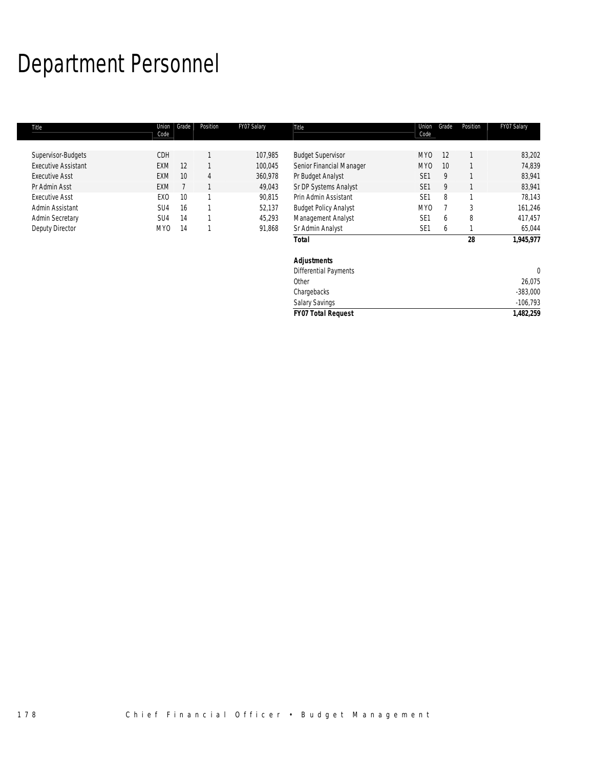# Department Personnel

| Title | Union Code | Grade | Position | FY07 Salary | Title | Union Code | Grade | Position | FY07 Salary |
|---|---|---|---|---|---|---|---|---|---|
| Supervisor-Budgets | CDH | | 1 | 107,985 | Budget Supervisor | MYO | 12 | 1 | 83,202 |
| Executive Assistant | EXM | 12 | 1 | 100,045 | Senior Financial Manager | MYO | 10 | 1 | 74,839 |
| Executive Asst | EXM | 10 | 4 | 360,978 | Pr Budget Analyst | SE1 | 9 | 1 | 83,941 |
| Pr Admin Asst | EXM | 7 | 1 | 49,043 | Sr DP Systems Analyst | SE1 | 9 | 1 | 83,941 |
| Executive Asst | EXO | 10 | 1 | 90,815 | Prin Admin Assistant | SE1 | 8 | 1 | 78,143 |
| Admin Assistant | SU4 | 16 | 1 | 52,137 | Budget Policy Analyst | MYO | 7 | 3 | 161,246 |
| Admin Secretary | SU4 | 14 | 1 | 45,293 | Management Analyst | SE1 | 6 | 8 | 417,457 |
| Deputy Director | MYO | 14 | 1 | 91,868 | Sr Admin Analyst | SE1 | 6 | 1 | 65,044 |
| | | | | | **Total** | | | **28** | **1,945,977** |
| | | | | | | | | | |
| | | | | | **Adjustments** | | | | |
| | | | | | Differential Payments | | | | 0 |
| | | | | | Other | | | | 26,075 |
| | | | | | Chargebacks | | | | -383,000 |
| | | | | | Salary Savings | | | | -106,793 |
| | | | | | **FY07 Total Request** | | | | **1,482,259** |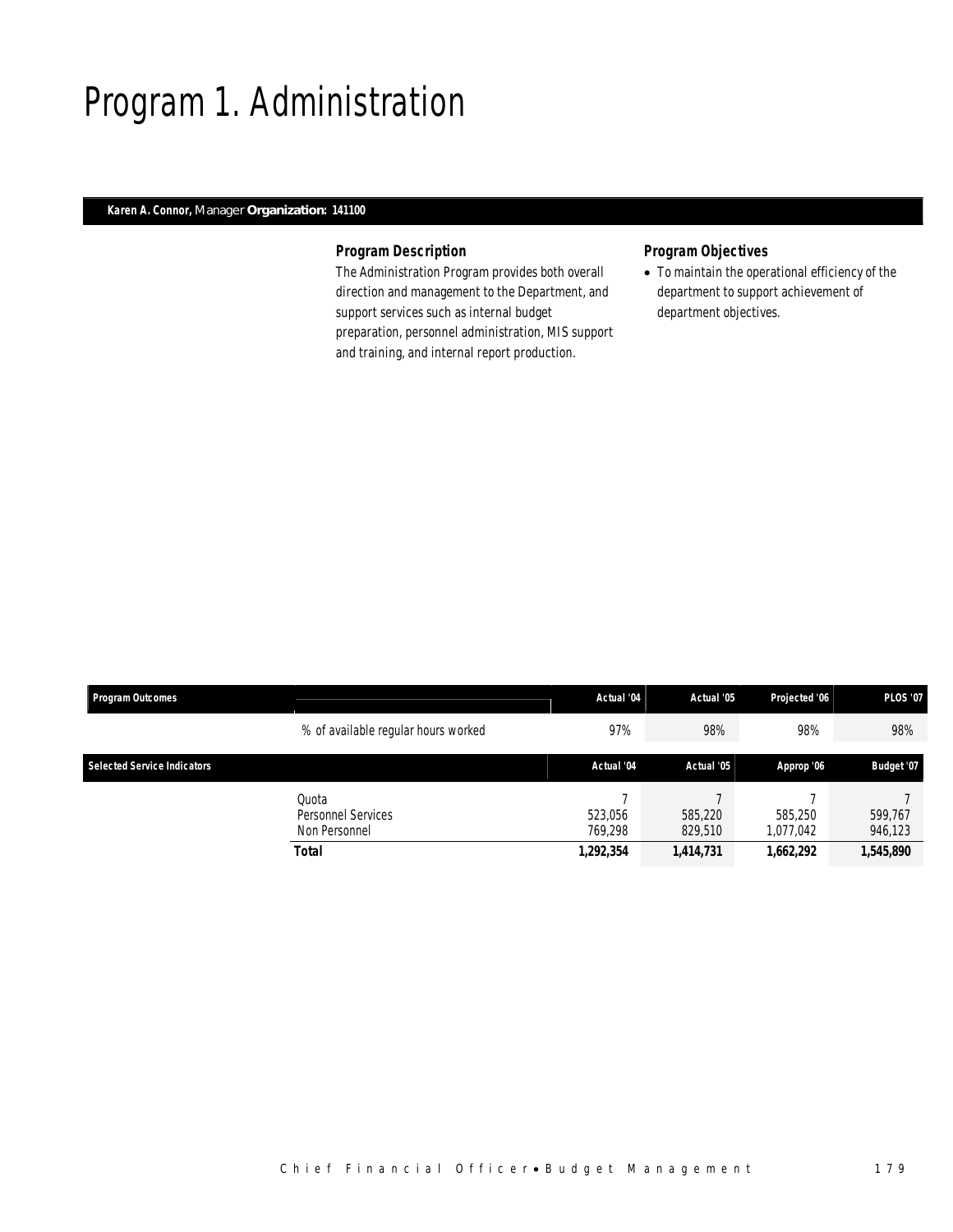# Program 1. Administration

**Karen A. Connor,** Manager **Organization: 141100**

### Program Description

The Administration Program provides both overall direction and management to the Department, and support services such as internal budget preparation, personnel administration, MIS support and training, and internal report production.

### Program Objectives

- To maintain the operational efficiency of the department to support achievement of department objectives.

| Program Outcomes | | Actual '04 | Actual '05 | Projected '06 | PLOS '07 |
|---|---|---|---|---|---|
| | % of available regular hours worked | 97% | 98% | 98% | 98% |

| Selected Service Indicators | | Actual '04 | Actual '05 | Approp '06 | Budget '07 |
|---|---|---|---|---|---|
| | Quota | 7 | 7 | 7 | 7 |
| | Personnel Services | 523,056 | 585,220 | 585,250 | 599,767 |
| | Non Personnel | 769,298 | 829,510 | 1,077,042 | 946,123 |
| | **Total** | **1,292,354** | **1,414,731** | **1,662,292** | **1,545,890** |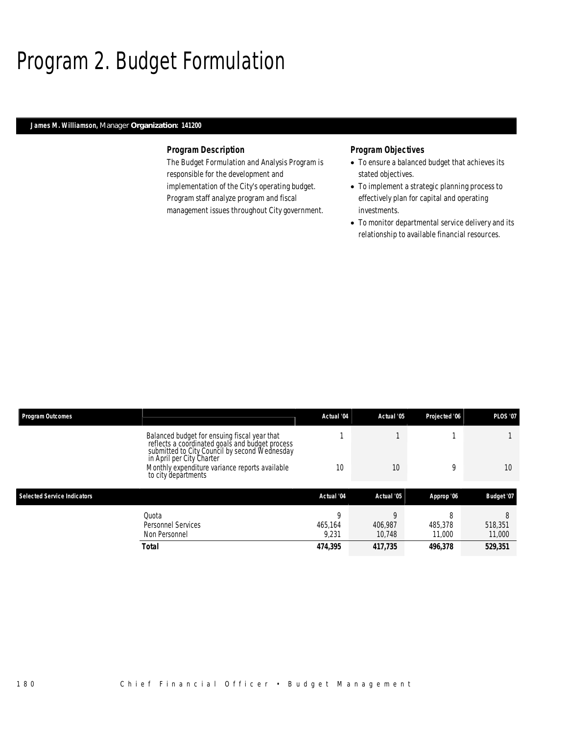# Program 2. Budget Formulation

**James M. Williamson,** Manager **Organization: 141200**

### Program Description

The Budget Formulation and Analysis Program is responsible for the development and implementation of the City's operating budget. Program staff analyze program and fiscal management issues throughout City government.

### Program Objectives

- To ensure a balanced budget that achieves its stated objectives.
- To implement a strategic planning process to effectively plan for capital and operating investments.
- To monitor departmental service delivery and its relationship to available financial resources.

| Program Outcomes | | Actual '04 | Actual '05 | Projected '06 | PLOS '07 |
|---|---|---|---|---|---|
| | Balanced budget for ensuing fiscal year that reflects a coordinated goals and budget process submitted to City Council by second Wednesday in April per City Charter | 1 | 1 | 1 | 1 |
| | Monthly expenditure variance reports available to city departments | 10 | 10 | 9 | 10 |

| Selected Service Indicators | | Actual '04 | Actual '05 | Approp '06 | Budget '07 |
|---|---|---|---|---|---|
| | Quota | 9 | 9 | 8 | 8 |
| | Personnel Services | 465,164 | 406,987 | 485,378 | 518,351 |
| | Non Personnel | 9,231 | 10,748 | 11,000 | 11,000 |
| | **Total** | **474,395** | **417,735** | **496,378** | **529,351** |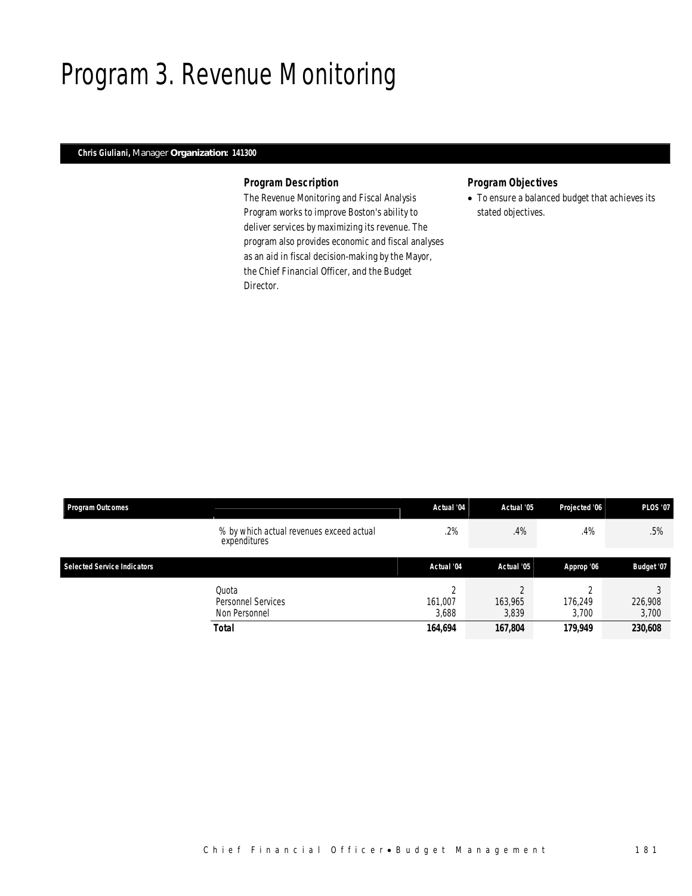# Program 3. Revenue Monitoring

**Chris Giuliani,** Manager **Organization: 141300**

### Program Description

The Revenue Monitoring and Fiscal Analysis Program works to improve Boston's ability to deliver services by maximizing its revenue. The program also provides economic and fiscal analyses as an aid in fiscal decision-making by the Mayor, the Chief Financial Officer, and the Budget Director.

### Program Objectives

- To ensure a balanced budget that achieves its stated objectives.

| Program Outcomes | | Actual '04 | Actual '05 | Projected '06 | PLOS '07 |
|---|---|---|---|---|---|
| | % by which actual revenues exceed actual expenditures | .2% | .4% | .4% | .5% |

| Selected Service Indicators | | Actual '04 | Actual '05 | Approp '06 | Budget '07 |
|---|---|---|---|---|---|
| | Quota | 2 | 2 | 2 | 3 |
| | Personnel Services | 161,007 | 163,965 | 176,249 | 226,908 |
| | Non Personnel | 3,688 | 3,839 | 3,700 | 3,700 |
| | **Total** | **164,694** | **167,804** | **179,949** | **230,608** |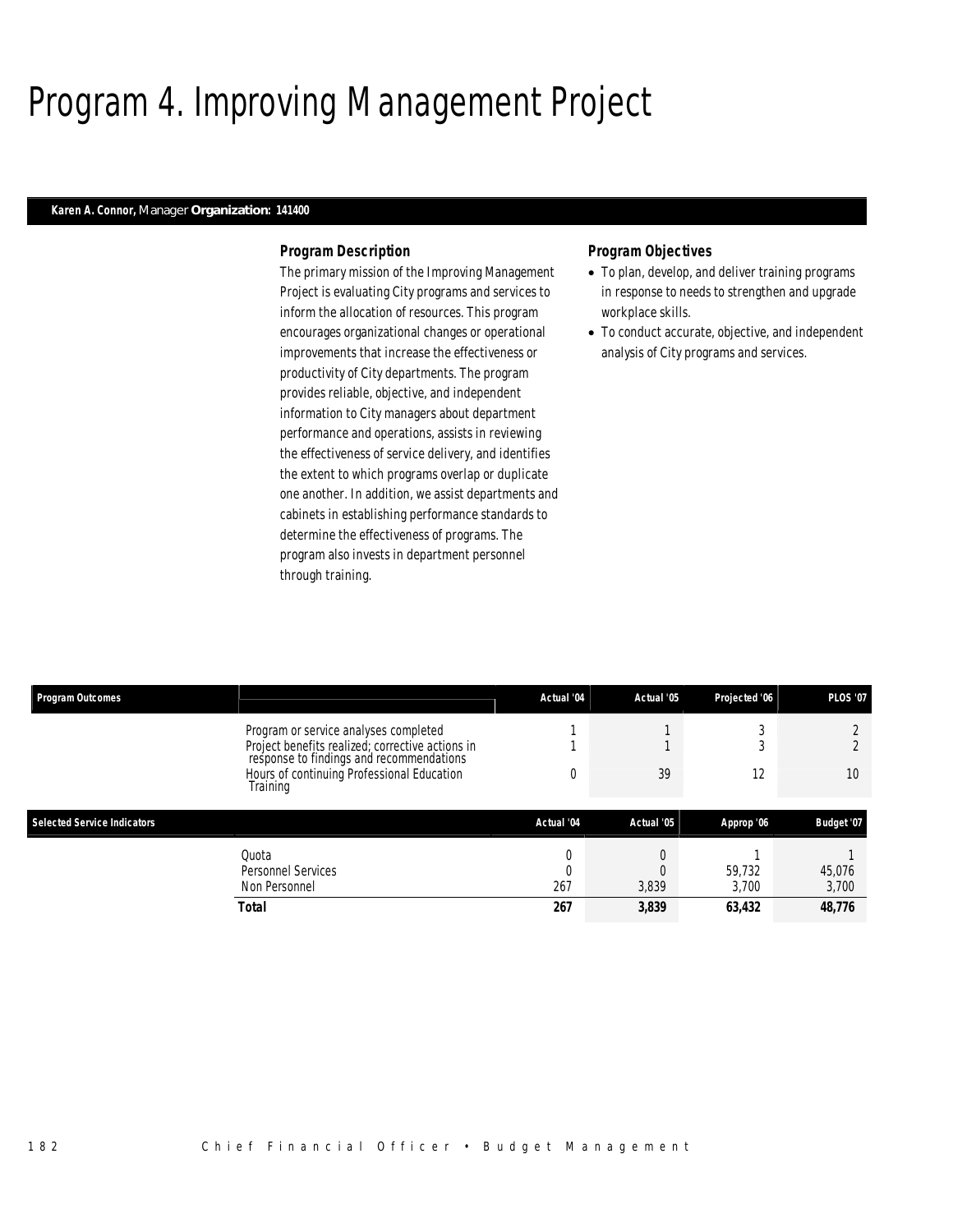# Program 4. Improving Management Project

**Karen A. Connor,** Manager **Organization: 141400**

### Program Description

The primary mission of the Improving Management Project is evaluating City programs and services to inform the allocation of resources. This program encourages organizational changes or operational improvements that increase the effectiveness or productivity of City departments. The program provides reliable, objective, and independent information to City managers about department performance and operations, assists in reviewing the effectiveness of service delivery, and identifies the extent to which programs overlap or duplicate one another. In addition, we assist departments and cabinets in establishing performance standards to determine the effectiveness of programs. The program also invests in department personnel through training.

### Program Objectives

- To plan, develop, and deliver training programs in response to needs to strengthen and upgrade workplace skills.
- To conduct accurate, objective, and independent analysis of City programs and services.

| Program Outcomes | | Actual '04 | Actual '05 | Projected '06 | PLOS '07 |
|---|---|---|---|---|---|
| | Program or service analyses completed | 1 | 1 | 3 | 2 |
| | Project benefits realized; corrective actions in response to findings and recommendations | 1 | 1 | 3 | 2 |
| | Hours of continuing Professional Education Training | 0 | 39 | 12 | 10 |

| Selected Service Indicators | | Actual '04 | Actual '05 | Approp '06 | Budget '07 |
|---|---|---|---|---|---|
| | Quota | 0 | 0 | 1 | 1 |
| | Personnel Services | 0 | 0 | 59,732 | 45,076 |
| | Non Personnel | 267 | 3,839 | 3,700 | 3,700 |
| | **Total** | **267** | **3,839** | **63,432** | **48,776** |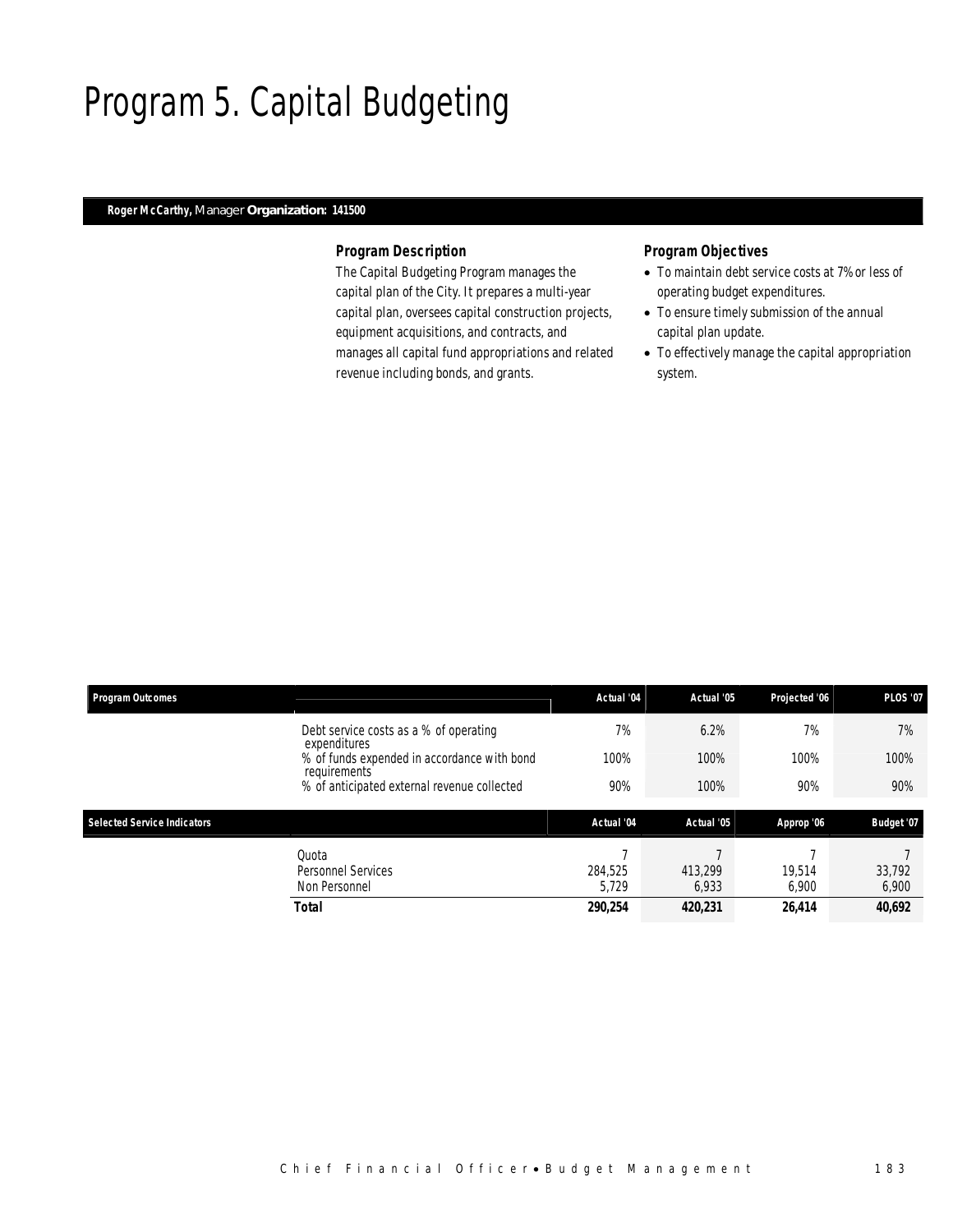# Program 5. Capital Budgeting

**Roger McCarthy,** Manager **Organization: 141500**

### Program Description

The Capital Budgeting Program manages the capital plan of the City. It prepares a multi-year capital plan, oversees capital construction projects, equipment acquisitions, and contracts, and manages all capital fund appropriations and related revenue including bonds, and grants.

### Program Objectives

- To maintain debt service costs at 7% or less of operating budget expenditures.
- To ensure timely submission of the annual capital plan update.
- To effectively manage the capital appropriation system.

| Program Outcomes | | Actual '04 | Actual '05 | Projected '06 | PLOS '07 |
|---|---|---|---|---|---|
| | Debt service costs as a % of operating expenditures | 7% | 6.2% | 7% | 7% |
| | % of funds expended in accordance with bond requirements | 100% | 100% | 100% | 100% |
| | % of anticipated external revenue collected | 90% | 100% | 90% | 90% |

| Selected Service Indicators | | Actual '04 | Actual '05 | Approp '06 | Budget '07 |
|---|---|---|---|---|---|
| | Quota | 7 | 7 | 7 | 7 |
| | Personnel Services | 284,525 | 413,299 | 19,514 | 33,792 |
| | Non Personnel | 5,729 | 6,933 | 6,900 | 6,900 |
| | **Total** | **290,254** | **420,231** | **26,414** | **40,692** |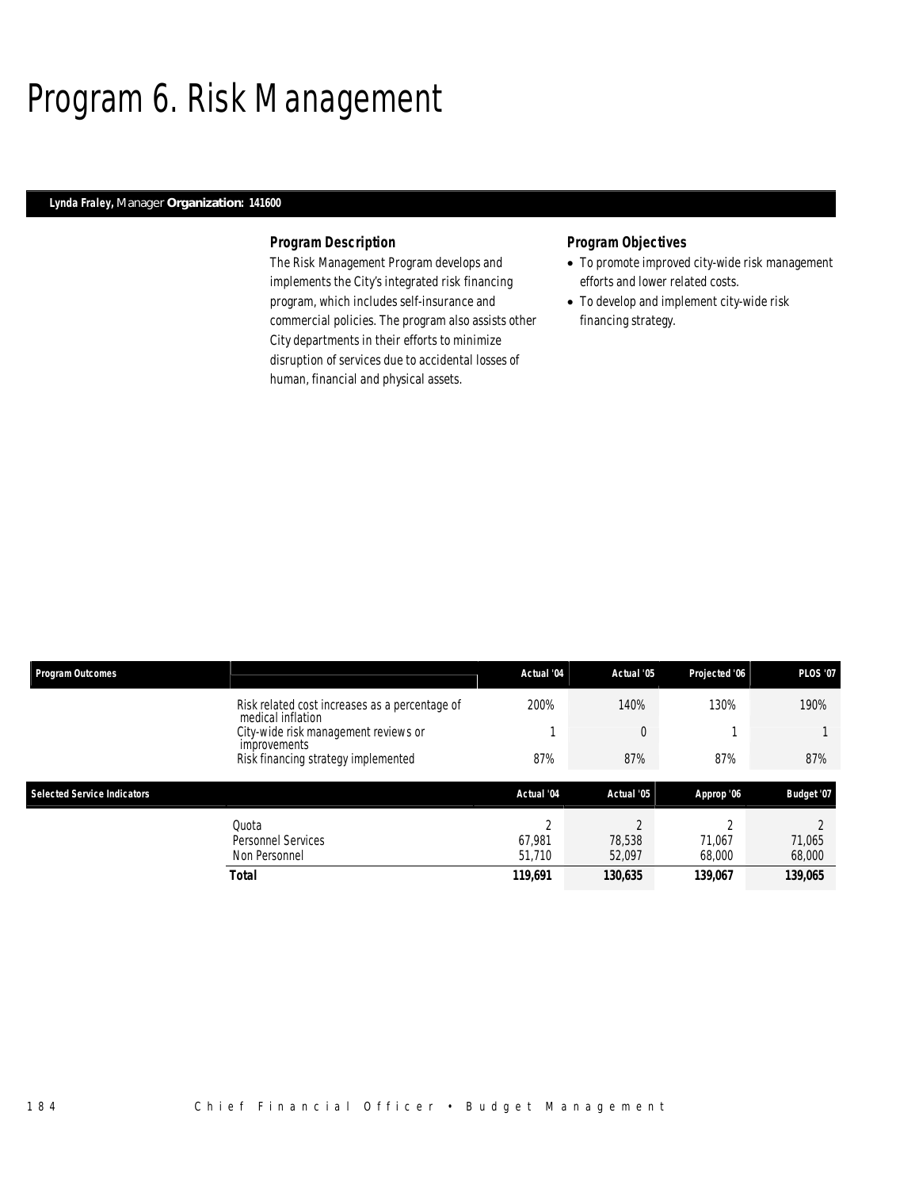# Program 6. Risk Management

**Lynda Fraley,** Manager **Organization: 141600**

### Program Description

The Risk Management Program develops and implements the City's integrated risk financing program, which includes self-insurance and commercial policies. The program also assists other City departments in their efforts to minimize disruption of services due to accidental losses of human, financial and physical assets.

### Program Objectives

- To promote improved city-wide risk management efforts and lower related costs.
- To develop and implement city-wide risk financing strategy.

| Program Outcomes | | Actual '04 | Actual '05 | Projected '06 | PLOS '07 |
|---|---|---|---|---|---|
| | Risk related cost increases as a percentage of medical inflation | 200% | 140% | 130% | 190% |
| | City-wide risk management reviews or improvements | 1 | 0 | 1 | 1 |
| | Risk financing strategy implemented | 87% | 87% | 87% | 87% |

| Selected Service Indicators | | Actual '04 | Actual '05 | Approp '06 | Budget '07 |
|---|---|---|---|---|---|
| | Quota | 2 | 2 | 2 | 2 |
| | Personnel Services | 67,981 | 78,538 | 71,067 | 71,065 |
| | Non Personnel | 51,710 | 52,097 | 68,000 | 68,000 |
| | **Total** | **119,691** | **130,635** | **139,067** | **139,065** |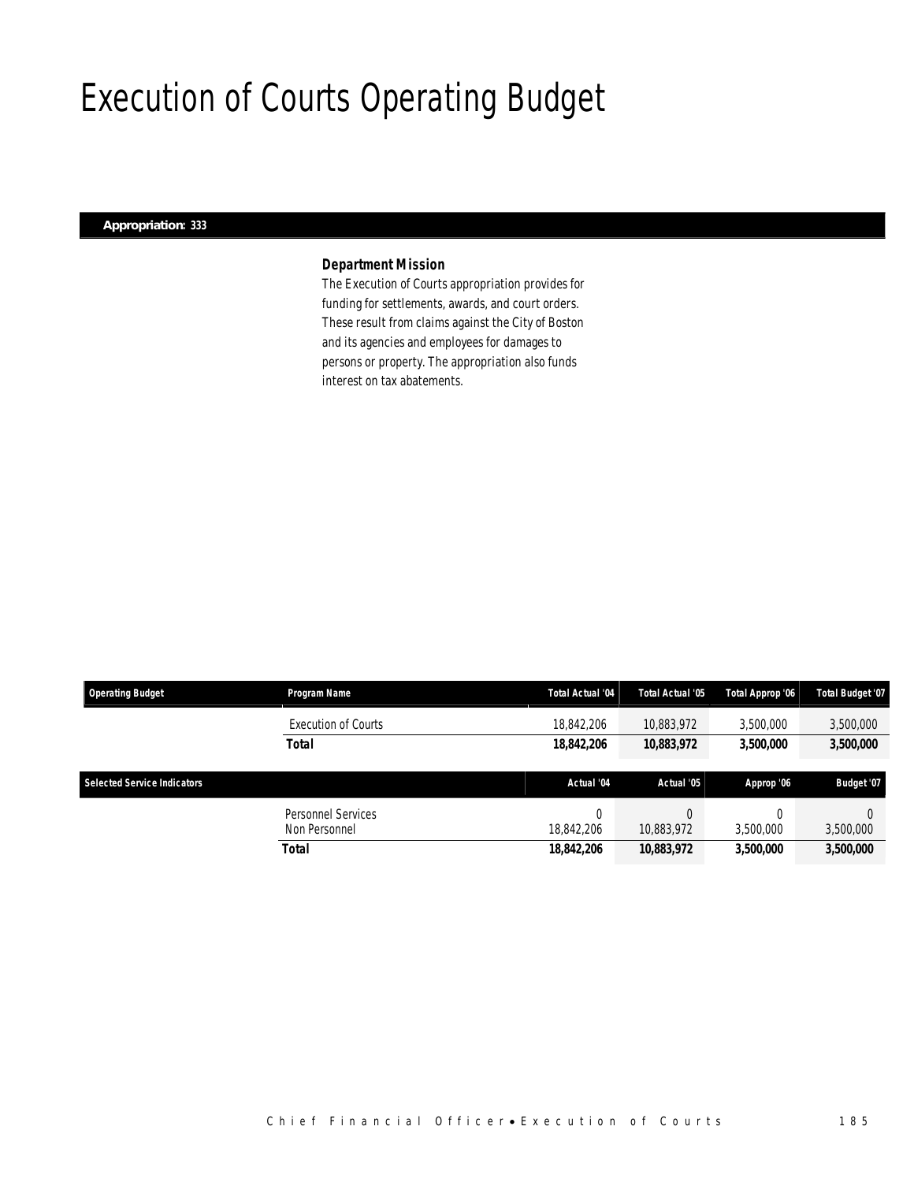# Execution of Courts Operating Budget

**Appropriation: 333**

***Department Mission***

The Execution of Courts appropriation provides for funding for settlements, awards, and court orders. These result from claims against the City of Boston and its agencies and employees for damages to persons or property. The appropriation also funds interest on tax abatements.

| Operating Budget | Program Name | Total Actual '04 | Total Actual '05 | Total Approp '06 | Total Budget '07 |
|---|---|---|---|---|---|
| | Execution of Courts | 18,842,206 | 10,883,972 | 3,500,000 | 3,500,000 |
| | **Total** | **18,842,206** | **10,883,972** | **3,500,000** | **3,500,000** |

| Selected Service Indicators | | Actual '04 | Actual '05 | Approp '06 | Budget '07 |
|---|---|---|---|---|---|
| | Personnel Services | 0 | 0 | 0 | 0 |
| | Non Personnel | 18,842,206 | 10,883,972 | 3,500,000 | 3,500,000 |
| | **Total** | **18,842,206** | **10,883,972** | **3,500,000** | **3,500,000** |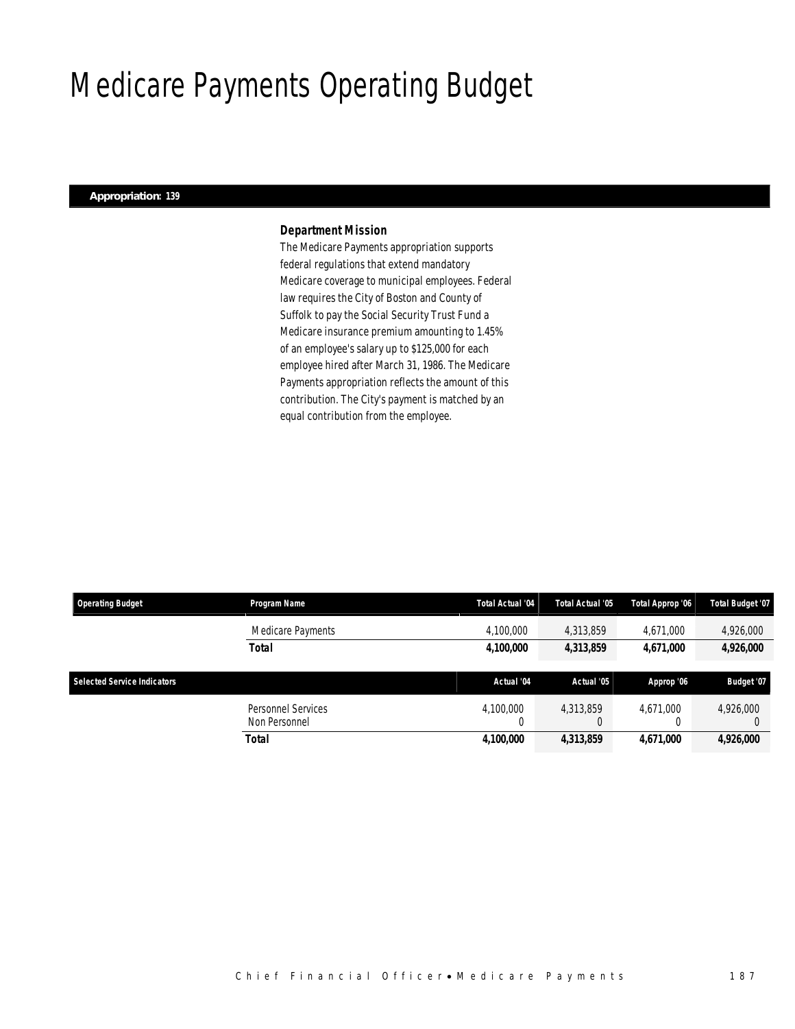# Medicare Payments Operating Budget

**Appropriation: 139**

### *Department Mission*

The Medicare Payments appropriation supports federal regulations that extend mandatory Medicare coverage to municipal employees. Federal law requires the City of Boston and County of Suffolk to pay the Social Security Trust Fund a Medicare insurance premium amounting to 1.45% of an employee's salary up to $125,000 for each employee hired after March 31, 1986. The Medicare Payments appropriation reflects the amount of this contribution. The City's payment is matched by an equal contribution from the employee.

| Operating Budget | Program Name | Total Actual '04 | Total Actual '05 | Total Approp '06 | Total Budget '07 |
|---|---|---|---|---|---|
| | Medicare Payments | 4,100,000 | 4,313,859 | 4,671,000 | 4,926,000 |
| | **Total** | **4,100,000** | **4,313,859** | **4,671,000** | **4,926,000** |

| Selected Service Indicators | | Actual '04 | Actual '05 | Approp '06 | Budget '07 |
|---|---|---|---|---|---|
| | Personnel Services | 4,100,000 | 4,313,859 | 4,671,000 | 4,926,000 |
| | Non Personnel | 0 | 0 | 0 | 0 |
| | **Total** | **4,100,000** | **4,313,859** | **4,671,000** | **4,926,000** |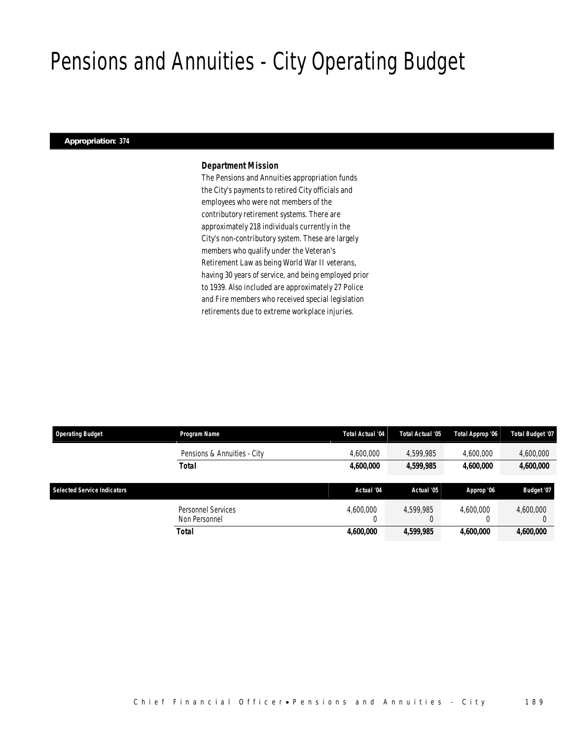# Pensions and Annuities - City Operating Budget

**Appropriation: 374**

### *Department Mission*

The Pensions and Annuities appropriation funds the City's payments to retired City officials and employees who were not members of the contributory retirement systems. There are approximately 218 individuals currently in the City's non-contributory system. These are largely members who qualify under the Veteran's Retirement Law as being World War II veterans, having 30 years of service, and being employed prior to 1939. Also included are approximately 27 Police and Fire members who received special legislation retirements due to extreme workplace injuries.

| Operating Budget | Program Name | Total Actual '04 | Total Actual '05 | Total Approp '06 | Total Budget '07 |
|---|---|---|---|---|---|
| | Pensions & Annuities - City | 4,600,000 | 4,599,985 | 4,600,000 | 4,600,000 |
| | **Total** | **4,600,000** | **4,599,985** | **4,600,000** | **4,600,000** |

| Selected Service Indicators | | Actual '04 | Actual '05 | Approp '06 | Budget '07 |
|---|---|---|---|---|---|
| | Personnel Services | 4,600,000 | 4,599,985 | 4,600,000 | 4,600,000 |
| | Non Personnel | 0 | 0 | 0 | 0 |
| | **Total** | **4,600,000** | **4,599,985** | **4,600,000** | **4,600,000** |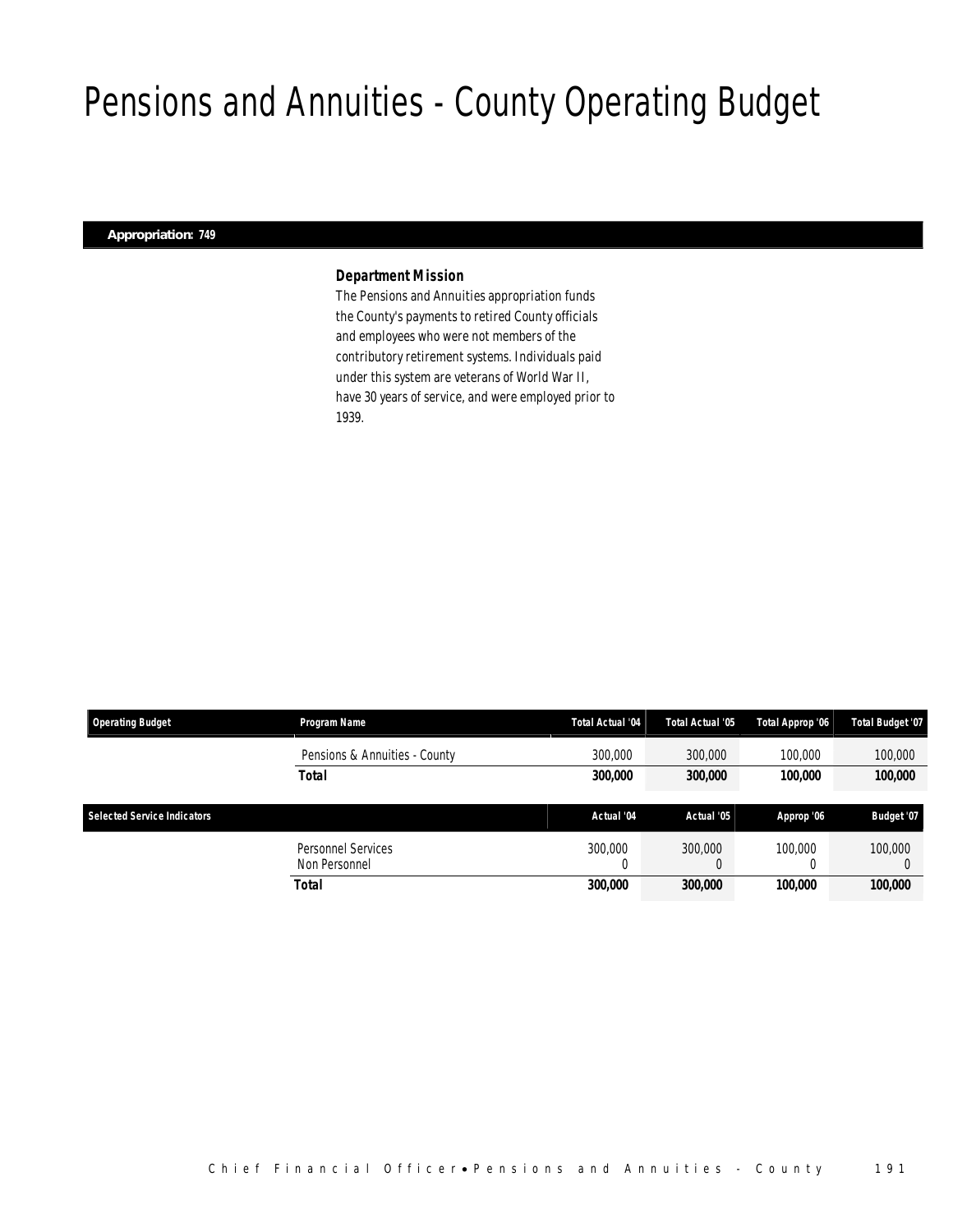# Pensions and Annuities - County Operating Budget

**Appropriation: 749**

### *Department Mission*

The Pensions and Annuities appropriation funds the County's payments to retired County officials and employees who were not members of the contributory retirement systems. Individuals paid under this system are veterans of World War II, have 30 years of service, and were employed prior to 1939.

| Operating Budget | Program Name | Total Actual '04 | Total Actual '05 | Total Approp '06 | Total Budget '07 |
|---|---|---|---|---|---|
| | Pensions & Annuities - County | 300,000 | 300,000 | 100,000 | 100,000 |
| | **Total** | **300,000** | **300,000** | **100,000** | **100,000** |

| Selected Service Indicators | | Actual '04 | Actual '05 | Approp '06 | Budget '07 |
|---|---|---|---|---|---|
| | Personnel Services | 300,000 | 300,000 | 100,000 | 100,000 |
| | Non Personnel | 0 | 0 | 0 | 0 |
| | **Total** | **300,000** | **300,000** | **100,000** | **100,000** |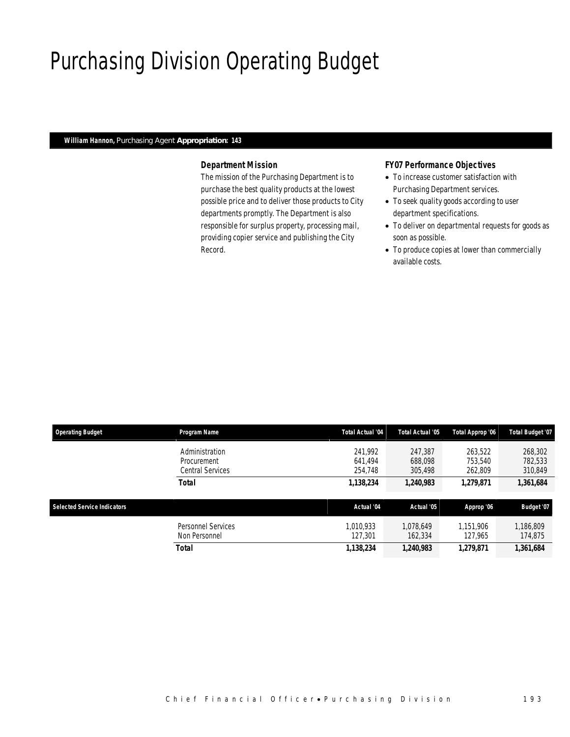# Purchasing Division Operating Budget

**William Hannon,** Purchasing Agent **Appropriation: 143**

### Department Mission

The mission of the Purchasing Department is to purchase the best quality products at the lowest possible price and to deliver those products to City departments promptly. The Department is also responsible for surplus property, processing mail, providing copier service and publishing the City Record.

### FY07 Performance Objectives

- To increase customer satisfaction with Purchasing Department services.
- To seek quality goods according to user department specifications.
- To deliver on departmental requests for goods as soon as possible.
- To produce copies at lower than commercially available costs.

| Operating Budget | Program Name | Total Actual '04 | Total Actual '05 | Total Approp '06 | Total Budget '07 |
|---|---|---|---|---|---|
| | Administration | 241,992 | 247,387 | 263,522 | 268,302 |
| | Procurement | 641,494 | 688,098 | 753,540 | 782,533 |
| | Central Services | 254,748 | 305,498 | 262,809 | 310,849 |
| | **Total** | **1,138,234** | **1,240,983** | **1,279,871** | **1,361,684** |

| Selected Service Indicators | | Actual '04 | Actual '05 | Approp '06 | Budget '07 |
|---|---|---|---|---|---|
| | Personnel Services | 1,010,933 | 1,078,649 | 1,151,906 | 1,186,809 |
| | Non Personnel | 127,301 | 162,334 | 127,965 | 174,875 |
| | **Total** | **1,138,234** | **1,240,983** | **1,279,871** | **1,361,684** |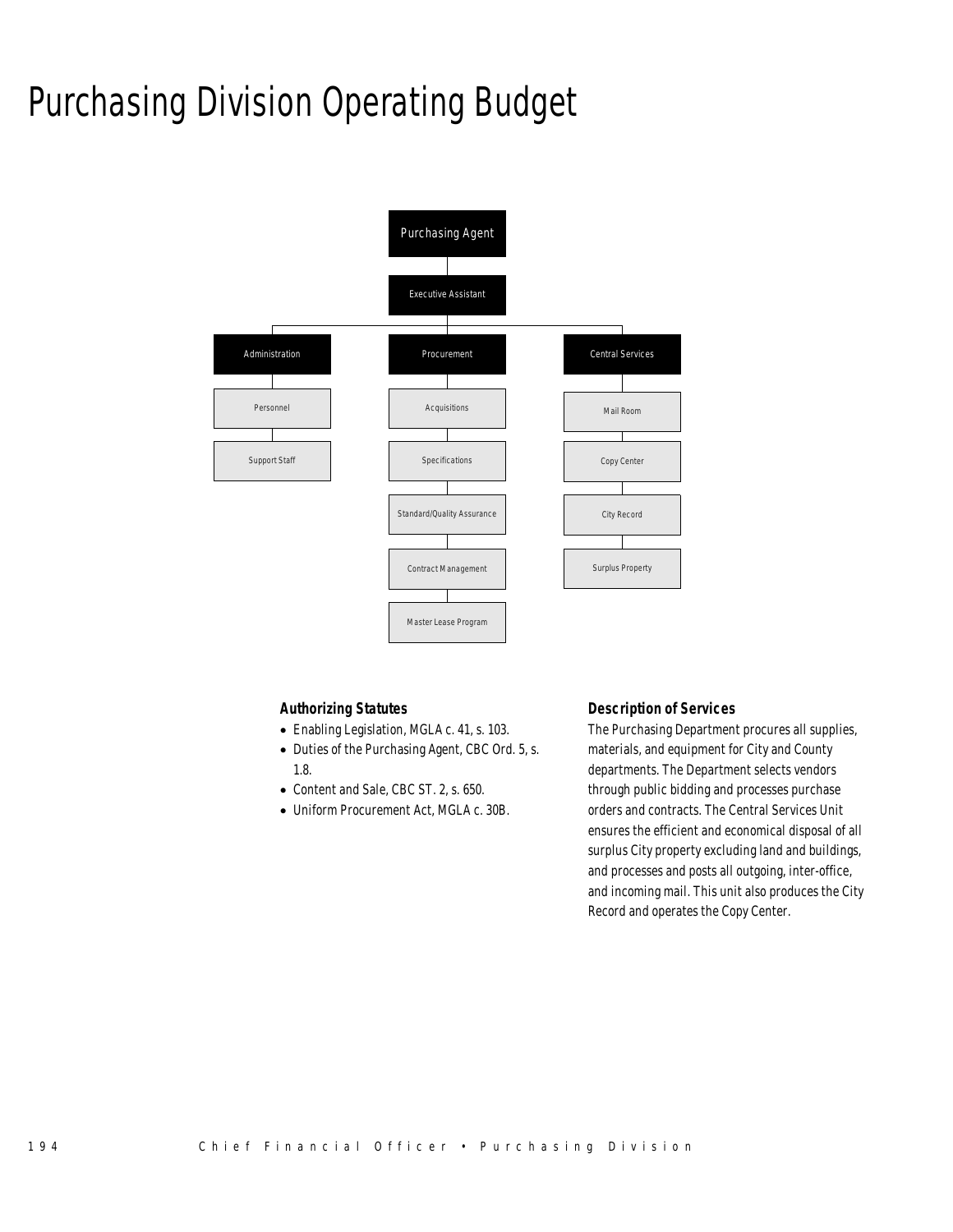# Purchasing Division Operating Budget

Purchasing Agent

Executive Assistant

Administration
- Personnel
- Support Staff

Procurement
- Acquisitions
- Specifications
- Standard/Quality Assurance
- Contract Management
- Master Lease Program

Central Services
- Mail Room
- Copy Center
- City Record
- Surplus Property

### Authorizing Statutes

- Enabling Legislation, MGLA c. 41, s. 103.
- Duties of the Purchasing Agent, CBC Ord. 5, s. 1.8.
- Content and Sale, CBC ST. 2, s. 650.
- Uniform Procurement Act, MGLA c. 30B.

### Description of Services

The Purchasing Department procures all supplies, materials, and equipment for City and County departments. The Department selects vendors through public bidding and processes purchase orders and contracts. The Central Services Unit ensures the efficient and economical disposal of all surplus City property excluding land and buildings, and processes and posts all outgoing, inter-office, and incoming mail. This unit also produces the City Record and operates the Copy Center.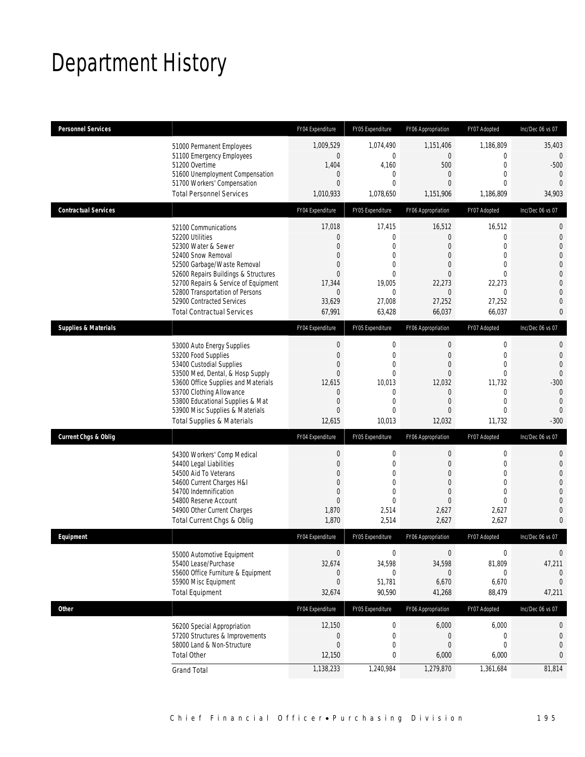# Department History

| Personnel Services | FY04 Expenditure | FY05 Expenditure | FY06 Appropriation | FY07 Adopted | Inc/Dec 06 vs 07 |
|---|---|---|---|---|---|
| 51000 Permanent Employees | 1,009,529 | 1,074,490 | 1,151,406 | 1,186,809 | 35,403 |
| 51100 Emergency Employees | 0 | 0 | 0 | 0 | 0 |
| 51200 Overtime | 1,404 | 4,160 | 500 | 0 | -500 |
| 51600 Unemployment Compensation | 0 | 0 | 0 | 0 | 0 |
| 51700 Workers' Compensation | 0 | 0 | 0 | 0 | 0 |
| Total Personnel Services | 1,010,933 | 1,078,650 | 1,151,906 | 1,186,809 | 34,903 |

| Contractual Services | FY04 Expenditure | FY05 Expenditure | FY06 Appropriation | FY07 Adopted | Inc/Dec 06 vs 07 |
|---|---|---|---|---|---|
| 52100 Communications | 17,018 | 17,415 | 16,512 | 16,512 | 0 |
| 52200 Utilities | 0 | 0 | 0 | 0 | 0 |
| 52300 Water & Sewer | 0 | 0 | 0 | 0 | 0 |
| 52400 Snow Removal | 0 | 0 | 0 | 0 | 0 |
| 52500 Garbage/Waste Removal | 0 | 0 | 0 | 0 | 0 |
| 52600 Repairs Buildings & Structures | 0 | 0 | 0 | 0 | 0 |
| 52700 Repairs & Service of Equipment | 17,344 | 19,005 | 22,273 | 22,273 | 0 |
| 52800 Transportation of Persons | 0 | 0 | 0 | 0 | 0 |
| 52900 Contracted Services | 33,629 | 27,008 | 27,252 | 27,252 | 0 |
| Total Contractual Services | 67,991 | 63,428 | 66,037 | 66,037 | 0 |

| Supplies & Materials | FY04 Expenditure | FY05 Expenditure | FY06 Appropriation | FY07 Adopted | Inc/Dec 06 vs 07 |
|---|---|---|---|---|---|
| 53000 Auto Energy Supplies | 0 | 0 | 0 | 0 | 0 |
| 53200 Food Supplies | 0 | 0 | 0 | 0 | 0 |
| 53400 Custodial Supplies | 0 | 0 | 0 | 0 | 0 |
| 53500 Med, Dental, & Hosp Supply | 0 | 0 | 0 | 0 | 0 |
| 53600 Office Supplies and Materials | 12,615 | 10,013 | 12,032 | 11,732 | -300 |
| 53700 Clothing Allowance | 0 | 0 | 0 | 0 | 0 |
| 53800 Educational Supplies & Mat | 0 | 0 | 0 | 0 | 0 |
| 53900 Misc Supplies & Materials | 0 | 0 | 0 | 0 | 0 |
| Total Supplies & Materials | 12,615 | 10,013 | 12,032 | 11,732 | -300 |

| Current Chgs & Oblig | FY04 Expenditure | FY05 Expenditure | FY06 Appropriation | FY07 Adopted | Inc/Dec 06 vs 07 |
|---|---|---|---|---|---|
| 54300 Workers' Comp Medical | 0 | 0 | 0 | 0 | 0 |
| 54400 Legal Liabilities | 0 | 0 | 0 | 0 | 0 |
| 54500 Aid To Veterans | 0 | 0 | 0 | 0 | 0 |
| 54600 Current Charges H&I | 0 | 0 | 0 | 0 | 0 |
| 54700 Indemnification | 0 | 0 | 0 | 0 | 0 |
| 54800 Reserve Account | 0 | 0 | 0 | 0 | 0 |
| 54900 Other Current Charges | 1,870 | 2,514 | 2,627 | 2,627 | 0 |
| Total Current Chgs & Oblig | 1,870 | 2,514 | 2,627 | 2,627 | 0 |

| Equipment | FY04 Expenditure | FY05 Expenditure | FY06 Appropriation | FY07 Adopted | Inc/Dec 06 vs 07 |
|---|---|---|---|---|---|
| 55000 Automotive Equipment | 0 | 0 | 0 | 0 | 0 |
| 55400 Lease/Purchase | 32,674 | 34,598 | 34,598 | 81,809 | 47,211 |
| 55600 Office Furniture & Equipment | 0 | 0 | 0 | 0 | 0 |
| 55900 Misc Equipment | 0 | 51,781 | 6,670 | 6,670 | 0 |
| Total Equipment | 32,674 | 90,590 | 41,268 | 88,479 | 47,211 |

| Other | FY04 Expenditure | FY05 Expenditure | FY06 Appropriation | FY07 Adopted | Inc/Dec 06 vs 07 |
|---|---|---|---|---|---|
| 56200 Special Appropriation | 12,150 | 0 | 6,000 | 6,000 | 0 |
| 57200 Structures & Improvements | 0 | 0 | 0 | 0 | 0 |
| 58000 Land & Non-Structure | 0 | 0 | 0 | 0 | 0 |
| Total Other | 12,150 | 0 | 6,000 | 6,000 | 0 |
| Grand Total | 1,138,233 | 1,240,984 | 1,279,870 | 1,361,684 | 81,814 |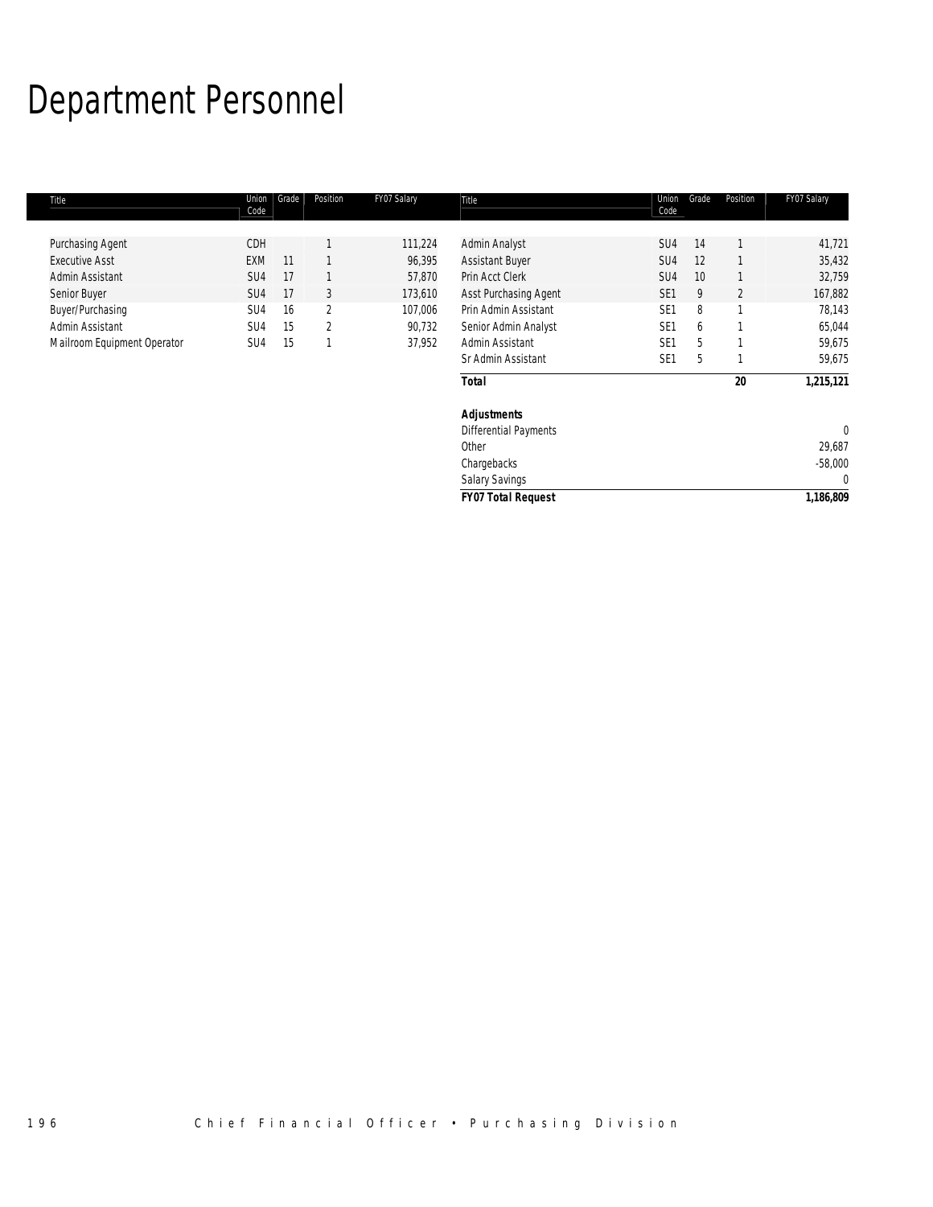# Department Personnel

| Title | Union Code | Grade | Position | FY07 Salary | Title | Union Code | Grade | Position | FY07 Salary |
|---|---|---|---|---|---|---|---|---|---|
| Purchasing Agent | CDH | | 1 | 111,224 | Admin Analyst | SU4 | 14 | 1 | 41,721 |
| Executive Asst | EXM | 11 | 1 | 96,395 | Assistant Buyer | SU4 | 12 | 1 | 35,432 |
| Admin Assistant | SU4 | 17 | 1 | 57,870 | Prin Acct Clerk | SU4 | 10 | 1 | 32,759 |
| Senior Buyer | SU4 | 17 | 3 | 173,610 | Asst Purchasing Agent | SE1 | 9 | 2 | 167,882 |
| Buyer/Purchasing | SU4 | 16 | 2 | 107,006 | Prin Admin Assistant | SE1 | 8 | 1 | 78,143 |
| Admin Assistant | SU4 | 15 | 2 | 90,732 | Senior Admin Analyst | SE1 | 6 | 1 | 65,044 |
| Mailroom Equipment Operator | SU4 | 15 | 1 | 37,952 | Admin Assistant | SE1 | 5 | 1 | 59,675 |
| | | | | | Sr Admin Assistant | SE1 | 5 | 1 | 59,675 |
| | | | | | **Total** | | | **20** | **1,215,121** |
| | | | | | | | | | |
| | | | | | ***Adjustments*** | | | | |
| | | | | | Differential Payments | | | | 0 |
| | | | | | Other | | | | 29,687 |
| | | | | | Chargebacks | | | | -58,000 |
| | | | | | Salary Savings | | | | 0 |
| | | | | | ***FY07 Total Request*** | | | | **1,186,809** |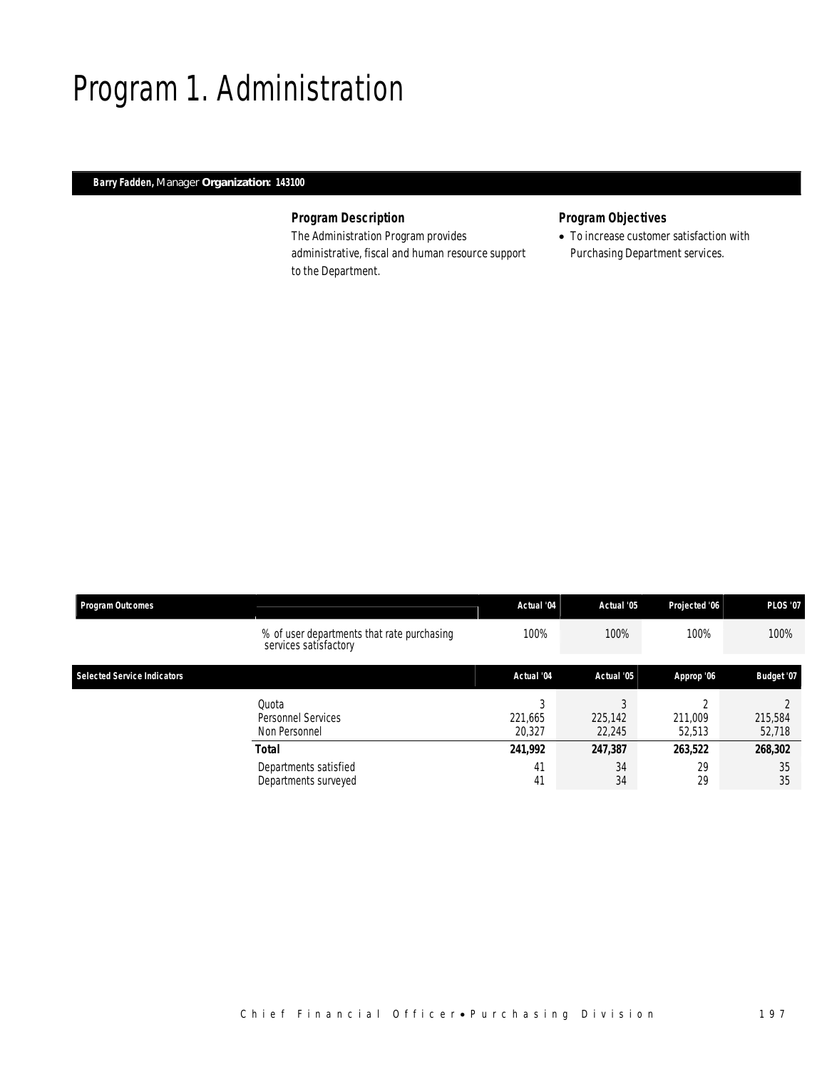# Program 1. Administration

**Barry Fadden,** Manager **Organization: 143100**

### Program Description

The Administration Program provides administrative, fiscal and human resource support to the Department.

### Program Objectives

- To increase customer satisfaction with Purchasing Department services.

| Program Outcomes | | Actual '04 | Actual '05 | Projected '06 | PLOS '07 |
|---|---|---|---|---|---|
| | % of user departments that rate purchasing services satisfactory | 100% | 100% | 100% | 100% |

| Selected Service Indicators | | Actual '04 | Actual '05 | Approp '06 | Budget '07 |
|---|---|---|---|---|---|
| | Quota | 3 | 3 | 2 | 2 |
| | Personnel Services | 221,665 | 225,142 | 211,009 | 215,584 |
| | Non Personnel | 20,327 | 22,245 | 52,513 | 52,718 |
| | **Total** | **241,992** | **247,387** | **263,522** | **268,302** |
| | Departments satisfied | 41 | 34 | 29 | 35 |
| | Departments surveyed | 41 | 34 | 29 | 35 |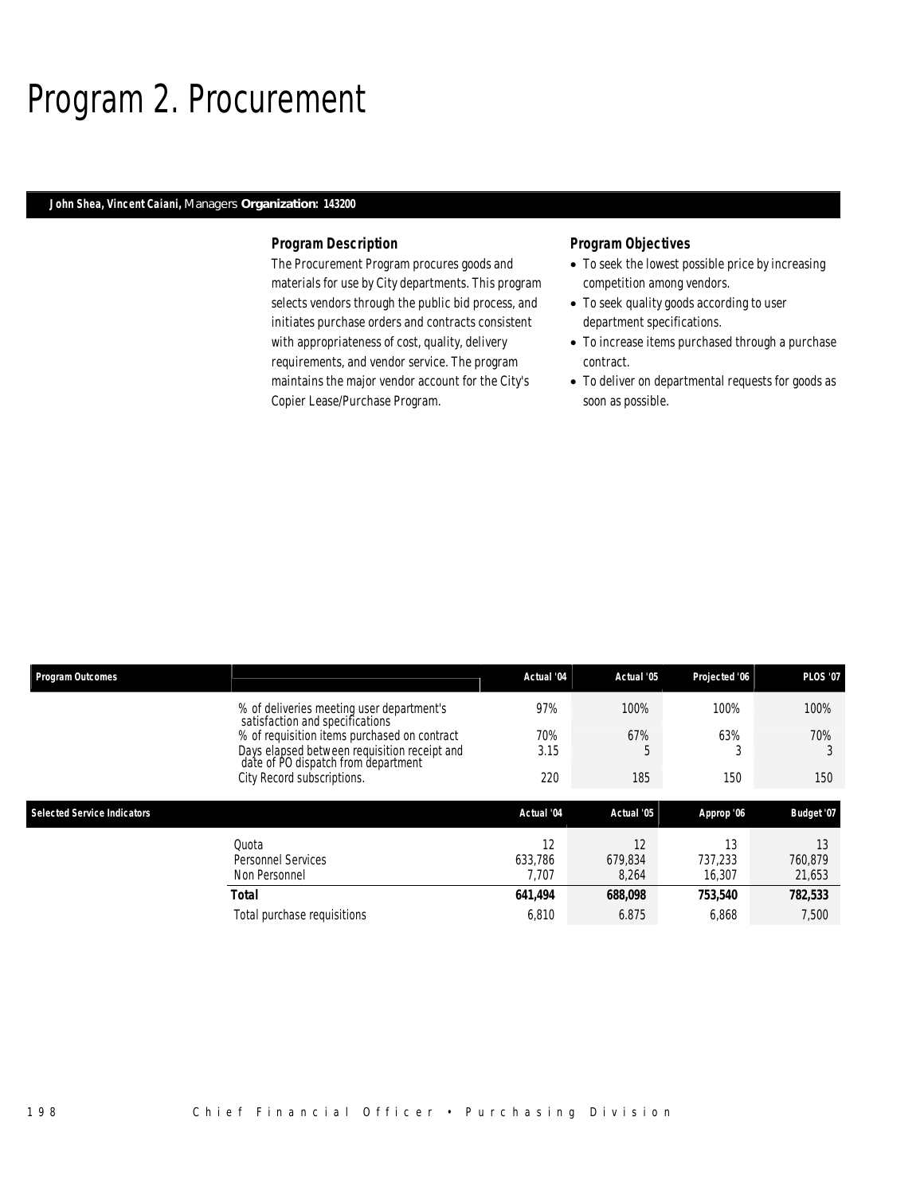# Program 2. Procurement

**John Shea, Vincent Caiani,** Managers **Organization: 143200**

### Program Description

The Procurement Program procures goods and materials for use by City departments. This program selects vendors through the public bid process, and initiates purchase orders and contracts consistent with appropriateness of cost, quality, delivery requirements, and vendor service. The program maintains the major vendor account for the City's Copier Lease/Purchase Program.

### Program Objectives

- To seek the lowest possible price by increasing competition among vendors.
- To seek quality goods according to user department specifications.
- To increase items purchased through a purchase contract.
- To deliver on departmental requests for goods as soon as possible.

| Program Outcomes | | Actual '04 | Actual '05 | Projected '06 | PLOS '07 |
|---|---|---|---|---|---|
| | % of deliveries meeting user department's satisfaction and specifications | 97% | 100% | 100% | 100% |
| | % of requisition items purchased on contract | 70% | 67% | 63% | 70% |
| | Days elapsed between requisition receipt and date of PO dispatch from department | 3.15 | 5 | 3 | 3 |
| | City Record subscriptions. | 220 | 185 | 150 | 150 |

| Selected Service Indicators | | Actual '04 | Actual '05 | Approp '06 | Budget '07 |
|---|---|---|---|---|---|
| | Quota | 12 | 12 | 13 | 13 |
| | Personnel Services | 633,786 | 679,834 | 737,233 | 760,879 |
| | Non Personnel | 7,707 | 8,264 | 16,307 | 21,653 |
| | **Total** | **641,494** | **688,098** | **753,540** | **782,533** |
| | Total purchase requisitions | 6,810 | 6.875 | 6,868 | 7,500 |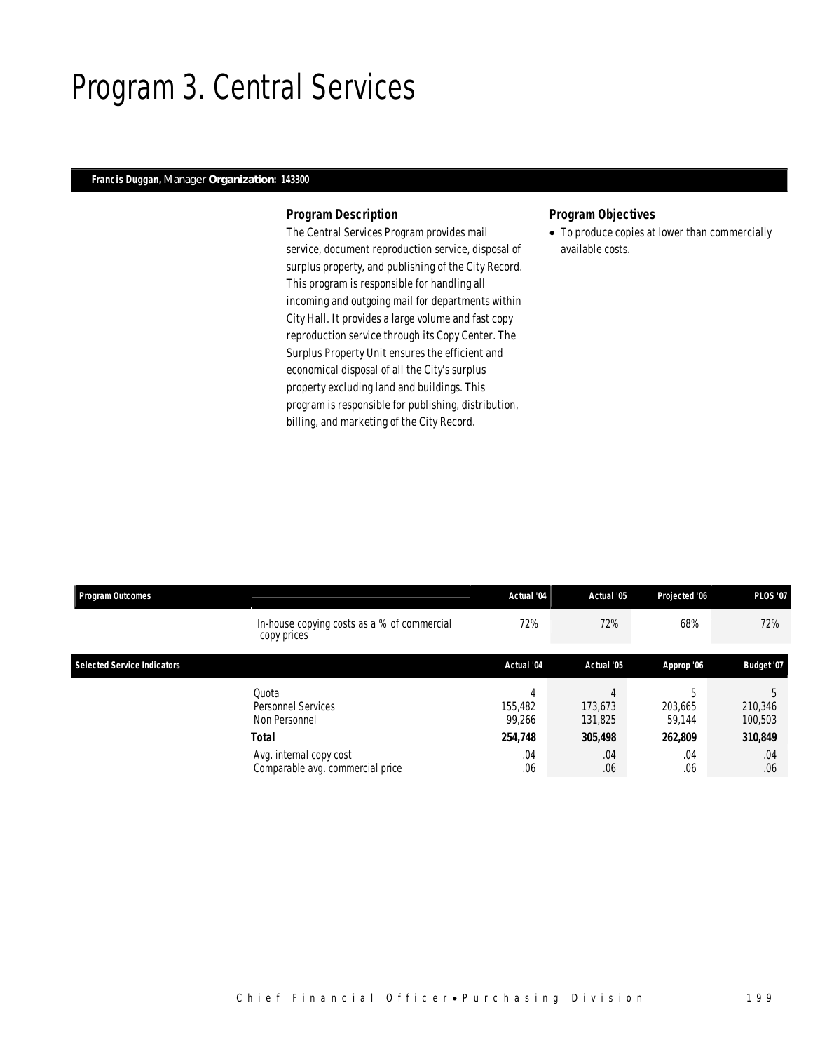# Program 3. Central Services

**Francis Duggan,** Manager **Organization: 143300**

### Program Description

The Central Services Program provides mail service, document reproduction service, disposal of surplus property, and publishing of the City Record. This program is responsible for handling all incoming and outgoing mail for departments within City Hall. It provides a large volume and fast copy reproduction service through its Copy Center. The Surplus Property Unit ensures the efficient and economical disposal of all the City's surplus property excluding land and buildings. This program is responsible for publishing, distribution, billing, and marketing of the City Record.

### Program Objectives

- To produce copies at lower than commercially available costs.

| Program Outcomes | | Actual '04 | Actual '05 | Projected '06 | PLOS '07 |
|---|---|---|---|---|---|
| | In-house copying costs as a % of commercial copy prices | 72% | 72% | 68% | 72% |

| Selected Service Indicators | | Actual '04 | Actual '05 | Approp '06 | Budget '07 |
|---|---|---|---|---|---|
| | Quota | 4 | 4 | 5 | 5 |
| | Personnel Services | 155,482 | 173,673 | 203,665 | 210,346 |
| | Non Personnel | 99,266 | 131,825 | 59,144 | 100,503 |
| | **Total** | **254,748** | **305,498** | **262,809** | **310,849** |
| | Avg. internal copy cost | .04 | .04 | .04 | .04 |
| | Comparable avg. commercial price | .06 | .06 | .06 | .06 |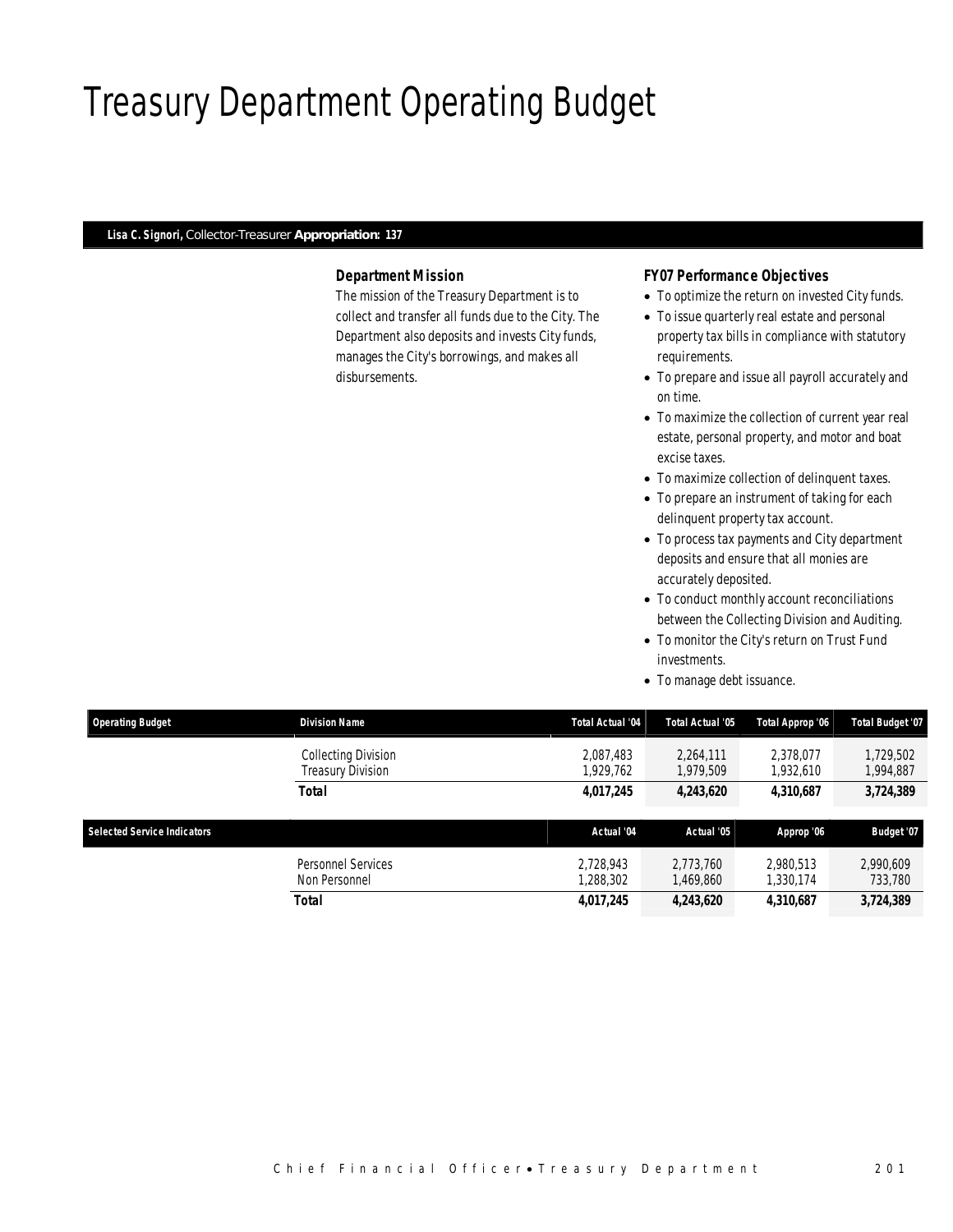# Treasury Department Operating Budget

**Lisa C. Signori,** Collector-Treasurer **Appropriation: 137**

### Department Mission

The mission of the Treasury Department is to collect and transfer all funds due to the City. The Department also deposits and invests City funds, manages the City's borrowings, and makes all disbursements.

### FY07 Performance Objectives

- To optimize the return on invested City funds.
- To issue quarterly real estate and personal property tax bills in compliance with statutory requirements.
- To prepare and issue all payroll accurately and on time.
- To maximize the collection of current year real estate, personal property, and motor and boat excise taxes.
- To maximize collection of delinquent taxes.
- To prepare an instrument of taking for each delinquent property tax account.
- To process tax payments and City department deposits and ensure that all monies are accurately deposited.
- To conduct monthly account reconciliations between the Collecting Division and Auditing.
- To monitor the City's return on Trust Fund investments.
- To manage debt issuance.

| Operating Budget | Division Name | Total Actual '04 | Total Actual '05 | Total Approp '06 | Total Budget '07 |
|---|---|---|---|---|---|
| | Collecting Division | 2,087,483 | 2,264,111 | 2,378,077 | 1,729,502 |
| | Treasury Division | 1,929,762 | 1,979,509 | 1,932,610 | 1,994,887 |
| | **Total** | **4,017,245** | **4,243,620** | **4,310,687** | **3,724,389** |

| Selected Service Indicators | | Actual '04 | Actual '05 | Approp '06 | Budget '07 |
|---|---|---|---|---|---|
| | Personnel Services | 2,728,943 | 2,773,760 | 2,980,513 | 2,990,609 |
| | Non Personnel | 1,288,302 | 1,469,860 | 1,330,174 | 733,780 |
| | **Total** | **4,017,245** | **4,243,620** | **4,310,687** | **3,724,389** |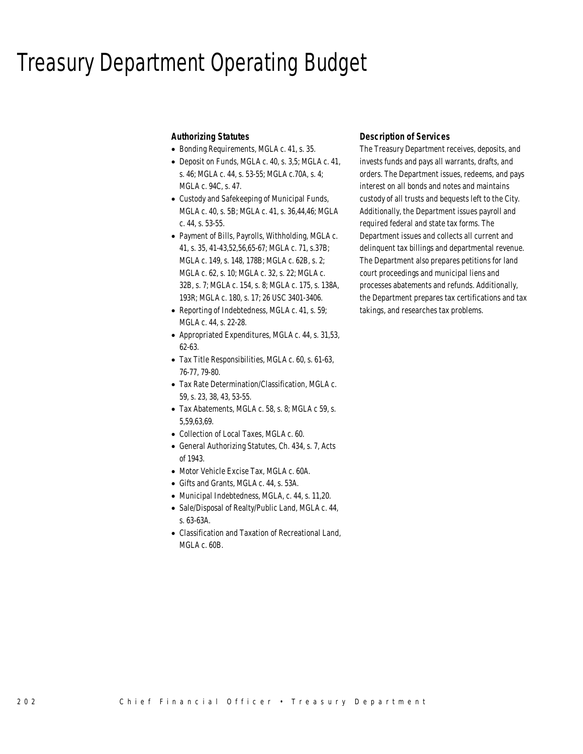# Treasury Department Operating Budget

### Authorizing Statutes

- Bonding Requirements, MGLA c. 41, s. 35.
- Deposit on Funds, MGLA c. 40, s. 3,5; MGLA c. 41, s. 46; MGLA c. 44, s. 53-55; MGLA c.70A, s. 4; MGLA c. 94C, s. 47.
- Custody and Safekeeping of Municipal Funds, MGLA c. 40, s. 5B; MGLA c. 41, s. 36,44,46; MGLA c. 44, s. 53-55.
- Payment of Bills, Payrolls, Withholding, MGLA c. 41, s. 35, 41-43,52,56,65-67; MGLA c. 71, s.37B; MGLA c. 149, s. 148, 178B; MGLA c. 62B, s. 2; MGLA c. 62, s. 10; MGLA c. 32, s. 22; MGLA c. 32B, s. 7; MGLA c. 154, s. 8; MGLA c. 175, s. 138A, 193R; MGLA c. 180, s. 17; 26 USC 3401-3406.
- Reporting of Indebtedness, MGLA c. 41, s. 59; MGLA c. 44, s. 22-28.
- Appropriated Expenditures, MGLA c. 44, s. 31,53, 62-63.
- Tax Title Responsibilities, MGLA c. 60, s. 61-63, 76-77, 79-80.
- Tax Rate Determination/Classification, MGLA c. 59, s. 23, 38, 43, 53-55.
- Tax Abatements, MGLA c. 58, s. 8; MGLA c 59, s. 5,59,63,69.
- Collection of Local Taxes, MGLA c. 60.
- General Authorizing Statutes, Ch. 434, s. 7, Acts of 1943.
- Motor Vehicle Excise Tax, MGLA c. 60A.
- Gifts and Grants, MGLA c. 44, s. 53A.
- Municipal Indebtedness, MGLA, c. 44, s. 11,20.
- Sale/Disposal of Realty/Public Land, MGLA c. 44, s. 63-63A.
- Classification and Taxation of Recreational Land, MGLA c. 60B.

### Description of Services

The Treasury Department receives, deposits, and invests funds and pays all warrants, drafts, and orders. The Department issues, redeems, and pays interest on all bonds and notes and maintains custody of all trusts and bequests left to the City. Additionally, the Department issues payroll and required federal and state tax forms. The Department issues and collects all current and delinquent tax billings and departmental revenue. The Department also prepares petitions for land court proceedings and municipal liens and processes abatements and refunds. Additionally, the Department prepares tax certifications and tax takings, and researches tax problems.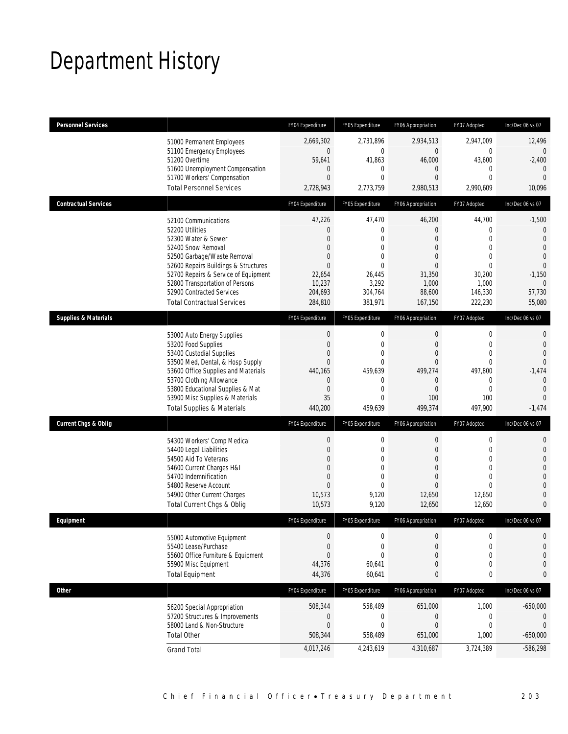# Department History

| Personnel Services | | FY04 Expenditure | FY05 Expenditure | FY06 Appropriation | FY07 Adopted | Inc/Dec 06 vs 07 |
|---|---|---|---|---|---|---|
| | 51000 Permanent Employees | 2,669,302 | 2,731,896 | 2,934,513 | 2,947,009 | 12,496 |
| | 51100 Emergency Employees | 0 | 0 | 0 | 0 | 0 |
| | 51200 Overtime | 59,641 | 41,863 | 46,000 | 43,600 | -2,400 |
| | 51600 Unemployment Compensation | 0 | 0 | 0 | 0 | 0 |
| | 51700 Workers' Compensation | 0 | 0 | 0 | 0 | 0 |
| | Total Personnel Services | 2,728,943 | 2,773,759 | 2,980,513 | 2,990,609 | 10,096 |
| **Contractual Services** | | FY04 Expenditure | FY05 Expenditure | FY06 Appropriation | FY07 Adopted | Inc/Dec 06 vs 07 |
| | 52100 Communications | 47,226 | 47,470 | 46,200 | 44,700 | -1,500 |
| | 52200 Utilities | 0 | 0 | 0 | 0 | 0 |
| | 52300 Water & Sewer | 0 | 0 | 0 | 0 | 0 |
| | 52400 Snow Removal | 0 | 0 | 0 | 0 | 0 |
| | 52500 Garbage/Waste Removal | 0 | 0 | 0 | 0 | 0 |
| | 52600 Repairs Buildings & Structures | 0 | 0 | 0 | 0 | 0 |
| | 52700 Repairs & Service of Equipment | 22,654 | 26,445 | 31,350 | 30,200 | -1,150 |
| | 52800 Transportation of Persons | 10,237 | 3,292 | 1,000 | 1,000 | 0 |
| | 52900 Contracted Services | 204,693 | 304,764 | 88,600 | 146,330 | 57,730 |
| | Total Contractual Services | 284,810 | 381,971 | 167,150 | 222,230 | 55,080 |
| **Supplies & Materials** | | FY04 Expenditure | FY05 Expenditure | FY06 Appropriation | FY07 Adopted | Inc/Dec 06 vs 07 |
| | 53000 Auto Energy Supplies | 0 | 0 | 0 | 0 | 0 |
| | 53200 Food Supplies | 0 | 0 | 0 | 0 | 0 |
| | 53400 Custodial Supplies | 0 | 0 | 0 | 0 | 0 |
| | 53500 Med, Dental, & Hosp Supply | 0 | 0 | 0 | 0 | 0 |
| | 53600 Office Supplies and Materials | 440,165 | 459,639 | 499,274 | 497,800 | -1,474 |
| | 53700 Clothing Allowance | 0 | 0 | 0 | 0 | 0 |
| | 53800 Educational Supplies & Mat | 0 | 0 | 0 | 0 | 0 |
| | 53900 Misc Supplies & Materials | 35 | 0 | 100 | 100 | 0 |
| | Total Supplies & Materials | 440,200 | 459,639 | 499,374 | 497,900 | -1,474 |
| **Current Chgs & Oblig** | | FY04 Expenditure | FY05 Expenditure | FY06 Appropriation | FY07 Adopted | Inc/Dec 06 vs 07 |
| | 54300 Workers' Comp Medical | 0 | 0 | 0 | 0 | 0 |
| | 54400 Legal Liabilities | 0 | 0 | 0 | 0 | 0 |
| | 54500 Aid To Veterans | 0 | 0 | 0 | 0 | 0 |
| | 54600 Current Charges H&I | 0 | 0 | 0 | 0 | 0 |
| | 54700 Indemnification | 0 | 0 | 0 | 0 | 0 |
| | 54800 Reserve Account | 0 | 0 | 0 | 0 | 0 |
| | 54900 Other Current Charges | 10,573 | 9,120 | 12,650 | 12,650 | 0 |
| | Total Current Chgs & Oblig | 10,573 | 9,120 | 12,650 | 12,650 | 0 |
| **Equipment** | | FY04 Expenditure | FY05 Expenditure | FY06 Appropriation | FY07 Adopted | Inc/Dec 06 vs 07 |
| | 55000 Automotive Equipment | 0 | 0 | 0 | 0 | 0 |
| | 55400 Lease/Purchase | 0 | 0 | 0 | 0 | 0 |
| | 55600 Office Furniture & Equipment | 0 | 0 | 0 | 0 | 0 |
| | 55900 Misc Equipment | 44,376 | 60,641 | 0 | 0 | 0 |
| | Total Equipment | 44,376 | 60,641 | 0 | 0 | 0 |
| **Other** | | FY04 Expenditure | FY05 Expenditure | FY06 Appropriation | FY07 Adopted | Inc/Dec 06 vs 07 |
| | 56200 Special Appropriation | 508,344 | 558,489 | 651,000 | 1,000 | -650,000 |
| | 57200 Structures & Improvements | 0 | 0 | 0 | 0 | 0 |
| | 58000 Land & Non-Structure | 0 | 0 | 0 | 0 | 0 |
| | Total Other | 508,344 | 558,489 | 651,000 | 1,000 | -650,000 |
| | Grand Total | 4,017,246 | 4,243,619 | 4,310,687 | 3,724,389 | -586,298 |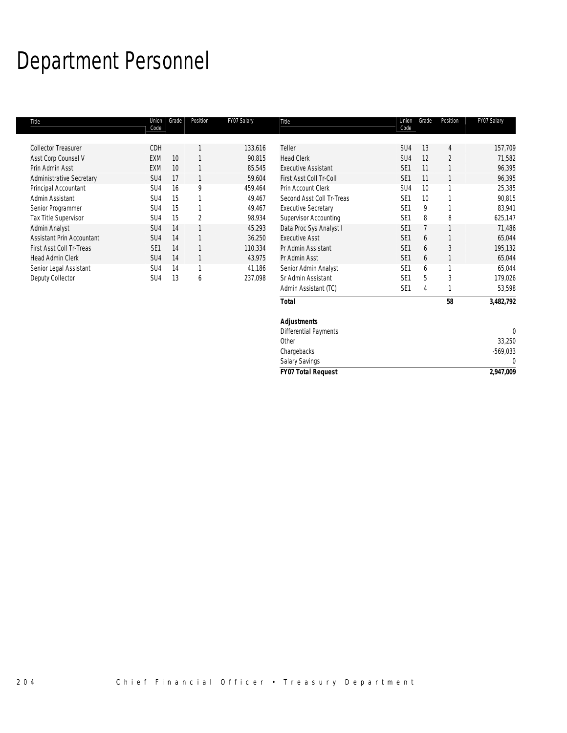# Department Personnel

| Title | Union Code | Grade | Position | FY07 Salary |
|---|---|---|---|---|
| Collector Treasurer | CDH | | 1 | 133,616 |
| Asst Corp Counsel V | EXM | 10 | 1 | 90,815 |
| Prin Admin Asst | EXM | 10 | 1 | 85,545 |
| Administrative Secretary | SU4 | 17 | 1 | 59,604 |
| Principal Accountant | SU4 | 16 | 9 | 459,464 |
| Admin Assistant | SU4 | 15 | 1 | 49,467 |
| Senior Programmer | SU4 | 15 | 1 | 49,467 |
| Tax Title Supervisor | SU4 | 15 | 2 | 98,934 |
| Admin Analyst | SU4 | 14 | 1 | 45,293 |
| Assistant Prin Accountant | SU4 | 14 | 1 | 36,250 |
| First Asst Coll Tr-Treas | SE1 | 14 | 1 | 110,334 |
| Head Admin Clerk | SU4 | 14 | 1 | 43,975 |
| Senior Legal Assistant | SU4 | 14 | 1 | 41,186 |
| Deputy Collector | SU4 | 13 | 6 | 237,098 |
| Teller | SU4 | 13 | 4 | 157,709 |
| Head Clerk | SU4 | 12 | 2 | 71,582 |
| Executive Assistant | SE1 | 11 | 1 | 96,395 |
| First Asst Coll Tr-Coll | SE1 | 11 | 1 | 96,395 |
| Prin Account Clerk | SU4 | 10 | 1 | 25,385 |
| Second Asst Coll Tr-Treas | SE1 | 10 | 1 | 90,815 |
| Executive Secretary | SE1 | 9 | 1 | 83,941 |
| Supervisor Accounting | SE1 | 8 | 8 | 625,147 |
| Data Proc Sys Analyst I | SE1 | 7 | 1 | 71,486 |
| Executive Asst | SE1 | 6 | 1 | 65,044 |
| Pr Admin Assistant | SE1 | 6 | 3 | 195,132 |
| Pr Admin Asst | SE1 | 6 | 1 | 65,044 |
| Senior Admin Analyst | SE1 | 6 | 1 | 65,044 |
| Sr Admin Assistant | SE1 | 5 | 3 | 179,026 |
| Admin Assistant (TC) | SE1 | 4 | 1 | 53,598 |
| ***Total*** | | | **58** | **3,482,792** |
| | | | | |
| ***Adjustments*** | | | | |
| Differential Payments | | | | 0 |
| Other | | | | 33,250 |
| Chargebacks | | | | -569,033 |
| Salary Savings | | | | 0 |
| ***FY07 Total Request*** | | | | ***2,947,009*** |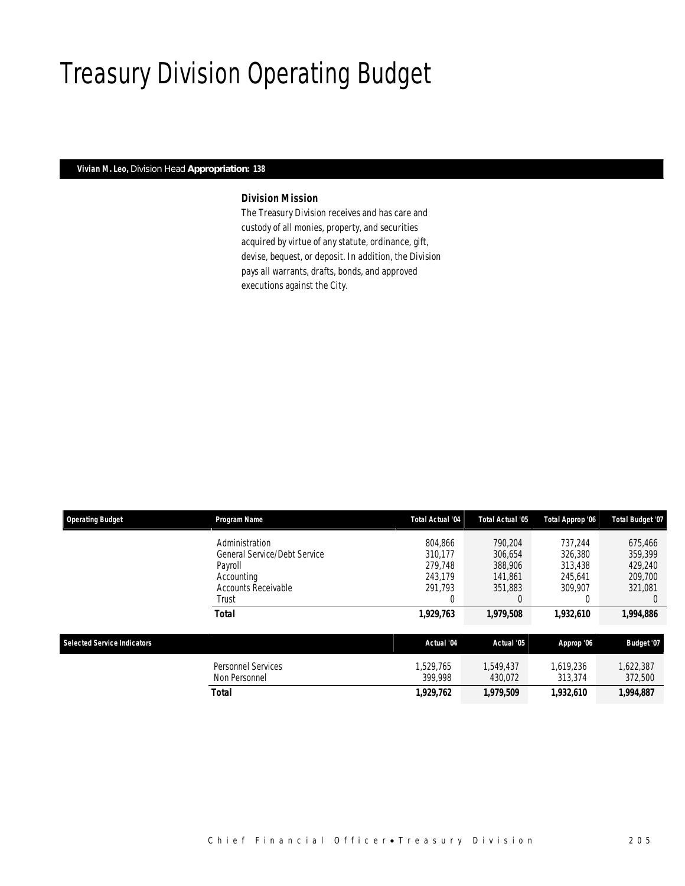# Treasury Division Operating Budget

**Vivian M. Leo,** Division Head **Appropriation: 138**

### Division Mission

The Treasury Division receives and has care and custody of all monies, property, and securities acquired by virtue of any statute, ordinance, gift, devise, bequest, or deposit. In addition, the Division pays all warrants, drafts, bonds, and approved executions against the City.

| Operating Budget | Program Name | Total Actual '04 | Total Actual '05 | Total Approp '06 | Total Budget '07 |
|---|---|---|---|---|---|
| | Administration | 804,866 | 790,204 | 737,244 | 675,466 |
| | General Service/Debt Service | 310,177 | 306,654 | 326,380 | 359,399 |
| | Payroll | 279,748 | 388,906 | 313,438 | 429,240 |
| | Accounting | 243,179 | 141,861 | 245,641 | 209,700 |
| | Accounts Receivable | 291,793 | 351,883 | 309,907 | 321,081 |
| | Trust | 0 | 0 | 0 | 0 |
| | ***Total*** | **1,929,763** | **1,979,508** | **1,932,610** | **1,994,886** |

| Selected Service Indicators | | Actual '04 | Actual '05 | Approp '06 | Budget '07 |
|---|---|---|---|---|---|
| | Personnel Services | 1,529,765 | 1,549,437 | 1,619,236 | 1,622,387 |
| | Non Personnel | 399,998 | 430,072 | 313,374 | 372,500 |
| | ***Total*** | **1,929,762** | **1,979,509** | **1,932,610** | **1,994,887** |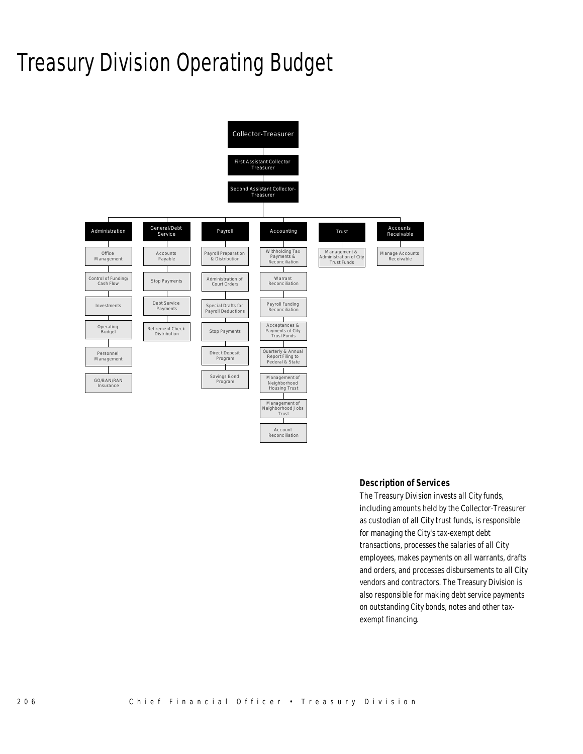# Treasury Division Operating Budget

- Collector-Treasurer
  - First Assistant Collector Treasurer
    - Second Assistant Collector-Treasurer
      - Administration
        - Office Management
        - Control of Funding/ Cash Flow
        - Investments
        - Operating Budget
        - Personnel Management
        - GO/BAN/RAN Insurance
      - General/Debt Service
        - Accounts Payable
        - Stop Payments
        - Debt Service Payments
        - Retirement Check Distribution
      - Payroll
        - Payroll Preparation & Distribution
        - Administration of Court Orders
        - Special Drafts for Payroll Deductions
        - Stop Payments
        - Direct Deposit Program
        - Savings Bond Program
      - Accounting
        - Withholding Tax Payments & Reconciliation
        - Warrant Reconciliation
        - Payroll Funding Reconciliation
        - Acceptances & Payments of City Trust Funds
        - Quarterly & Annual Report Filing to Federal & State
        - Management of Neighborhood Housing Trust
        - Management of Neighborhood Jobs Trust
        - Account Reconciliation
      - Trust
        - Management & Administration of City Trust Funds
      - Accounts Receivable
        - Manage Accounts Receivable

### Description of Services

The Treasury Division invests all City funds, including amounts held by the Collector-Treasurer as custodian of all City trust funds, is responsible for managing the City's tax-exempt debt transactions, processes the salaries of all City employees, makes payments on all warrants, drafts and orders, and processes disbursements to all City vendors and contractors. The Treasury Division is also responsible for making debt service payments on outstanding City bonds, notes and other tax-exempt financing.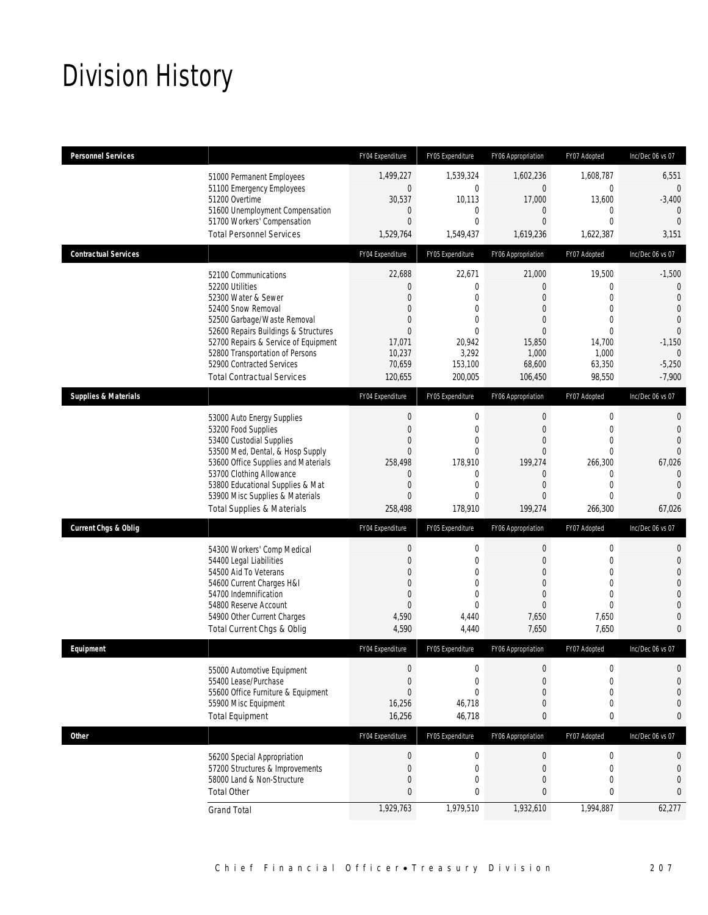# Division History

| Personnel Services | | FY04 Expenditure | FY05 Expenditure | FY06 Appropriation | FY07 Adopted | Inc/Dec 06 vs 07 |
|---|---|---|---|---|---|---|
| | 51000 Permanent Employees | 1,499,227 | 1,539,324 | 1,602,236 | 1,608,787 | 6,551 |
| | 51100 Emergency Employees | 0 | 0 | 0 | 0 | 0 |
| | 51200 Overtime | 30,537 | 10,113 | 17,000 | 13,600 | -3,400 |
| | 51600 Unemployment Compensation | 0 | 0 | 0 | 0 | 0 |
| | 51700 Workers' Compensation | 0 | 0 | 0 | 0 | 0 |
| | Total Personnel Services | 1,529,764 | 1,549,437 | 1,619,236 | 1,622,387 | 3,151 |
| **Contractual Services** | | FY04 Expenditure | FY05 Expenditure | FY06 Appropriation | FY07 Adopted | Inc/Dec 06 vs 07 |
| | 52100 Communications | 22,688 | 22,671 | 21,000 | 19,500 | -1,500 |
| | 52200 Utilities | 0 | 0 | 0 | 0 | 0 |
| | 52300 Water & Sewer | 0 | 0 | 0 | 0 | 0 |
| | 52400 Snow Removal | 0 | 0 | 0 | 0 | 0 |
| | 52500 Garbage/Waste Removal | 0 | 0 | 0 | 0 | 0 |
| | 52600 Repairs Buildings & Structures | 0 | 0 | 0 | 0 | 0 |
| | 52700 Repairs & Service of Equipment | 17,071 | 20,942 | 15,850 | 14,700 | -1,150 |
| | 52800 Transportation of Persons | 10,237 | 3,292 | 1,000 | 1,000 | 0 |
| | 52900 Contracted Services | 70,659 | 153,100 | 68,600 | 63,350 | -5,250 |
| | Total Contractual Services | 120,655 | 200,005 | 106,450 | 98,550 | -7,900 |
| **Supplies & Materials** | | FY04 Expenditure | FY05 Expenditure | FY06 Appropriation | FY07 Adopted | Inc/Dec 06 vs 07 |
| | 53000 Auto Energy Supplies | 0 | 0 | 0 | 0 | 0 |
| | 53200 Food Supplies | 0 | 0 | 0 | 0 | 0 |
| | 53400 Custodial Supplies | 0 | 0 | 0 | 0 | 0 |
| | 53500 Med, Dental, & Hosp Supply | 0 | 0 | 0 | 0 | 0 |
| | 53600 Office Supplies and Materials | 258,498 | 178,910 | 199,274 | 266,300 | 67,026 |
| | 53700 Clothing Allowance | 0 | 0 | 0 | 0 | 0 |
| | 53800 Educational Supplies & Mat | 0 | 0 | 0 | 0 | 0 |
| | 53900 Misc Supplies & Materials | 0 | 0 | 0 | 0 | 0 |
| | Total Supplies & Materials | 258,498 | 178,910 | 199,274 | 266,300 | 67,026 |
| **Current Chgs & Oblig** | | FY04 Expenditure | FY05 Expenditure | FY06 Appropriation | FY07 Adopted | Inc/Dec 06 vs 07 |
| | 54300 Workers' Comp Medical | 0 | 0 | 0 | 0 | 0 |
| | 54400 Legal Liabilities | 0 | 0 | 0 | 0 | 0 |
| | 54500 Aid To Veterans | 0 | 0 | 0 | 0 | 0 |
| | 54600 Current Charges H&I | 0 | 0 | 0 | 0 | 0 |
| | 54700 Indemnification | 0 | 0 | 0 | 0 | 0 |
| | 54800 Reserve Account | 0 | 0 | 0 | 0 | 0 |
| | 54900 Other Current Charges | 4,590 | 4,440 | 7,650 | 7,650 | 0 |
| | Total Current Chgs & Oblig | 4,590 | 4,440 | 7,650 | 7,650 | 0 |
| **Equipment** | | FY04 Expenditure | FY05 Expenditure | FY06 Appropriation | FY07 Adopted | Inc/Dec 06 vs 07 |
| | 55000 Automotive Equipment | 0 | 0 | 0 | 0 | 0 |
| | 55400 Lease/Purchase | 0 | 0 | 0 | 0 | 0 |
| | 55600 Office Furniture & Equipment | 0 | 0 | 0 | 0 | 0 |
| | 55900 Misc Equipment | 16,256 | 46,718 | 0 | 0 | 0 |
| | Total Equipment | 16,256 | 46,718 | 0 | 0 | 0 |
| **Other** | | FY04 Expenditure | FY05 Expenditure | FY06 Appropriation | FY07 Adopted | Inc/Dec 06 vs 07 |
| | 56200 Special Appropriation | 0 | 0 | 0 | 0 | 0 |
| | 57200 Structures & Improvements | 0 | 0 | 0 | 0 | 0 |
| | 58000 Land & Non-Structure | 0 | 0 | 0 | 0 | 0 |
| | Total Other | 0 | 0 | 0 | 0 | 0 |
| | Grand Total | 1,929,763 | 1,979,510 | 1,932,610 | 1,994,887 | 62,277 |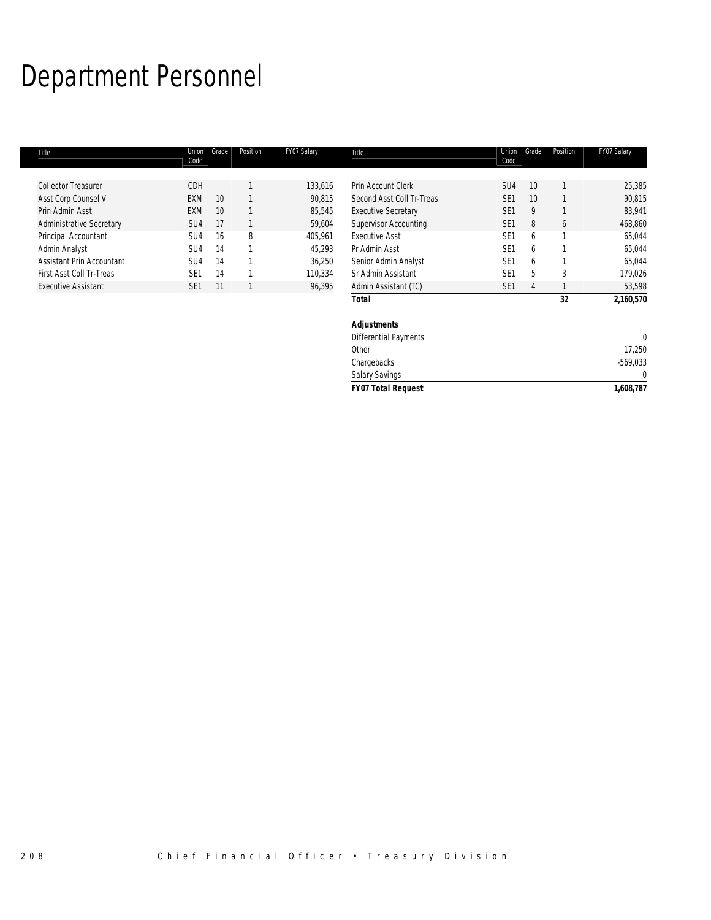# Department Personnel

| Title | Union Code | Grade | Position | FY07 Salary |
|---|---|---|---|---|
| Collector Treasurer | CDH | | 1 | 133,616 |
| Asst Corp Counsel V | EXM | 10 | 1 | 90,815 |
| Prin Admin Asst | EXM | 10 | 1 | 85,545 |
| Administrative Secretary | SU4 | 17 | 1 | 59,604 |
| Principal Accountant | SU4 | 16 | 8 | 405,961 |
| Admin Analyst | SU4 | 14 | 1 | 45,293 |
| Assistant Prin Accountant | SU4 | 14 | 1 | 36,250 |
| First Asst Coll Tr-Treas | SE1 | 14 | 1 | 110,334 |
| Executive Assistant | SE1 | 11 | 1 | 96,395 |
| Prin Account Clerk | SU4 | 10 | 1 | 25,385 |
| Second Asst Coll Tr-Treas | SE1 | 10 | 1 | 90,815 |
| Executive Secretary | SE1 | 9 | 1 | 83,941 |
| Supervisor Accounting | SE1 | 8 | 6 | 468,860 |
| Executive Asst | SE1 | 6 | 1 | 65,044 |
| Pr Admin Asst | SE1 | 6 | 1 | 65,044 |
| Senior Admin Analyst | SE1 | 6 | 1 | 65,044 |
| Sr Admin Assistant | SE1 | 5 | 3 | 179,026 |
| Admin Assistant (TC) | SE1 | 4 | 1 | 53,598 |
| **Total** | | | **32** | **2,160,570** |
| | | | | |
| **Adjustments** | | | | |
| Differential Payments | | | | 0 |
| Other | | | | 17,250 |
| Chargebacks | | | | -569,033 |
| Salary Savings | | | | 0 |
| **FY07 Total Request** | | | | **1,608,787** |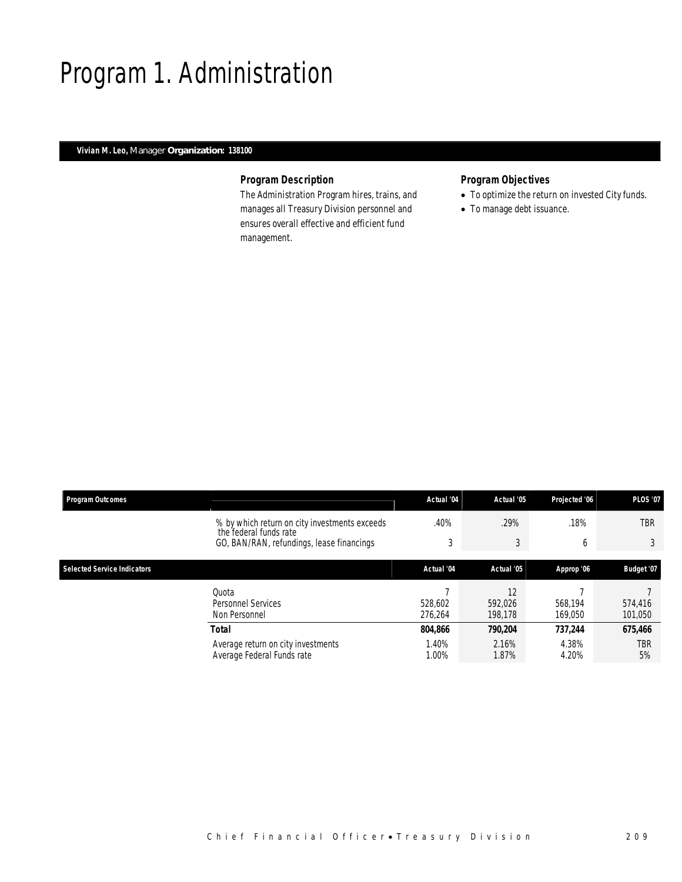# Program 1. Administration

**Vivian M. Leo,** Manager **Organization: 138100**

### Program Description

The Administration Program hires, trains, and manages all Treasury Division personnel and ensures overall effective and efficient fund management.

### Program Objectives

- To optimize the return on invested City funds.
- To manage debt issuance.

| Program Outcomes | | Actual '04 | Actual '05 | Projected '06 | PLOS '07 |
|---|---|---|---|---|---|
| | % by which return on city investments exceeds the federal funds rate | .40% | .29% | .18% | TBR |
| | GO, BAN/RAN, refundings, lease financings | 3 | 3 | 6 | 3 |

| Selected Service Indicators | | Actual '04 | Actual '05 | Approp '06 | Budget '07 |
|---|---|---|---|---|---|
| | Quota | 7 | 12 | 7 | 7 |
| | Personnel Services | 528,602 | 592,026 | 568,194 | 574,416 |
| | Non Personnel | 276,264 | 198,178 | 169,050 | 101,050 |
| | **Total** | **804,866** | **790,204** | **737,244** | **675,466** |
| | Average return on city investments | 1.40% | 2.16% | 4.38% | TBR |
| | Average Federal Funds rate | 1.00% | 1.87% | 4.20% | 5% |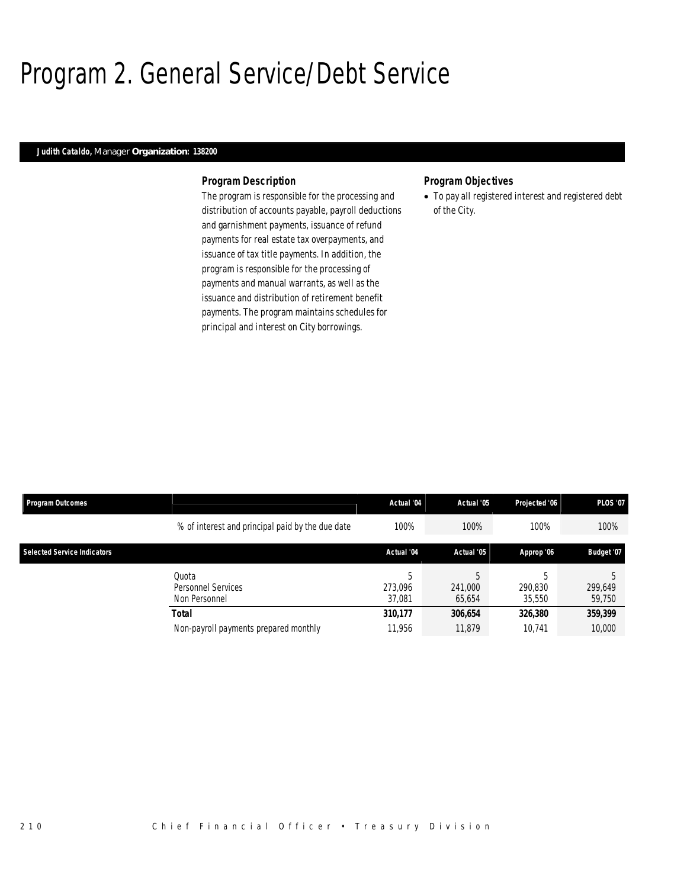# Program 2. General Service/Debt Service

**Judith Cataldo,** Manager **Organization: 138200**

### Program Description

The program is responsible for the processing and distribution of accounts payable, payroll deductions and garnishment payments, issuance of refund payments for real estate tax overpayments, and issuance of tax title payments. In addition, the program is responsible for the processing of payments and manual warrants, as well as the issuance and distribution of retirement benefit payments. The program maintains schedules for principal and interest on City borrowings.

### Program Objectives

- To pay all registered interest and registered debt of the City.

| Program Outcomes | | Actual '04 | Actual '05 | Projected '06 | PLOS '07 |
|---|---|---|---|---|---|
| | % of interest and principal paid by the due date | 100% | 100% | 100% | 100% |

| Selected Service Indicators | | Actual '04 | Actual '05 | Approp '06 | Budget '07 |
|---|---|---|---|---|---|
| | Quota | 5 | 5 | 5 | 5 |
| | Personnel Services | 273,096 | 241,000 | 290,830 | 299,649 |
| | Non Personnel | 37,081 | 65,654 | 35,550 | 59,750 |
| | **Total** | **310,177** | **306,654** | **326,380** | **359,399** |
| | Non-payroll payments prepared monthly | 11,956 | 11,879 | 10,741 | 10,000 |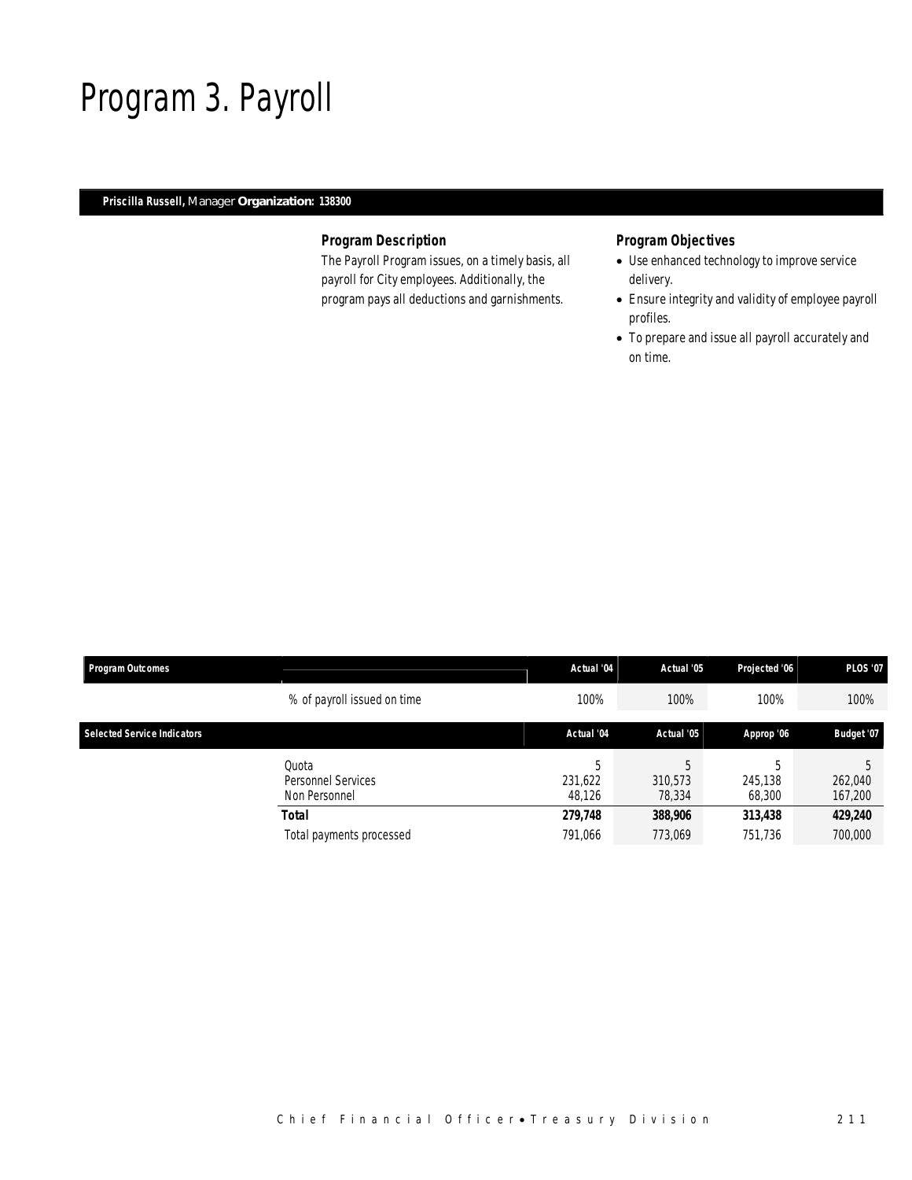# Program 3. Payroll

**Priscilla Russell,** Manager **Organization: 138300**

### Program Description

The Payroll Program issues, on a timely basis, all payroll for City employees. Additionally, the program pays all deductions and garnishments.

### Program Objectives

- Use enhanced technology to improve service delivery.
- Ensure integrity and validity of employee payroll profiles.
- To prepare and issue all payroll accurately and on time.

| Program Outcomes | | Actual '04 | Actual '05 | Projected '06 | PLOS '07 |
|---|---|---|---|---|---|
| | % of payroll issued on time | 100% | 100% | 100% | 100% |

| Selected Service Indicators | | Actual '04 | Actual '05 | Approp '06 | Budget '07 |
|---|---|---|---|---|---|
| | Quota | 5 | 5 | 5 | 5 |
| | Personnel Services | 231,622 | 310,573 | 245,138 | 262,040 |
| | Non Personnel | 48,126 | 78,334 | 68,300 | 167,200 |
| | **Total** | **279,748** | **388,906** | **313,438** | **429,240** |
| | Total payments processed | 791,066 | 773,069 | 751,736 | 700,000 |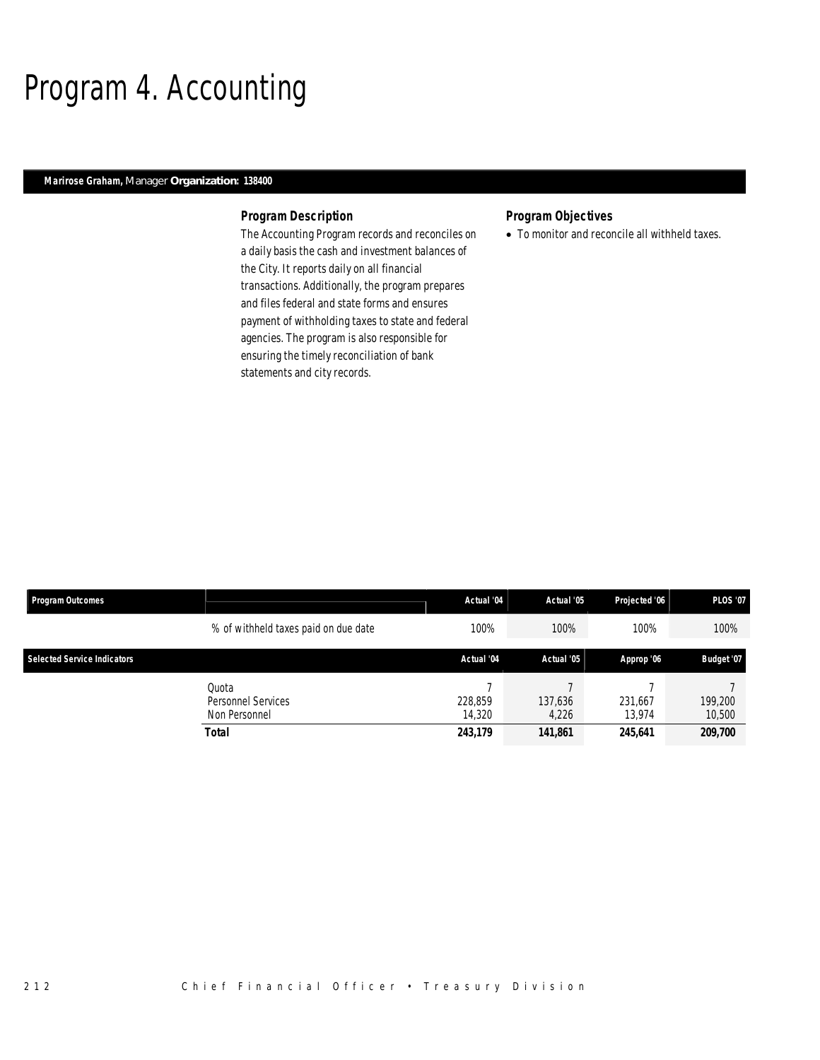# Program 4. Accounting

**Marirose Graham,** Manager **Organization: 138400**

### Program Description

The Accounting Program records and reconciles on a daily basis the cash and investment balances of the City. It reports daily on all financial transactions. Additionally, the program prepares and files federal and state forms and ensures payment of withholding taxes to state and federal agencies. The program is also responsible for ensuring the timely reconciliation of bank statements and city records.

### Program Objectives

- To monitor and reconcile all withheld taxes.

| Program Outcomes | | Actual '04 | Actual '05 | Projected '06 | PLOS '07 |
|---|---|---|---|---|---|
| | % of withheld taxes paid on due date | 100% | 100% | 100% | 100% |

| Selected Service Indicators | | Actual '04 | Actual '05 | Approp '06 | Budget '07 |
|---|---|---|---|---|---|
| | Quota | 7 | 7 | 7 | 7 |
| | Personnel Services | 228,859 | 137,636 | 231,667 | 199,200 |
| | Non Personnel | 14,320 | 4,226 | 13,974 | 10,500 |
| | **Total** | **243,179** | **141,861** | **245,641** | **209,700** |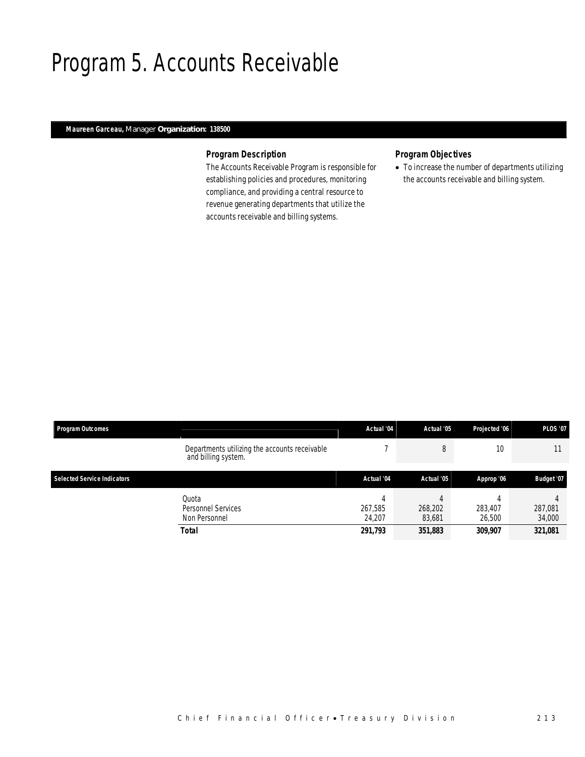# Program 5. Accounts Receivable

**Maureen Garceau,** Manager **Organization: 138500**

### Program Description

The Accounts Receivable Program is responsible for establishing policies and procedures, monitoring compliance, and providing a central resource to revenue generating departments that utilize the accounts receivable and billing systems.

### Program Objectives

- To increase the number of departments utilizing the accounts receivable and billing system.

| Program Outcomes | | Actual '04 | Actual '05 | Projected '06 | PLOS '07 |
|---|---|---|---|---|---|
| | Departments utilizing the accounts receivable and billing system. | 7 | 8 | 10 | 11 |

| Selected Service Indicators | | Actual '04 | Actual '05 | Approp '06 | Budget '07 |
|---|---|---|---|---|---|
| | Quota | 4 | 4 | 4 | 4 |
| | Personnel Services | 267,585 | 268,202 | 283,407 | 287,081 |
| | Non Personnel | 24,207 | 83,681 | 26,500 | 34,000 |
| | **Total** | **291,793** | **351,883** | **309,907** | **321,081** |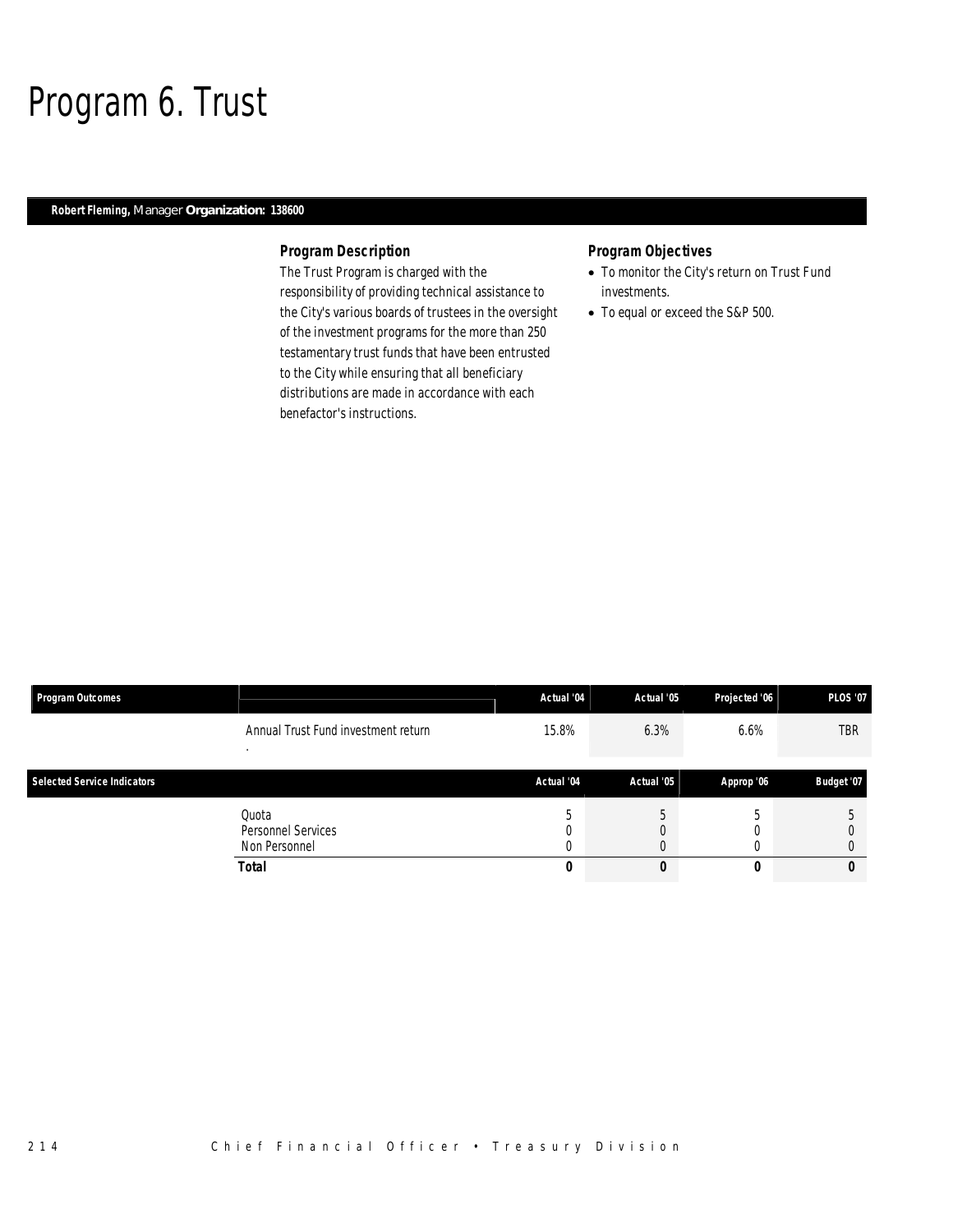# Program 6. Trust

**Robert Fleming,** Manager **Organization: 138600**

### Program Description

The Trust Program is charged with the responsibility of providing technical assistance to the City's various boards of trustees in the oversight of the investment programs for the more than 250 testamentary trust funds that have been entrusted to the City while ensuring that all beneficiary distributions are made in accordance with each benefactor's instructions.

### Program Objectives

- To monitor the City's return on Trust Fund investments.
- To equal or exceed the S&P 500.

| Program Outcomes | | Actual '04 | Actual '05 | Projected '06 | PLOS '07 |
|---|---|---|---|---|---|
| | Annual Trust Fund investment return | 15.8% | 6.3% | 6.6% | TBR |

| Selected Service Indicators | | Actual '04 | Actual '05 | Approp '06 | Budget '07 |
|---|---|---|---|---|---|
| | Quota | 5 | 5 | 5 | 5 |
| | Personnel Services | 0 | 0 | 0 | 0 |
| | Non Personnel | 0 | 0 | 0 | 0 |
| | **Total** | **0** | **0** | **0** | **0** |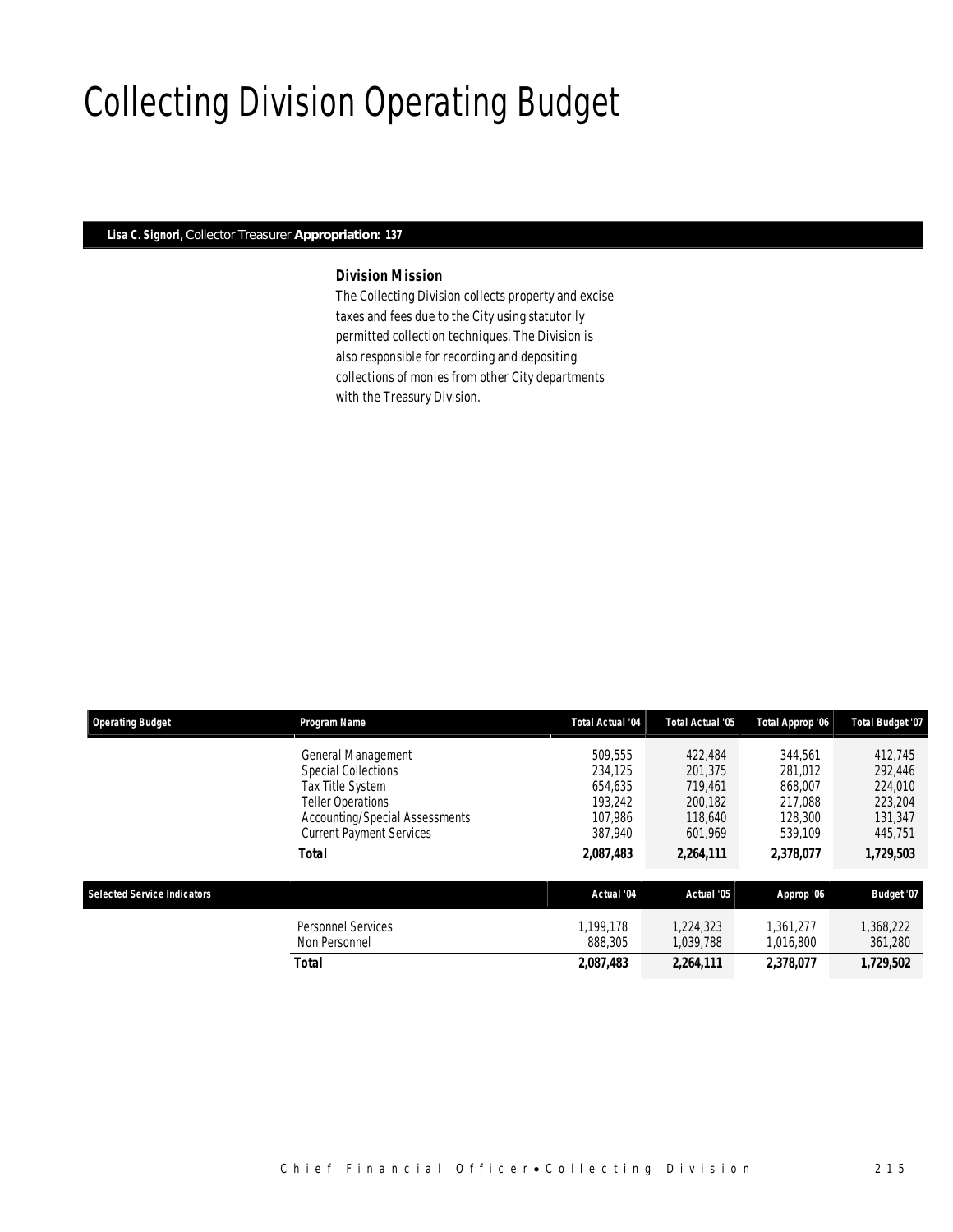# Collecting Division Operating Budget

**Lisa C. Signori,** Collector Treasurer **Appropriation: 137**

### Division Mission

The Collecting Division collects property and excise taxes and fees due to the City using statutorily permitted collection techniques. The Division is also responsible for recording and depositing collections of monies from other City departments with the Treasury Division.

| Operating Budget | Program Name | Total Actual '04 | Total Actual '05 | Total Approp '06 | Total Budget '07 |
|---|---|---|---|---|---|
| | General Management | 509,555 | 422,484 | 344,561 | 412,745 |
| | Special Collections | 234,125 | 201,375 | 281,012 | 292,446 |
| | Tax Title System | 654,635 | 719,461 | 868,007 | 224,010 |
| | Teller Operations | 193,242 | 200,182 | 217,088 | 223,204 |
| | Accounting/Special Assessments | 107,986 | 118,640 | 128,300 | 131,347 |
| | Current Payment Services | 387,940 | 601,969 | 539,109 | 445,751 |
| | **Total** | **2,087,483** | **2,264,111** | **2,378,077** | **1,729,503** |

| Selected Service Indicators | | Actual '04 | Actual '05 | Approp '06 | Budget '07 |
|---|---|---|---|---|---|
| | Personnel Services | 1,199,178 | 1,224,323 | 1,361,277 | 1,368,222 |
| | Non Personnel | 888,305 | 1,039,788 | 1,016,800 | 361,280 |
| | **Total** | **2,087,483** | **2,264,111** | **2,378,077** | **1,729,502** |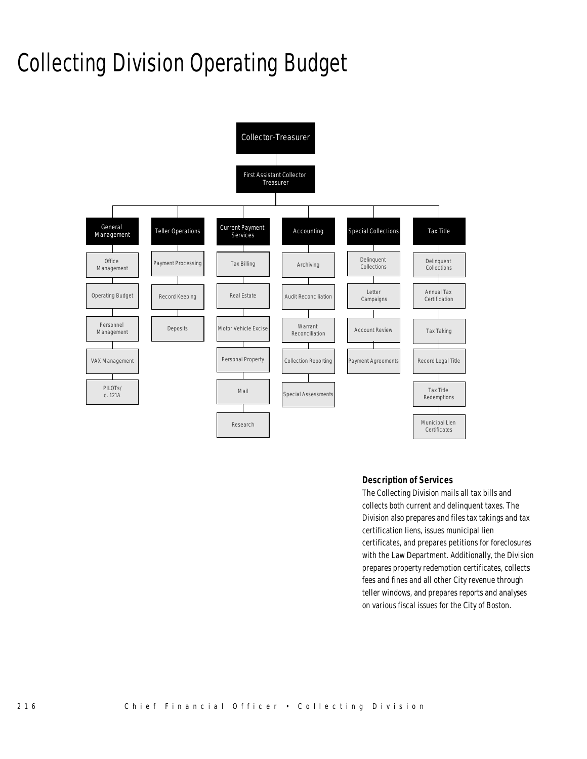# Collecting Division Operating Budget

- Collector-Treasurer
  - First Assistant Collector Treasurer
    - General Management
      - Office Management
      - Operating Budget
      - Personnel Management
      - VAX Management
      - PILOTs/ c. 121A
    - Teller Operations
      - Payment Processing
      - Record Keeping
      - Deposits
    - Current Payment Services
      - Tax Billing
      - Real Estate
      - Motor Vehicle Excise
      - Personal Property
      - Mail
      - Research
    - Accounting
      - Archiving
      - Audit Reconciliation
      - Warrant Reconciliation
      - Collection Reporting
      - Special Assessments
    - Special Collections
      - Delinquent Collections
      - Letter Campaigns
      - Account Review
      - Payment Agreements
    - Tax Title
      - Delinquent Collections
      - Annual Tax Certification
      - Tax Taking
      - Record Legal Title
      - Tax Title Redemptions
      - Municipal Lien Certificates

### Description of Services

The Collecting Division mails all tax bills and collects both current and delinquent taxes. The Division also prepares and files tax takings and tax certification liens, issues municipal lien certificates, and prepares petitions for foreclosures with the Law Department. Additionally, the Division prepares property redemption certificates, collects fees and fines and all other City revenue through teller windows, and prepares reports and analyses on various fiscal issues for the City of Boston.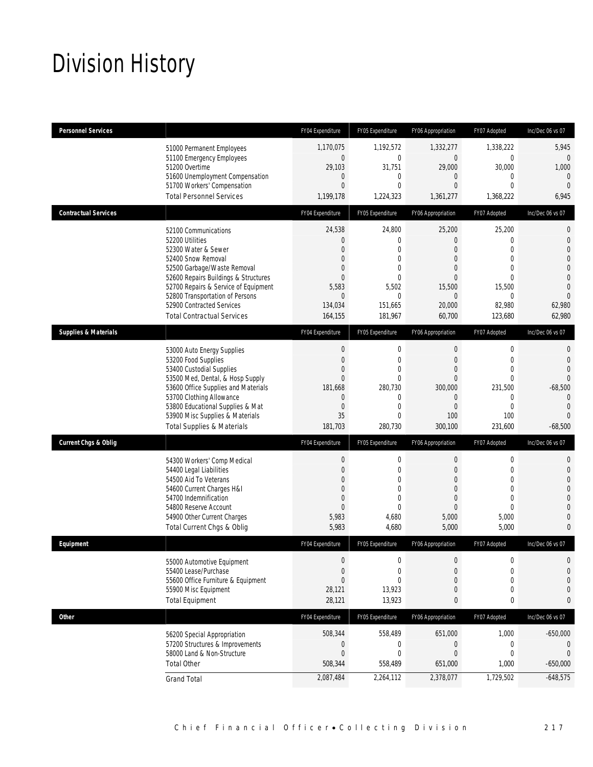# Division History

| Personnel Services | | FY04 Expenditure | FY05 Expenditure | FY06 Appropriation | FY07 Adopted | Inc/Dec 06 vs 07 |
|---|---|---|---|---|---|---|
| | 51000 Permanent Employees | 1,170,075 | 1,192,572 | 1,332,277 | 1,338,222 | 5,945 |
| | 51100 Emergency Employees | 0 | 0 | 0 | 0 | 0 |
| | 51200 Overtime | 29,103 | 31,751 | 29,000 | 30,000 | 1,000 |
| | 51600 Unemployment Compensation | 0 | 0 | 0 | 0 | 0 |
| | 51700 Workers' Compensation | 0 | 0 | 0 | 0 | 0 |
| | Total Personnel Services | 1,199,178 | 1,224,323 | 1,361,277 | 1,368,222 | 6,945 |
| **Contractual Services** | | FY04 Expenditure | FY05 Expenditure | FY06 Appropriation | FY07 Adopted | Inc/Dec 06 vs 07 |
| | 52100 Communications | 24,538 | 24,800 | 25,200 | 25,200 | 0 |
| | 52200 Utilities | 0 | 0 | 0 | 0 | 0 |
| | 52300 Water & Sewer | 0 | 0 | 0 | 0 | 0 |
| | 52400 Snow Removal | 0 | 0 | 0 | 0 | 0 |
| | 52500 Garbage/Waste Removal | 0 | 0 | 0 | 0 | 0 |
| | 52600 Repairs Buildings & Structures | 0 | 0 | 0 | 0 | 0 |
| | 52700 Repairs & Service of Equipment | 5,583 | 5,502 | 15,500 | 15,500 | 0 |
| | 52800 Transportation of Persons | 0 | 0 | 0 | 0 | 0 |
| | 52900 Contracted Services | 134,034 | 151,665 | 20,000 | 82,980 | 62,980 |
| | Total Contractual Services | 164,155 | 181,967 | 60,700 | 123,680 | 62,980 |
| **Supplies & Materials** | | FY04 Expenditure | FY05 Expenditure | FY06 Appropriation | FY07 Adopted | Inc/Dec 06 vs 07 |
| | 53000 Auto Energy Supplies | 0 | 0 | 0 | 0 | 0 |
| | 53200 Food Supplies | 0 | 0 | 0 | 0 | 0 |
| | 53400 Custodial Supplies | 0 | 0 | 0 | 0 | 0 |
| | 53500 Med, Dental, & Hosp Supply | 0 | 0 | 0 | 0 | 0 |
| | 53600 Office Supplies and Materials | 181,668 | 280,730 | 300,000 | 231,500 | -68,500 |
| | 53700 Clothing Allowance | 0 | 0 | 0 | 0 | 0 |
| | 53800 Educational Supplies & Mat | 0 | 0 | 0 | 0 | 0 |
| | 53900 Misc Supplies & Materials | 35 | 0 | 100 | 100 | 0 |
| | Total Supplies & Materials | 181,703 | 280,730 | 300,100 | 231,600 | -68,500 |
| **Current Chgs & Oblig** | | FY04 Expenditure | FY05 Expenditure | FY06 Appropriation | FY07 Adopted | Inc/Dec 06 vs 07 |
| | 54300 Workers' Comp Medical | 0 | 0 | 0 | 0 | 0 |
| | 54400 Legal Liabilities | 0 | 0 | 0 | 0 | 0 |
| | 54500 Aid To Veterans | 0 | 0 | 0 | 0 | 0 |
| | 54600 Current Charges H&I | 0 | 0 | 0 | 0 | 0 |
| | 54700 Indemnification | 0 | 0 | 0 | 0 | 0 |
| | 54800 Reserve Account | 0 | 0 | 0 | 0 | 0 |
| | 54900 Other Current Charges | 5,983 | 4,680 | 5,000 | 5,000 | 0 |
| | Total Current Chgs & Oblig | 5,983 | 4,680 | 5,000 | 5,000 | 0 |
| **Equipment** | | FY04 Expenditure | FY05 Expenditure | FY06 Appropriation | FY07 Adopted | Inc/Dec 06 vs 07 |
| | 55000 Automotive Equipment | 0 | 0 | 0 | 0 | 0 |
| | 55400 Lease/Purchase | 0 | 0 | 0 | 0 | 0 |
| | 55600 Office Furniture & Equipment | 0 | 0 | 0 | 0 | 0 |
| | 55900 Misc Equipment | 28,121 | 13,923 | 0 | 0 | 0 |
| | Total Equipment | 28,121 | 13,923 | 0 | 0 | 0 |
| **Other** | | FY04 Expenditure | FY05 Expenditure | FY06 Appropriation | FY07 Adopted | Inc/Dec 06 vs 07 |
| | 56200 Special Appropriation | 508,344 | 558,489 | 651,000 | 1,000 | -650,000 |
| | 57200 Structures & Improvements | 0 | 0 | 0 | 0 | 0 |
| | 58000 Land & Non-Structure | 0 | 0 | 0 | 0 | 0 |
| | Total Other | 508,344 | 558,489 | 651,000 | 1,000 | -650,000 |
| | Grand Total | 2,087,484 | 2,264,112 | 2,378,077 | 1,729,502 | -648,575 |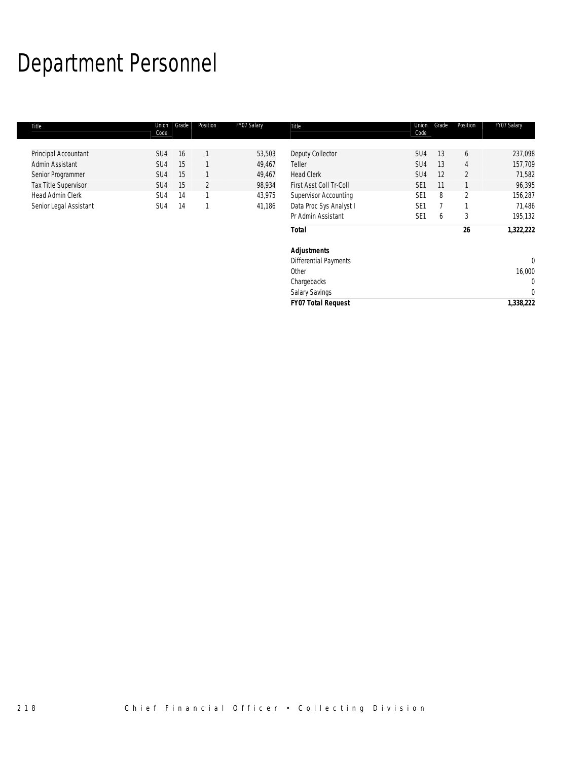# Department Personnel

| Title | Union Code | Grade | Position | FY07 Salary |
|---|---|---|---|---|
| Principal Accountant | SU4 | 16 | 1 | 53,503 |
| Admin Assistant | SU4 | 15 | 1 | 49,467 |
| Senior Programmer | SU4 | 15 | 1 | 49,467 |
| Tax Title Supervisor | SU4 | 15 | 2 | 98,934 |
| Head Admin Clerk | SU4 | 14 | 1 | 43,975 |
| Senior Legal Assistant | SU4 | 14 | 1 | 41,186 |
| Deputy Collector | SU4 | 13 | 6 | 237,098 |
| Teller | SU4 | 13 | 4 | 157,709 |
| Head Clerk | SU4 | 12 | 2 | 71,582 |
| First Asst Coll Tr-Coll | SE1 | 11 | 1 | 96,395 |
| Supervisor Accounting | SE1 | 8 | 2 | 156,287 |
| Data Proc Sys Analyst I | SE1 | 7 | 1 | 71,486 |
| Pr Admin Assistant | SE1 | 6 | 3 | 195,132 |
| **Total** | | | **26** | **1,322,222** |
| | | | | |
| ***Adjustments*** | | | | |
| Differential Payments | | | | 0 |
| Other | | | | 16,000 |
| Chargebacks | | | | 0 |
| Salary Savings | | | | 0 |
| ***FY07 Total Request*** | | | | ***1,338,222*** |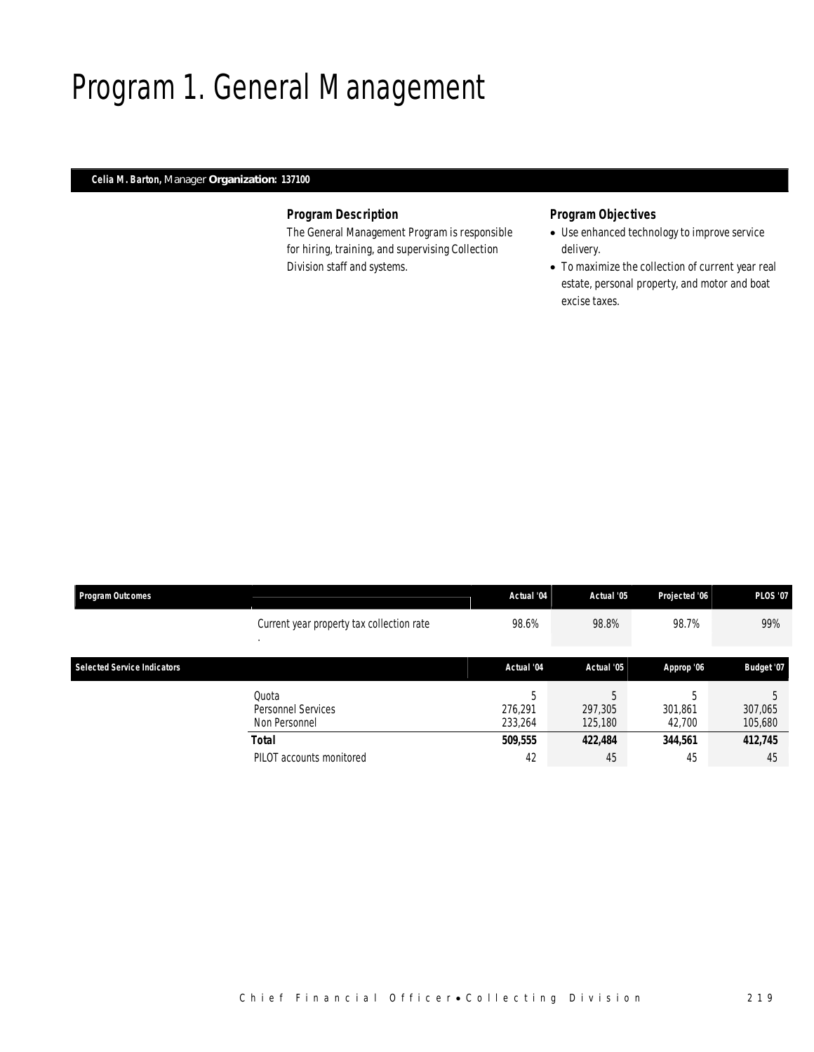# Program 1. General Management

**Celia M. Barton,** Manager **Organization: 137100**

### Program Description

The General Management Program is responsible for hiring, training, and supervising Collection Division staff and systems.

### Program Objectives

- Use enhanced technology to improve service delivery.
- To maximize the collection of current year real estate, personal property, and motor and boat excise taxes.

| Program Outcomes | | Actual '04 | Actual '05 | Projected '06 | PLOS '07 |
|---|---|---|---|---|---|
| | Current year property tax collection rate | 98.6% | 98.8% | 98.7% | 99% |

| Selected Service Indicators | | Actual '04 | Actual '05 | Approp '06 | Budget '07 |
|---|---|---|---|---|---|
| | Quota | 5 | 5 | 5 | 5 |
| | Personnel Services | 276,291 | 297,305 | 301,861 | 307,065 |
| | Non Personnel | 233,264 | 125,180 | 42,700 | 105,680 |
| | **Total** | **509,555** | **422,484** | **344,561** | **412,745** |
| | PILOT accounts monitored | 42 | 45 | 45 | 45 |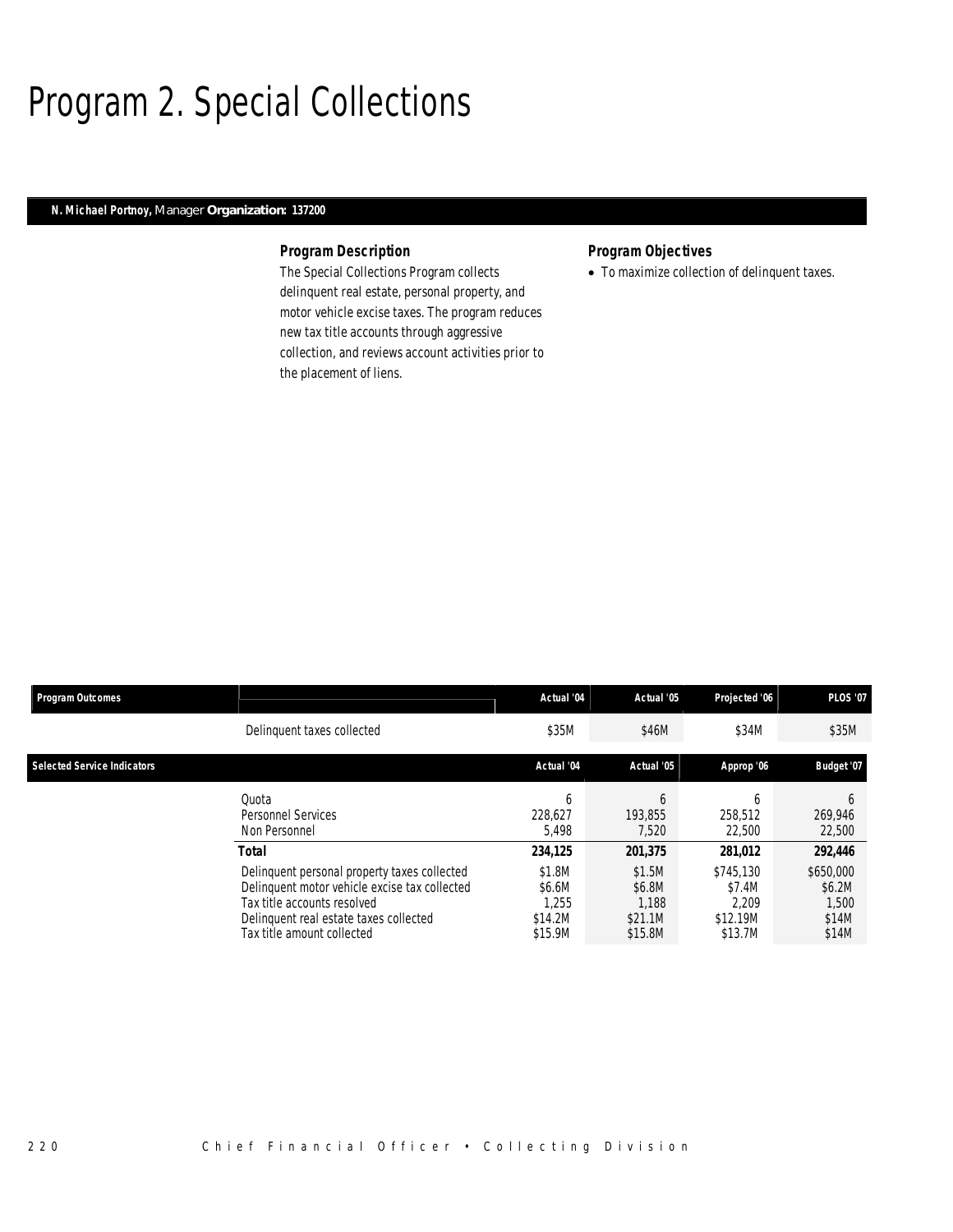# Program 2. Special Collections

**N. Michael Portnoy,** Manager **Organization: 137200**

### Program Description

The Special Collections Program collects delinquent real estate, personal property, and motor vehicle excise taxes. The program reduces new tax title accounts through aggressive collection, and reviews account activities prior to the placement of liens.

### Program Objectives

- To maximize collection of delinquent taxes.

| Program Outcomes | | Actual '04 | Actual '05 | Projected '06 | PLOS '07 |
|---|---|---|---|---|---|
| | Delinquent taxes collected | $35M | $46M | $34M | $35M |

| Selected Service Indicators | | Actual '04 | Actual '05 | Approp '06 | Budget '07 |
|---|---|---|---|---|---|
| | Quota | 6 | 6 | 6 | 6 |
| | Personnel Services | 228,627 | 193,855 | 258,512 | 269,946 |
| | Non Personnel | 5,498 | 7,520 | 22,500 | 22,500 |
| | **Total** | **234,125** | **201,375** | **281,012** | **292,446** |
| | Delinquent personal property taxes collected | $1.8M | $1.5M | $745,130 | $650,000 |
| | Delinquent motor vehicle excise tax collected | $6.6M | $6.8M | $7.4M | $6.2M |
| | Tax title accounts resolved | 1,255 | 1,188 | 2,209 | 1,500 |
| | Delinquent real estate taxes collected | $14.2M | $21.1M | $12.19M | $14M |
| | Tax title amount collected | $15.9M | $15.8M | $13.7M | $14M |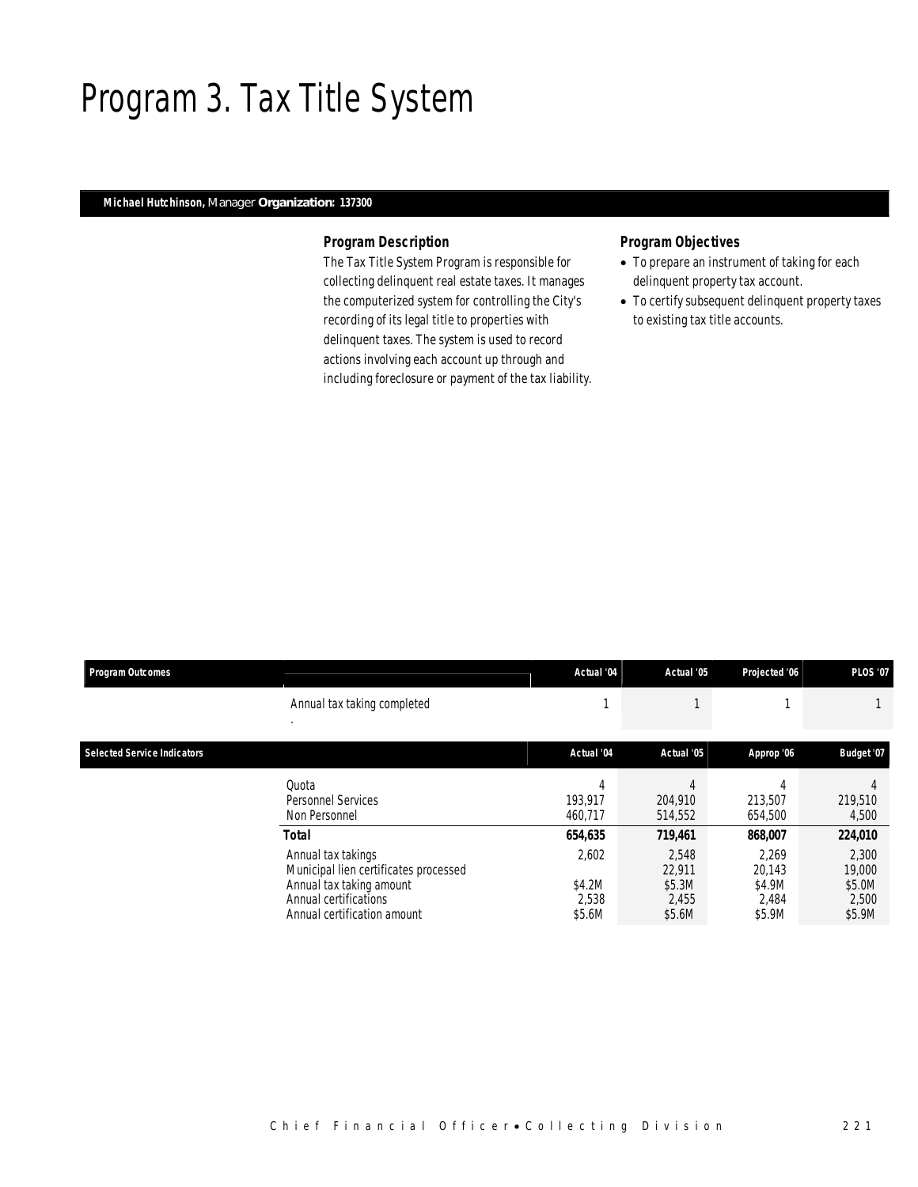# Program 3. Tax Title System

**Michael Hutchinson,** Manager **Organization: 137300**

### Program Description

The Tax Title System Program is responsible for collecting delinquent real estate taxes. It manages the computerized system for controlling the City's recording of its legal title to properties with delinquent taxes. The system is used to record actions involving each account up through and including foreclosure or payment of the tax liability.

### Program Objectives

- To prepare an instrument of taking for each delinquent property tax account.
- To certify subsequent delinquent property taxes to existing tax title accounts.

| Program Outcomes | | Actual '04 | Actual '05 | Projected '06 | PLOS '07 |
|---|---|---|---|---|---|
| | Annual tax taking completed | 1 | 1 | 1 | 1 |

| Selected Service Indicators | | Actual '04 | Actual '05 | Approp '06 | Budget '07 |
|---|---|---|---|---|---|
| | Quota | 4 | 4 | 4 | 4 |
| | Personnel Services | 193,917 | 204,910 | 213,507 | 219,510 |
| | Non Personnel | 460,717 | 514,552 | 654,500 | 4,500 |
| | **Total** | **654,635** | **719,461** | **868,007** | **224,010** |
| | Annual tax takings | 2,602 | 2,548 | 2,269 | 2,300 |
| | Municipal lien certificates processed | | 22,911 | 20,143 | 19,000 |
| | Annual tax taking amount | $4.2M | $5.3M | $4.9M | $5.0M |
| | Annual certifications | 2,538 | 2,455 | 2,484 | 2,500 |
| | Annual certification amount | $5.6M | $5.6M | $5.9M | $5.9M |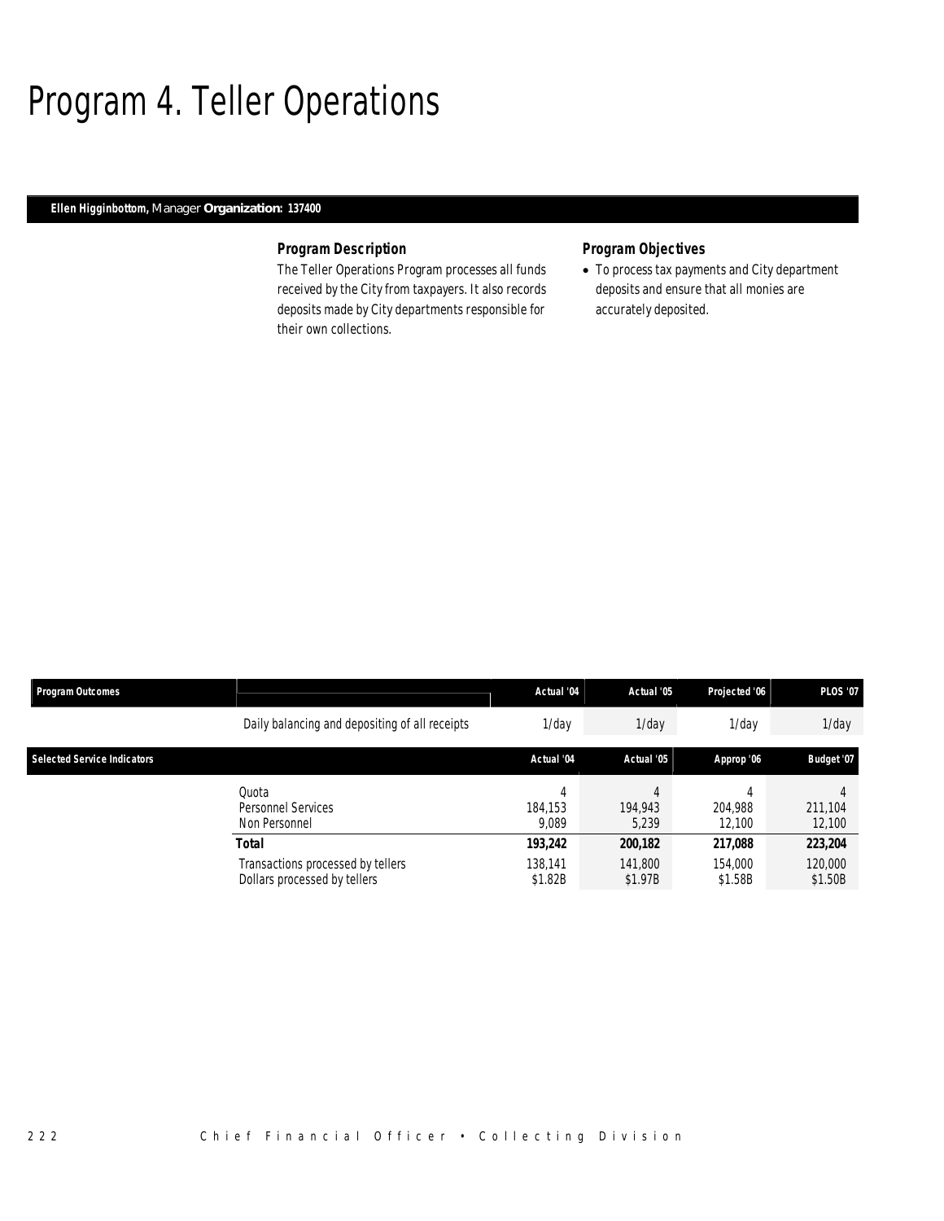# Program 4. Teller Operations

**Ellen Higginbottom,** Manager **Organization: 137400**

### Program Description

The Teller Operations Program processes all funds received by the City from taxpayers. It also records deposits made by City departments responsible for their own collections.

### Program Objectives

- To process tax payments and City department deposits and ensure that all monies are accurately deposited.

| Program Outcomes | | Actual '04 | Actual '05 | Projected '06 | PLOS '07 |
|---|---|---|---|---|---|
| | Daily balancing and depositing of all receipts | 1/day | 1/day | 1/day | 1/day |

| Selected Service Indicators | | Actual '04 | Actual '05 | Approp '06 | Budget '07 |
|---|---|---|---|---|---|
| | Quota | 4 | 4 | 4 | 4 |
| | Personnel Services | 184,153 | 194,943 | 204,988 | 211,104 |
| | Non Personnel | 9,089 | 5,239 | 12,100 | 12,100 |
| | **Total** | **193,242** | **200,182** | **217,088** | **223,204** |
| | Transactions processed by tellers | 138,141 | 141,800 | 154,000 | 120,000 |
| | Dollars processed by tellers | $1.82B | $1.97B | $1.58B | $1.50B |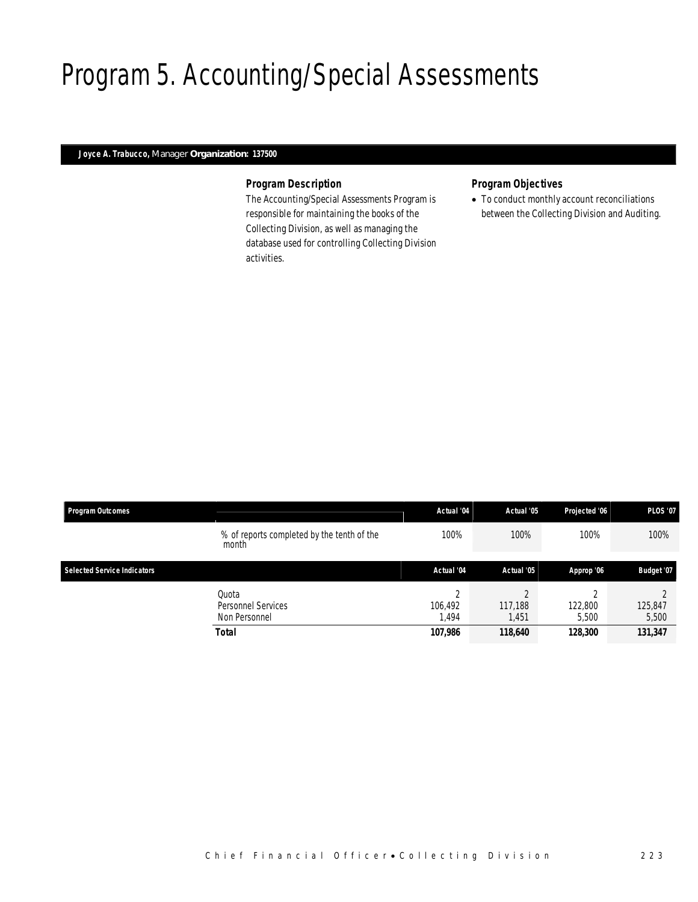# Program 5. Accounting/Special Assessments

**Joyce A. Trabucco,** Manager **Organization: 137500**

### *Program Description*

The Accounting/Special Assessments Program is responsible for maintaining the books of the Collecting Division, as well as managing the database used for controlling Collecting Division activities.

### *Program Objectives*

- To conduct monthly account reconciliations between the Collecting Division and Auditing.

| Program Outcomes | | Actual '04 | Actual '05 | Projected '06 | PLOS '07 |
|---|---|---|---|---|---|
| | % of reports completed by the tenth of the month | 100% | 100% | 100% | 100% |

| Selected Service Indicators | | Actual '04 | Actual '05 | Approp '06 | Budget '07 |
|---|---|---|---|---|---|
| | Quota | 2 | 2 | 2 | 2 |
| | Personnel Services | 106,492 | 117,188 | 122,800 | 125,847 |
| | Non Personnel | 1,494 | 1,451 | 5,500 | 5,500 |
| | **Total** | **107,986** | **118,640** | **128,300** | **131,347** |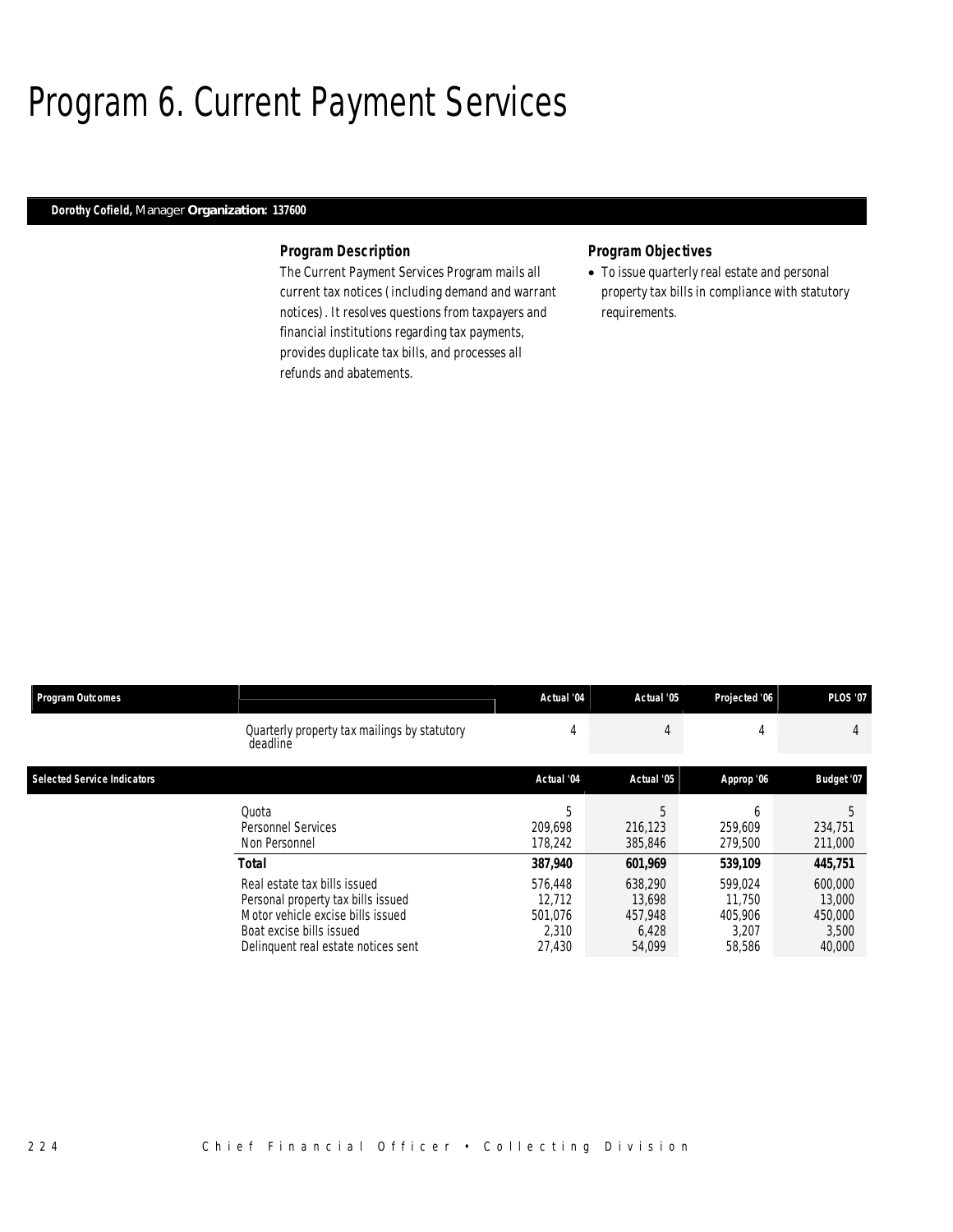// Program 6. Current Payment Services

**Dorothy Cofield,** Manager **Organization: 137600**

### Program Description

The Current Payment Services Program mails all current tax notices (including demand and warrant notices). It resolves questions from taxpayers and financial institutions regarding tax payments, provides duplicate tax bills, and processes all refunds and abatements.

### Program Objectives

- To issue quarterly real estate and personal property tax bills in compliance with statutory requirements.

| Program Outcomes | | Actual '04 | Actual '05 | Projected '06 | PLOS '07 |
|---|---|---|---|---|---|
| | Quarterly property tax mailings by statutory deadline | 4 | 4 | 4 | 4 |

| Selected Service Indicators | | Actual '04 | Actual '05 | Approp '06 | Budget '07 |
|---|---|---|---|---|---|
| | Quota | 5 | 5 | 6 | 5 |
| | Personnel Services | 209,698 | 216,123 | 259,609 | 234,751 |
| | Non Personnel | 178,242 | 385,846 | 279,500 | 211,000 |
| | **Total** | **387,940** | **601,969** | **539,109** | **445,751** |
| | Real estate tax bills issued | 576,448 | 638,290 | 599,024 | 600,000 |
| | Personal property tax bills issued | 12,712 | 13,698 | 11,750 | 13,000 |
| | Motor vehicle excise bills issued | 501,076 | 457,948 | 405,906 | 450,000 |
| | Boat excise bills issued | 2,310 | 6,428 | 3,207 | 3,500 |
| | Delinquent real estate notices sent | 27,430 | 54,099 | 58,586 | 40,000 |